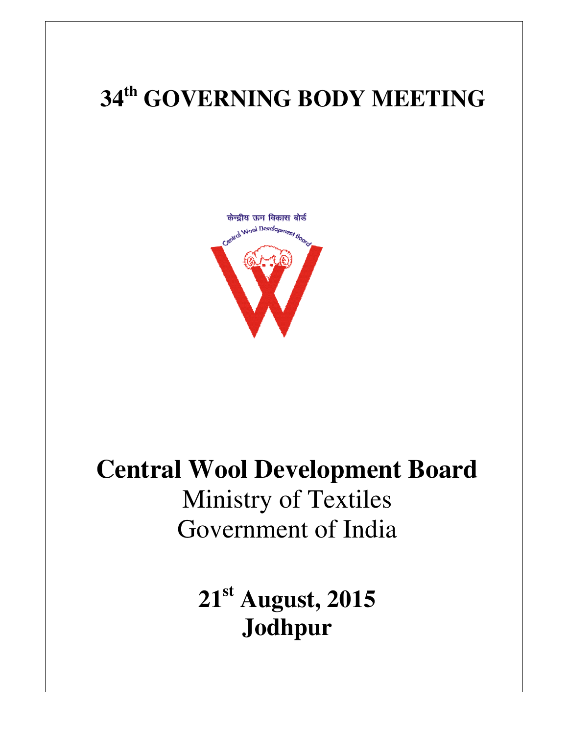# 34th GOVERNING BODY MEETING

केन्द्रीय ऊन विकास बोर्ड

Central Wool Development Board

# Central Wool Development Board

Ministry of Textiles

Government of India

**21st August, 2015**

**Jodhpur**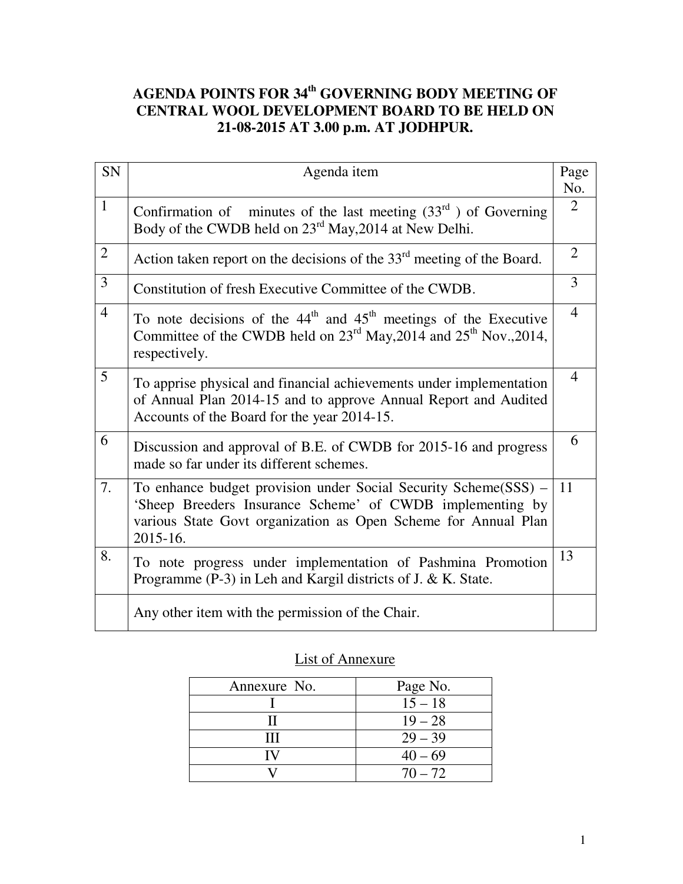# AGENDA POINTS FOR 34th GOVERNING BODY MEETING OF CENTRAL WOOL DEVELOPMENT BOARD TO BE HELD ON 21-08-2015 AT 3.00 p.m. AT JODHPUR.

| SN | Agenda item | Page No. |
|---|---|---|
| 1 | Confirmation of minutes of the last meeting (33rd ) of Governing Body of the CWDB held on 23rd May,2014 at New Delhi. | 2 |
| 2 | Action taken report on the decisions of the 33rd meeting of the Board. | 2 |
| 3 | Constitution of fresh Executive Committee of the CWDB. | 3 |
| 4 | To note decisions of the 44th and 45th meetings of the Executive Committee of the CWDB held on 23rd May,2014 and 25th Nov.,2014, respectively. | 4 |
| 5 | To apprise physical and financial achievements under implementation of Annual Plan 2014-15 and to approve Annual Report and Audited Accounts of the Board for the year 2014-15. | 4 |
| 6 | Discussion and approval of B.E. of CWDB for 2015-16 and progress made so far under its different schemes. | 6 |
| 7. | To enhance budget provision under Social Security Scheme(SSS) – 'Sheep Breeders Insurance Scheme' of CWDB implementing by various State Govt organization as Open Scheme for Annual Plan 2015-16. | 11 |
| 8. | To note progress under implementation of Pashmina Promotion Programme (P-3) in Leh and Kargil districts of J. & K. State. | 13 |
| | Any other item with the permission of the Chair. | |

List of Annexure

| Annexure No. | Page No. |
|---|---|
| I | 15 – 18 |
| II | 19 – 28 |
| III | 29 – 39 |
| IV | 40 – 69 |
| V | 70 – 72 |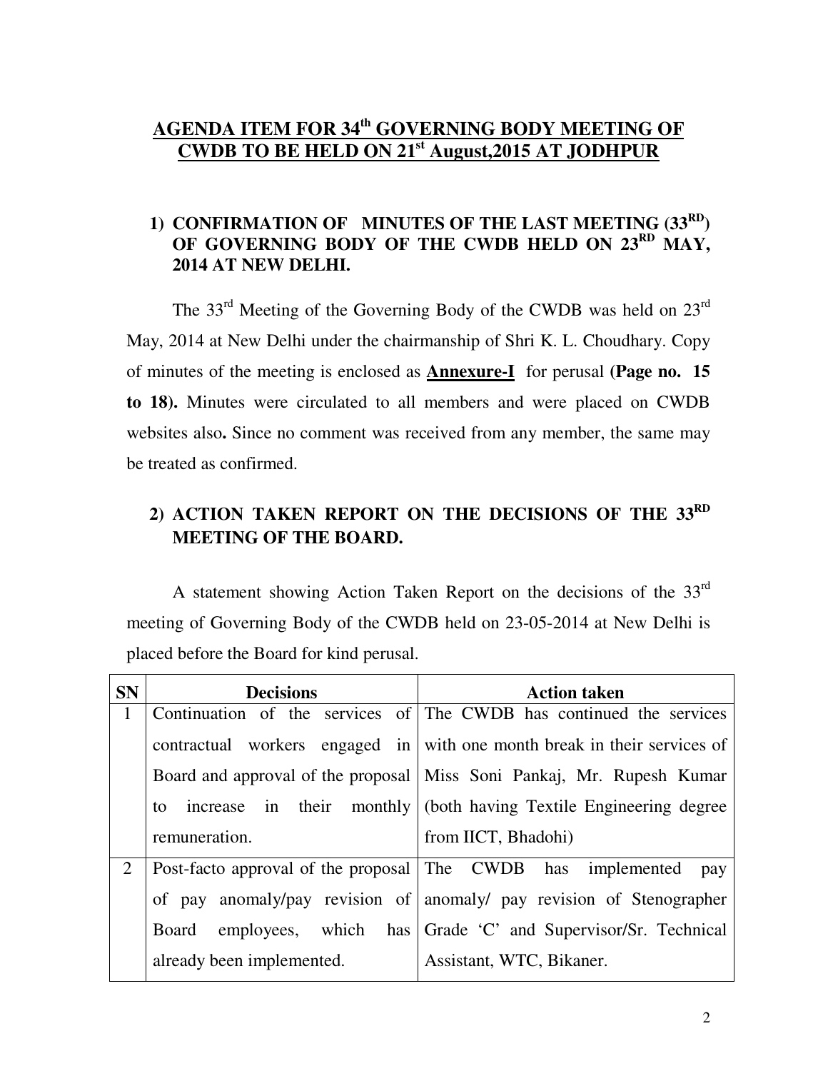# AGENDA ITEM FOR 34th GOVERNING BODY MEETING OF CWDB TO BE HELD ON 21st August,2015 AT JODHPUR

## 1) CONFIRMATION OF MINUTES OF THE LAST MEETING (33RD) OF GOVERNING BODY OF THE CWDB HELD ON 23RD MAY, 2014 AT NEW DELHI.

The 33rd Meeting of the Governing Body of the CWDB was held on 23rd May, 2014 at New Delhi under the chairmanship of Shri K. L. Choudhary. Copy of minutes of the meeting is enclosed as **Annexure-I** for perusal **(Page no. 15 to 18).** Minutes were circulated to all members and were placed on CWDB websites also**.** Since no comment was received from any member, the same may be treated as confirmed.

## 2) ACTION TAKEN REPORT ON THE DECISIONS OF THE 33RD MEETING OF THE BOARD.

A statement showing Action Taken Report on the decisions of the 33rd meeting of Governing Body of the CWDB held on 23-05-2014 at New Delhi is placed before the Board for kind perusal.

| SN | Decisions | Action taken |
|---|---|---|
| 1 | Continuation of the services of contractual workers engaged in Board and approval of the proposal to increase in their monthly remuneration. | The CWDB has continued the services with one month break in their services of Miss Soni Pankaj, Mr. Rupesh Kumar (both having Textile Engineering degree from IICT, Bhadohi) |
| 2 | Post-facto approval of the proposal of pay anomaly/pay revision of Board employees, which has already been implemented. | The CWDB has implemented pay anomaly/ pay revision of Stenographer Grade 'C' and Supervisor/Sr. Technical Assistant, WTC, Bikaner. |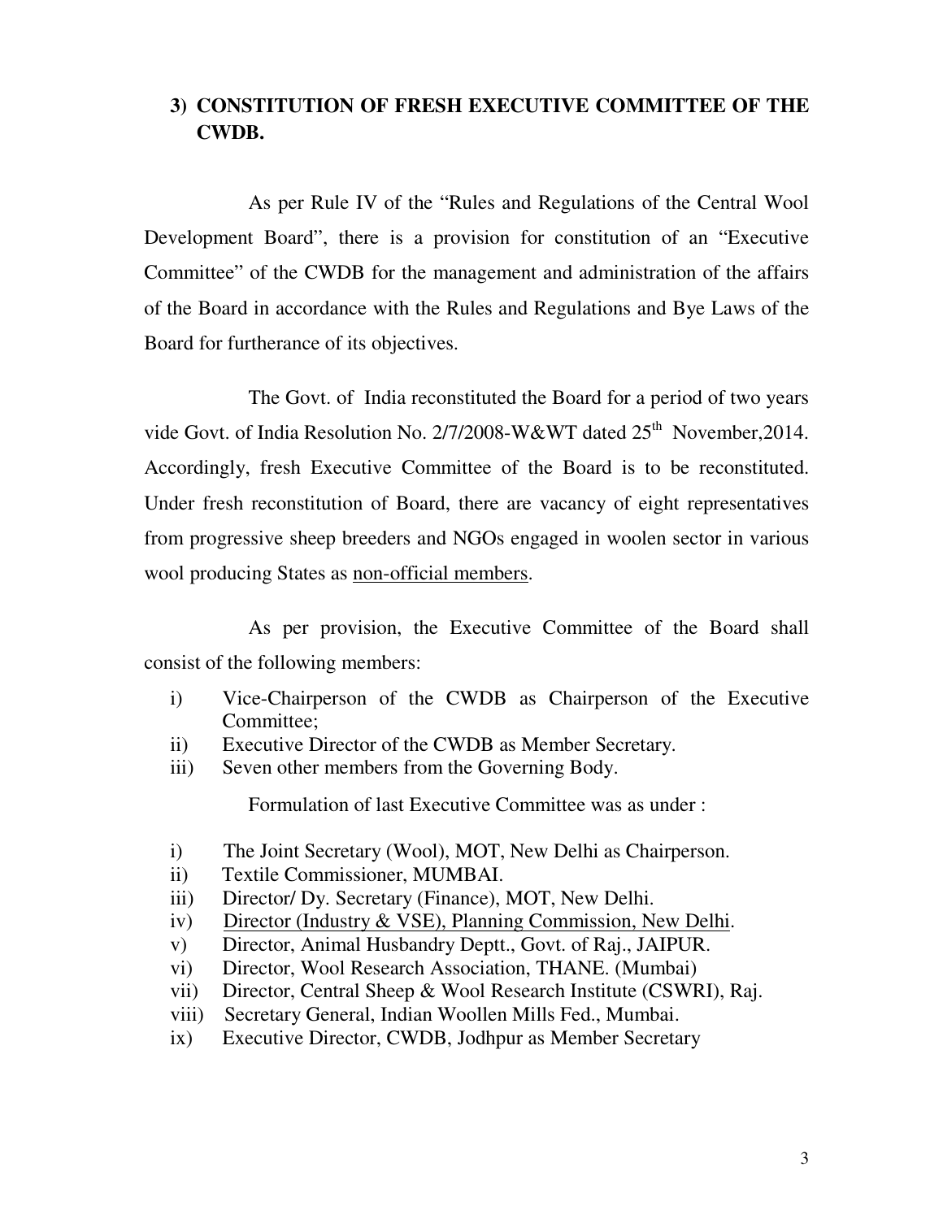### 3) CONSTITUTION OF FRESH EXECUTIVE COMMITTEE OF THE CWDB.

As per Rule IV of the "Rules and Regulations of the Central Wool Development Board", there is a provision for constitution of an "Executive Committee" of the CWDB for the management and administration of the affairs of the Board in accordance with the Rules and Regulations and Bye Laws of the Board for furtherance of its objectives.

The Govt. of India reconstituted the Board for a period of two years vide Govt. of India Resolution No. 2/7/2008-W&WT dated 25th November,2014. Accordingly, fresh Executive Committee of the Board is to be reconstituted. Under fresh reconstitution of Board, there are vacancy of eight representatives from progressive sheep breeders and NGOs engaged in woolen sector in various wool producing States as non-official members.

As per provision, the Executive Committee of the Board shall consist of the following members:

i) Vice-Chairperson of the CWDB as Chairperson of the Executive Committee;
ii) Executive Director of the CWDB as Member Secretary.
iii) Seven other members from the Governing Body.

Formulation of last Executive Committee was as under :

i) The Joint Secretary (Wool), MOT, New Delhi as Chairperson.
ii) Textile Commissioner, MUMBAI.
iii) Director/ Dy. Secretary (Finance), MOT, New Delhi.
iv) Director (Industry & VSE), Planning Commission, New Delhi.
v) Director, Animal Husbandry Deptt., Govt. of Raj., JAIPUR.
vi) Director, Wool Research Association, THANE. (Mumbai)
vii) Director, Central Sheep & Wool Research Institute (CSWRI), Raj.
viii) Secretary General, Indian Woollen Mills Fed., Mumbai.
ix) Executive Director, CWDB, Jodhpur as Member Secretary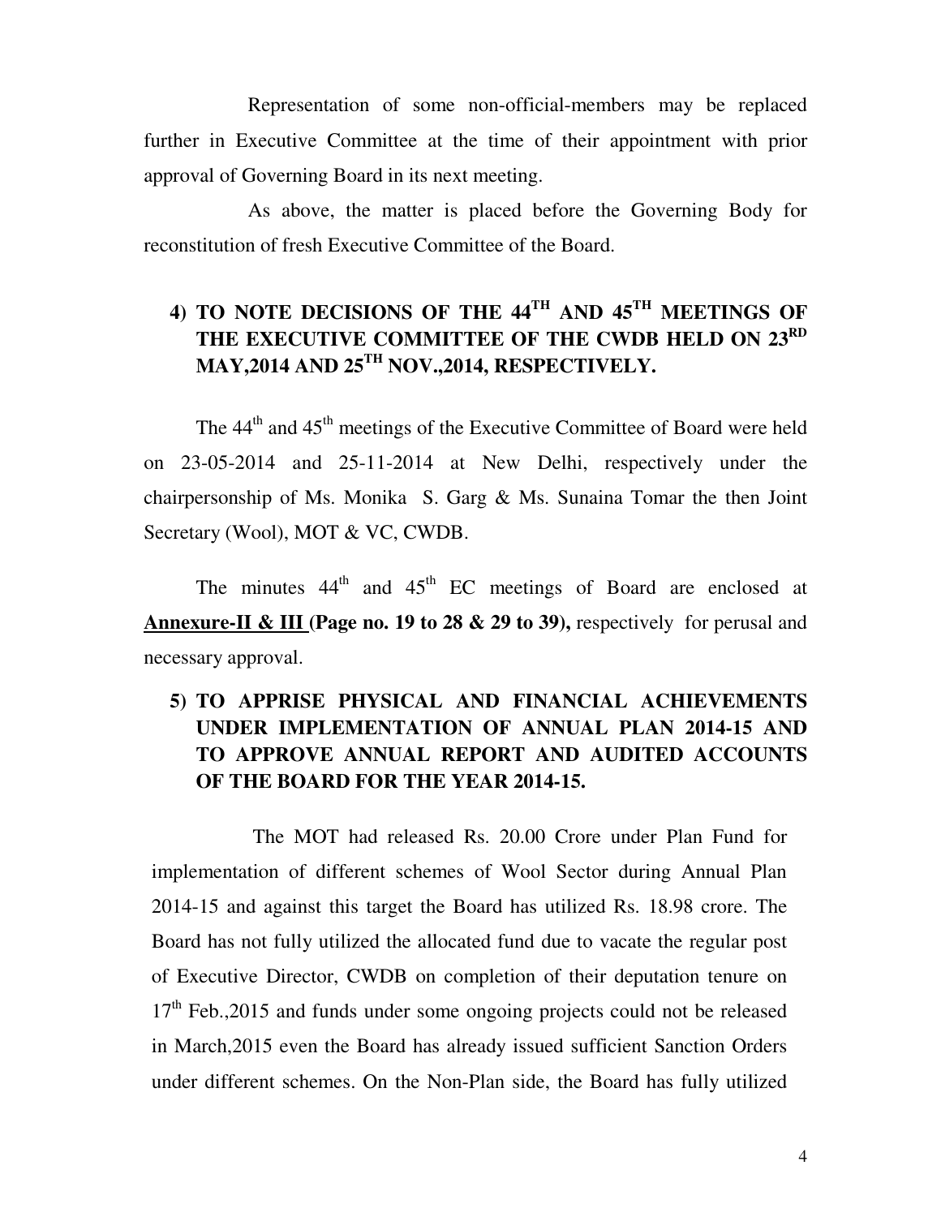Representation of some non-official-members may be replaced further in Executive Committee at the time of their appointment with prior approval of Governing Board in its next meeting.

As above, the matter is placed before the Governing Body for reconstitution of fresh Executive Committee of the Board.

## 4) TO NOTE DECISIONS OF THE 44TH AND 45TH MEETINGS OF THE EXECUTIVE COMMITTEE OF THE CWDB HELD ON 23RD MAY,2014 AND 25TH NOV.,2014, RESPECTIVELY.

The 44th and 45th meetings of the Executive Committee of Board were held on 23-05-2014 and 25-11-2014 at New Delhi, respectively under the chairpersonship of Ms. Monika S. Garg & Ms. Sunaina Tomar the then Joint Secretary (Wool), MOT & VC, CWDB.

The minutes 44th and 45th EC meetings of Board are enclosed at **Annexure-II & III (Page no. 19 to 28 & 29 to 39),** respectively for perusal and necessary approval.

## 5) TO APPRISE PHYSICAL AND FINANCIAL ACHIEVEMENTS UNDER IMPLEMENTATION OF ANNUAL PLAN 2014-15 AND TO APPROVE ANNUAL REPORT AND AUDITED ACCOUNTS OF THE BOARD FOR THE YEAR 2014-15.

The MOT had released Rs. 20.00 Crore under Plan Fund for implementation of different schemes of Wool Sector during Annual Plan 2014-15 and against this target the Board has utilized Rs. 18.98 crore. The Board has not fully utilized the allocated fund due to vacate the regular post of Executive Director, CWDB on completion of their deputation tenure on 17th Feb.,2015 and funds under some ongoing projects could not be released in March,2015 even the Board has already issued sufficient Sanction Orders under different schemes. On the Non-Plan side, the Board has fully utilized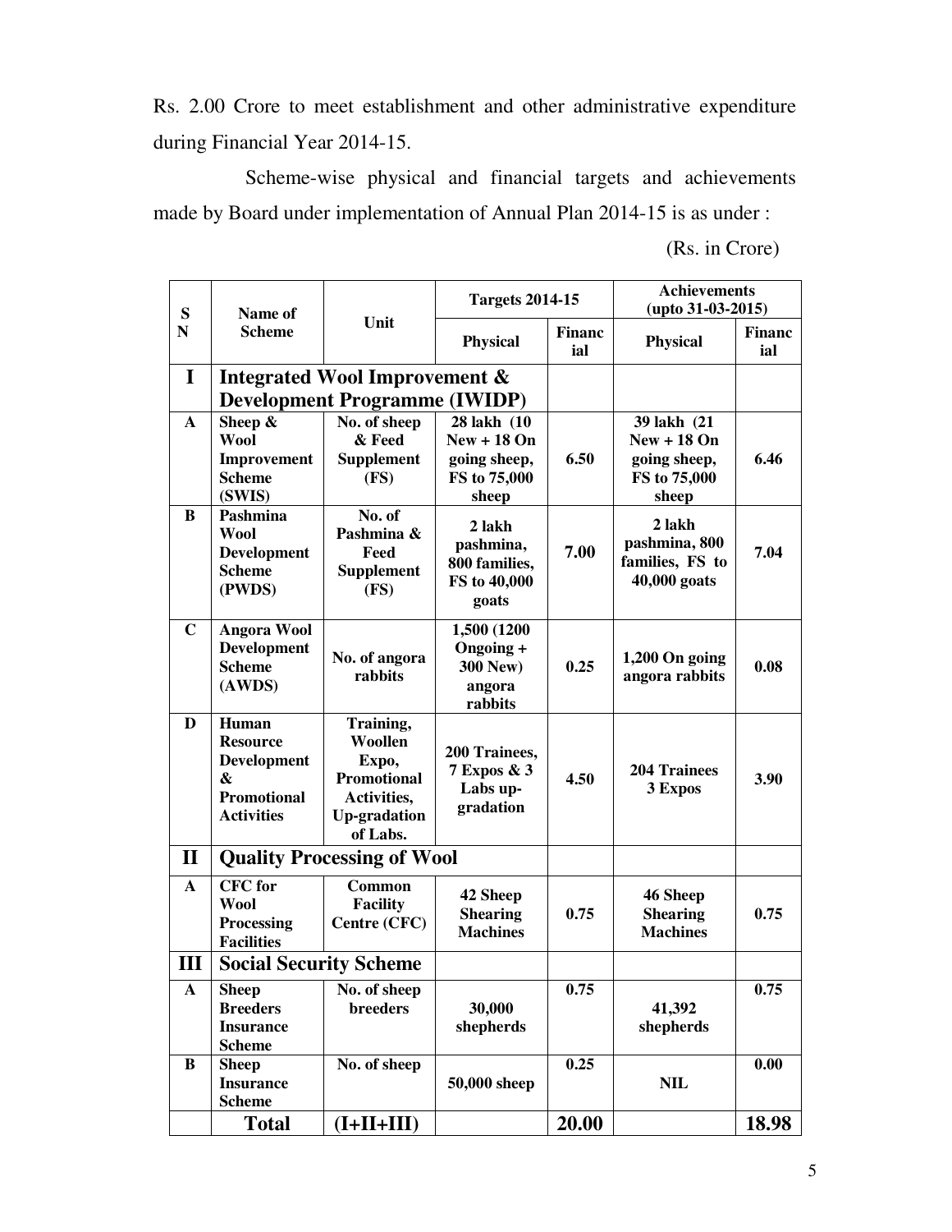Rs. 2.00 Crore to meet establishment and other administrative expenditure during Financial Year 2014-15.

Scheme-wise physical and financial targets and achievements made by Board under implementation of Annual Plan 2014-15 is as under :

(Rs. in Crore)

| SN | Name of Scheme | Unit | Targets 2014-15 | | Achievements (upto 31-03-2015) | |
|---|---|---|---|---|---|---|
| | | | Physical | Financial | Physical | Financial |
| **I** | **Integrated Wool Improvement & Development Programme (IWIDP)** | | | | | |
| **A** | **Sheep & Wool Improvement Scheme (SWIS)** | **No. of sheep & Feed Supplement (FS)** | **28 lakh (10 New + 18 On going sheep, FS to 75,000 sheep** | **6.50** | **39 lakh (21 New + 18 On going sheep, FS to 75,000 sheep** | **6.46** |
| **B** | **Pashmina Wool Development Scheme (PWDS)** | **No. of Pashmina & Feed Supplement (FS)** | **2 lakh pashmina, 800 families, FS to 40,000 goats** | **7.00** | **2 lakh pashmina, 800 families, FS to 40,000 goats** | **7.04** |
| **C** | **Angora Wool Development Scheme (AWDS)** | **No. of angora rabbits** | **1,500 (1200 Ongoing + 300 New) angora rabbits** | **0.25** | **1,200 On going angora rabbits** | **0.08** |
| **D** | **Human Resource Development & Promotional Activities** | **Training, Woollen Expo, Promotional Activities, Up-gradation of Labs.** | **200 Trainees, 7 Expos & 3 Labs up-gradation** | **4.50** | **204 Trainees 3 Expos** | **3.90** |
| **II** | **Quality Processing of Wool** | | | | | |
| **A** | **CFC for Wool Processing Facilities** | **Common Facility Centre (CFC)** | **42 Sheep Shearing Machines** | **0.75** | **46 Sheep Shearing Machines** | **0.75** |
| **III** | **Social Security Scheme** | | | | | |
| **A** | **Sheep Breeders Insurance Scheme** | **No. of sheep breeders** | **30,000 shepherds** | **0.75** | **41,392 shepherds** | **0.75** |
| **B** | **Sheep Insurance Scheme** | **No. of sheep** | **50,000 sheep** | **0.25** | **NIL** | **0.00** |
| | **Total** | **(I+II+III)** | | **20.00** | | **18.98** |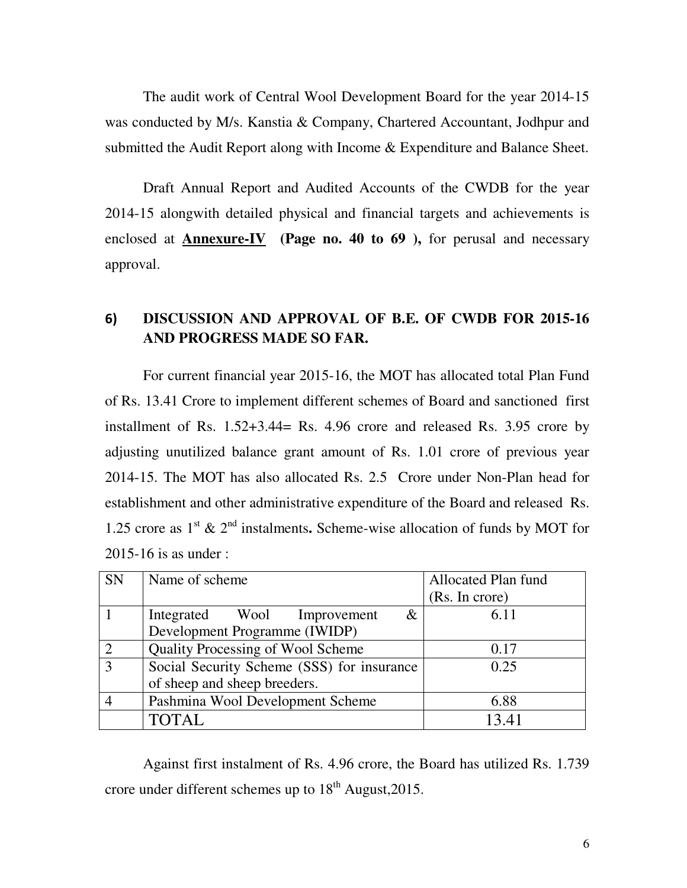The audit work of Central Wool Development Board for the year 2014-15 was conducted by M/s. Kanstia & Company, Chartered Accountant, Jodhpur and submitted the Audit Report along with Income & Expenditure and Balance Sheet.

Draft Annual Report and Audited Accounts of the CWDB for the year 2014-15 alongwith detailed physical and financial targets and achievements is enclosed at **Annexure-IV** **(Page no. 40 to 69 ),** for perusal and necessary approval.

## 6) DISCUSSION AND APPROVAL OF B.E. OF CWDB FOR 2015-16 AND PROGRESS MADE SO FAR.

For current financial year 2015-16, the MOT has allocated total Plan Fund of Rs. 13.41 Crore to implement different schemes of Board and sanctioned first installment of Rs. 1.52+3.44= Rs. 4.96 crore and released Rs. 3.95 crore by adjusting unutilized balance grant amount of Rs. 1.01 crore of previous year 2014-15. The MOT has also allocated Rs. 2.5 Crore under Non-Plan head for establishment and other administrative expenditure of the Board and released Rs. 1.25 crore as 1st & 2nd instalments**.** Scheme-wise allocation of funds by MOT for 2015-16 is as under :

| SN | Name of scheme | Allocated Plan fund (Rs. In crore) |
|---|---|---|
| 1 | Integrated Wool Improvement & Development Programme (IWIDP) | 6.11 |
| 2 | Quality Processing of Wool Scheme | 0.17 |
| 3 | Social Security Scheme (SSS) for insurance of sheep and sheep breeders. | 0.25 |
| 4 | Pashmina Wool Development Scheme | 6.88 |
| | TOTAL | 13.41 |

Against first instalment of Rs. 4.96 crore, the Board has utilized Rs. 1.739 crore under different schemes up to 18th August,2015.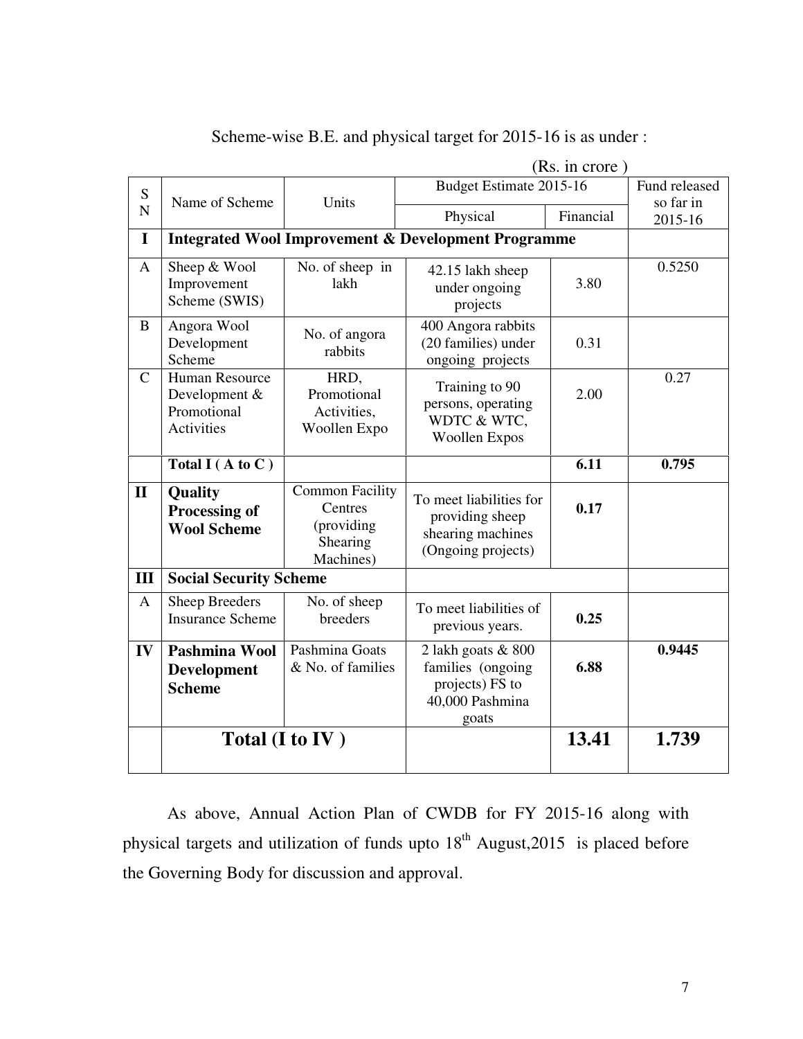Scheme-wise B.E. and physical target for 2015-16 is as under :

(Rs. in crore )

| SN | Name of Scheme | Units | Budget Estimate 2015-16 | | Fund released so far in 2015-16 |
|---|---|---|---|---|---|
| | | | Physical | Financial | |
| **I** | **Integrated Wool Improvement & Development Programme** | | | | |
| A | Sheep & Wool Improvement Scheme (SWIS) | No. of sheep in lakh | 42.15 lakh sheep under ongoing projects | 3.80 | 0.5250 |
| B | Angora Wool Development Scheme | No. of angora rabbits | 400 Angora rabbits (20 families) under ongoing projects | 0.31 | |
| C | Human Resource Development & Promotional Activities | HRD, Promotional Activities, Woollen Expo | Training to 90 persons, operating WDTC & WTC, Woollen Expos | 2.00 | 0.27 |
| | **Total I ( A to C )** | | | **6.11** | **0.795** |
| **II** | **Quality Processing of Wool Scheme** | Common Facility Centres (providing Shearing Machines) | To meet liabilities for providing sheep shearing machines (Ongoing projects) | **0.17** | |
| **III** | **Social Security Scheme** | | | | |
| A | Sheep Breeders Insurance Scheme | No. of sheep breeders | To meet liabilities of previous years. | **0.25** | |
| **IV** | **Pashmina Wool Development Scheme** | Pashmina Goats & No. of families | 2 lakh goats & 800 families (ongoing projects) FS to 40,000 Pashmina goats | **6.88** | **0.9445** |
| | **Total (I to IV )** | | | **13.41** | **1.739** |

As above, Annual Action Plan of CWDB for FY 2015-16 along with physical targets and utilization of funds upto 18th August,2015 is placed before the Governing Body for discussion and approval.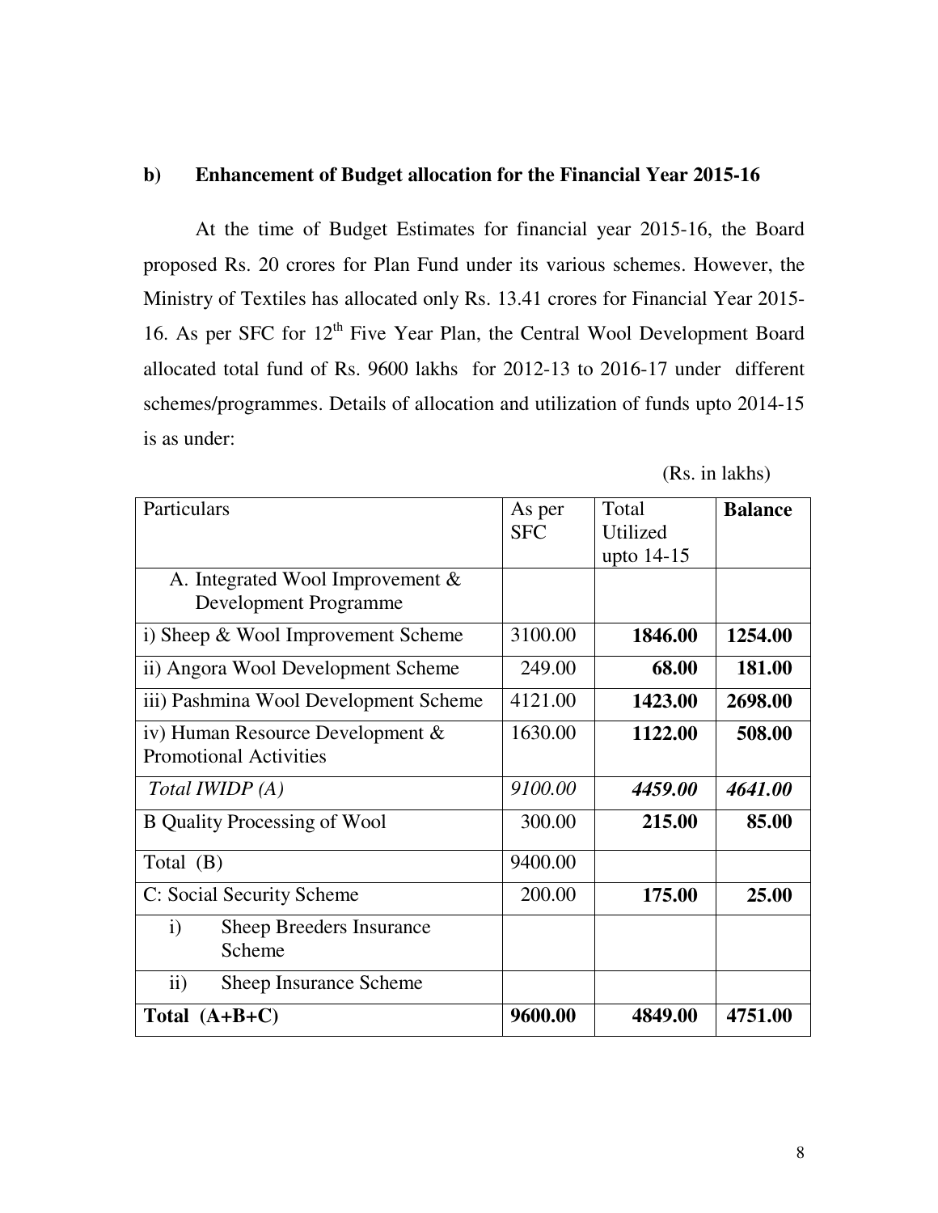## b) Enhancement of Budget allocation for the Financial Year 2015-16

At the time of Budget Estimates for financial year 2015-16, the Board proposed Rs. 20 crores for Plan Fund under its various schemes. However, the Ministry of Textiles has allocated only Rs. 13.41 crores for Financial Year 2015-16. As per SFC for 12[th] Five Year Plan, the Central Wool Development Board allocated total fund of Rs. 9600 lakhs for 2012-13 to 2016-17 under different schemes/programmes. Details of allocation and utilization of funds upto 2014-15 is as under:

(Rs. in lakhs)

| Particulars | As per SFC | Total Utilized upto 14-15 | **Balance** |
|---|---|---|---|
| A. Integrated Wool Improvement & Development Programme | | | |
| i) Sheep & Wool Improvement Scheme | 3100.00 | **1846.00** | **1254.00** |
| ii) Angora Wool Development Scheme | 249.00 | **68.00** | **181.00** |
| iii) Pashmina Wool Development Scheme | 4121.00 | **1423.00** | **2698.00** |
| iv) Human Resource Development & Promotional Activities | 1630.00 | **1122.00** | **508.00** |
| *Total IWIDP (A)* | *9100.00* | ***4459.00*** | ***4641.00*** |
| B Quality Processing of Wool | 300.00 | **215.00** | **85.00** |
| Total (B) | 9400.00 | | |
| C: Social Security Scheme | 200.00 | **175.00** | **25.00** |
| i) Sheep Breeders Insurance Scheme | | | |
| ii) Sheep Insurance Scheme | | | |
| **Total (A+B+C)** | **9600.00** | **4849.00** | **4751.00** |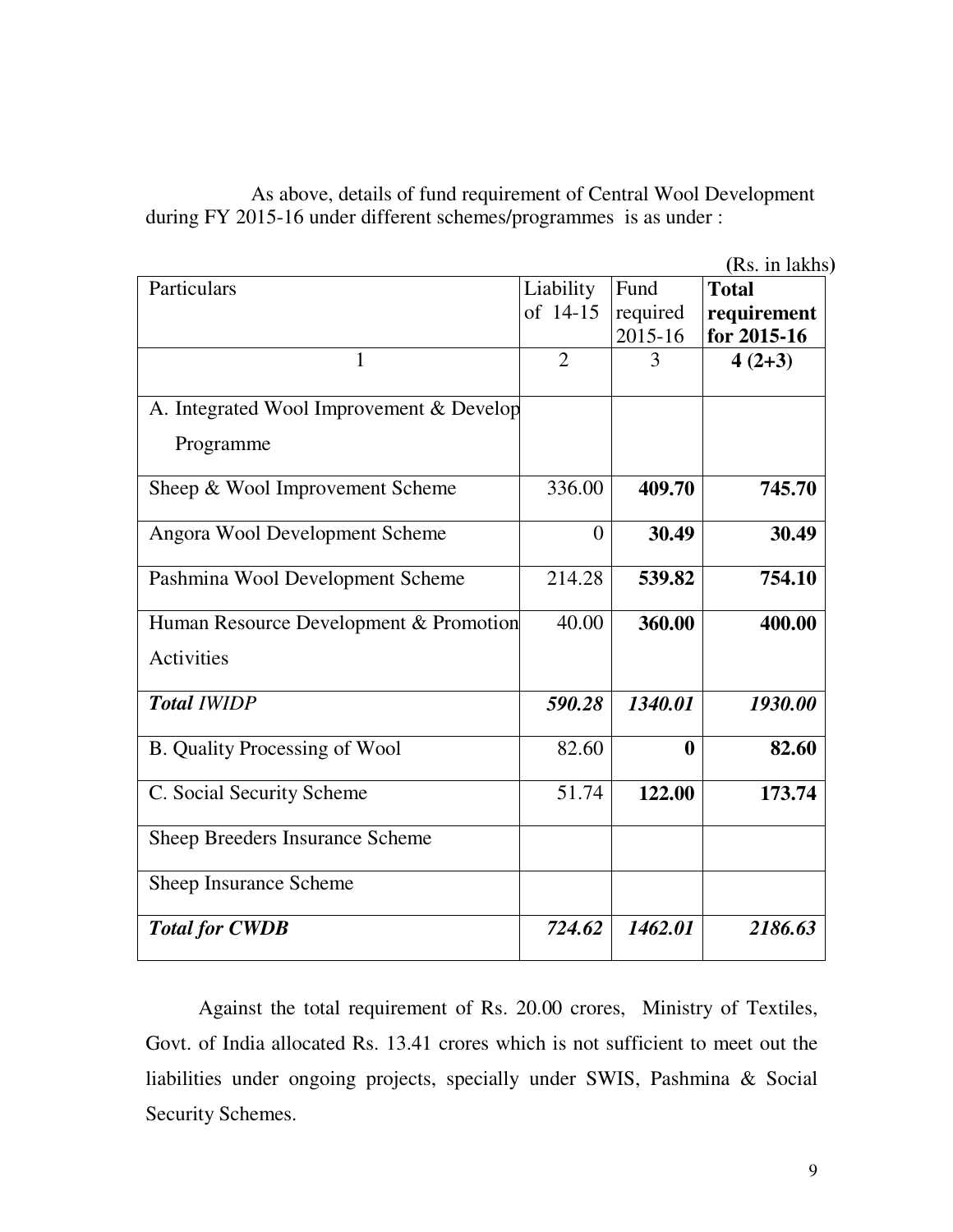As above, details of fund requirement of Central Wool Development during FY 2015-16 under different schemes/programmes is as under :

(Rs. in lakhs)

| Particulars | Liability of 14-15 | Fund required 2015-16 | **Total requirement for 2015-16** |
|---|---|---|---|
| 1 | 2 | 3 | **4 (2+3)** |
| A. Integrated Wool Improvement & Develop Programme | | | |
| Sheep & Wool Improvement Scheme | 336.00 | **409.70** | **745.70** |
| Angora Wool Development Scheme | 0 | **30.49** | **30.49** |
| Pashmina Wool Development Scheme | 214.28 | **539.82** | **754.10** |
| Human Resource Development & Promotion Activities | 40.00 | **360.00** | **400.00** |
| ***Total** IWIDP* | ***590.28*** | ***1340.01*** | ***1930.00*** |
| B. Quality Processing of Wool | 82.60 | **0** | **82.60** |
| C. Social Security Scheme | 51.74 | **122.00** | **173.74** |
| Sheep Breeders Insurance Scheme | | | |
| Sheep Insurance Scheme | | | |
| ***Total for CWDB*** | ***724.62*** | ***1462.01*** | ***2186.63*** |

Against the total requirement of Rs. 20.00 crores, Ministry of Textiles, Govt. of India allocated Rs. 13.41 crores which is not sufficient to meet out the liabilities under ongoing projects, specially under SWIS, Pashmina & Social Security Schemes.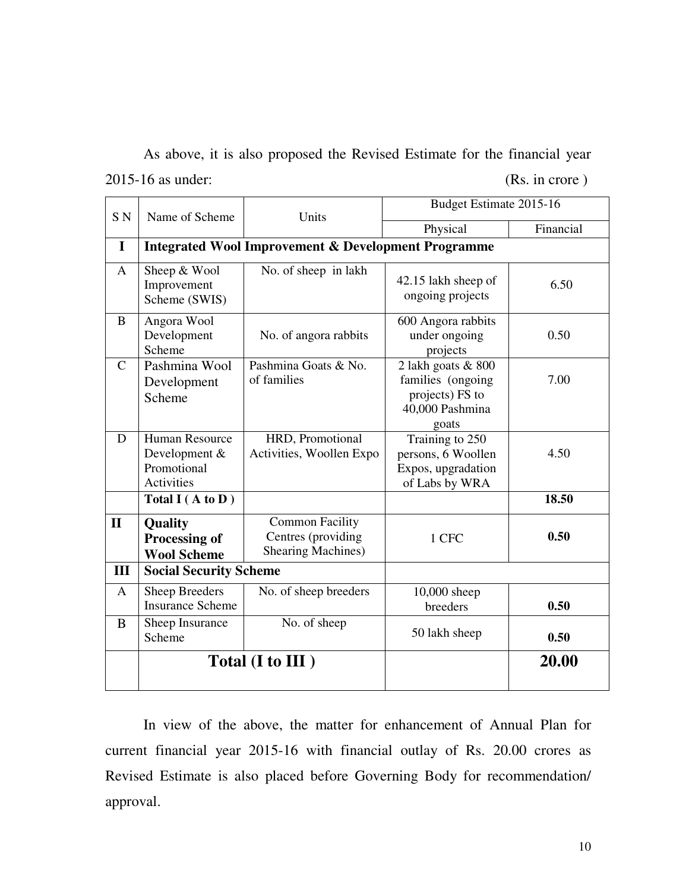As above, it is also proposed the Revised Estimate for the financial year 2015-16 as under: (Rs. in crore )

| S N | Name of Scheme | Units | Budget Estimate 2015-16 | |
|---|---|---|---|---|
| | | | Physical | Financial |
| **I** | **Integrated Wool Improvement & Development Programme** | | | |
| A | Sheep & Wool Improvement Scheme (SWIS) | No. of sheep in lakh | 42.15 lakh sheep of ongoing projects | 6.50 |
| B | Angora Wool Development Scheme | No. of angora rabbits | 600 Angora rabbits under ongoing projects | 0.50 |
| C | Pashmina Wool Development Scheme | Pashmina Goats & No. of families | 2 lakh goats & 800 families (ongoing projects) FS to 40,000 Pashmina goats | 7.00 |
| D | Human Resource Development & Promotional Activities | HRD, Promotional Activities, Woollen Expo | Training to 250 persons, 6 Woollen Expos, upgradation of Labs by WRA | 4.50 |
| | **Total I ( A to D )** | | | **18.50** |
| **II** | **Quality Processing of Wool Scheme** | Common Facility Centres (providing Shearing Machines) | 1 CFC | **0.50** |
| **III** | **Social Security Scheme** | | | |
| A | Sheep Breeders Insurance Scheme | No. of sheep breeders | 10,000 sheep breeders | **0.50** |
| B | Sheep Insurance Scheme | No. of sheep | 50 lakh sheep | **0.50** |
| | **Total (I to III )** | | | **20.00** |

In view of the above, the matter for enhancement of Annual Plan for current financial year 2015-16 with financial outlay of Rs. 20.00 crores as Revised Estimate is also placed before Governing Body for recommendation/ approval.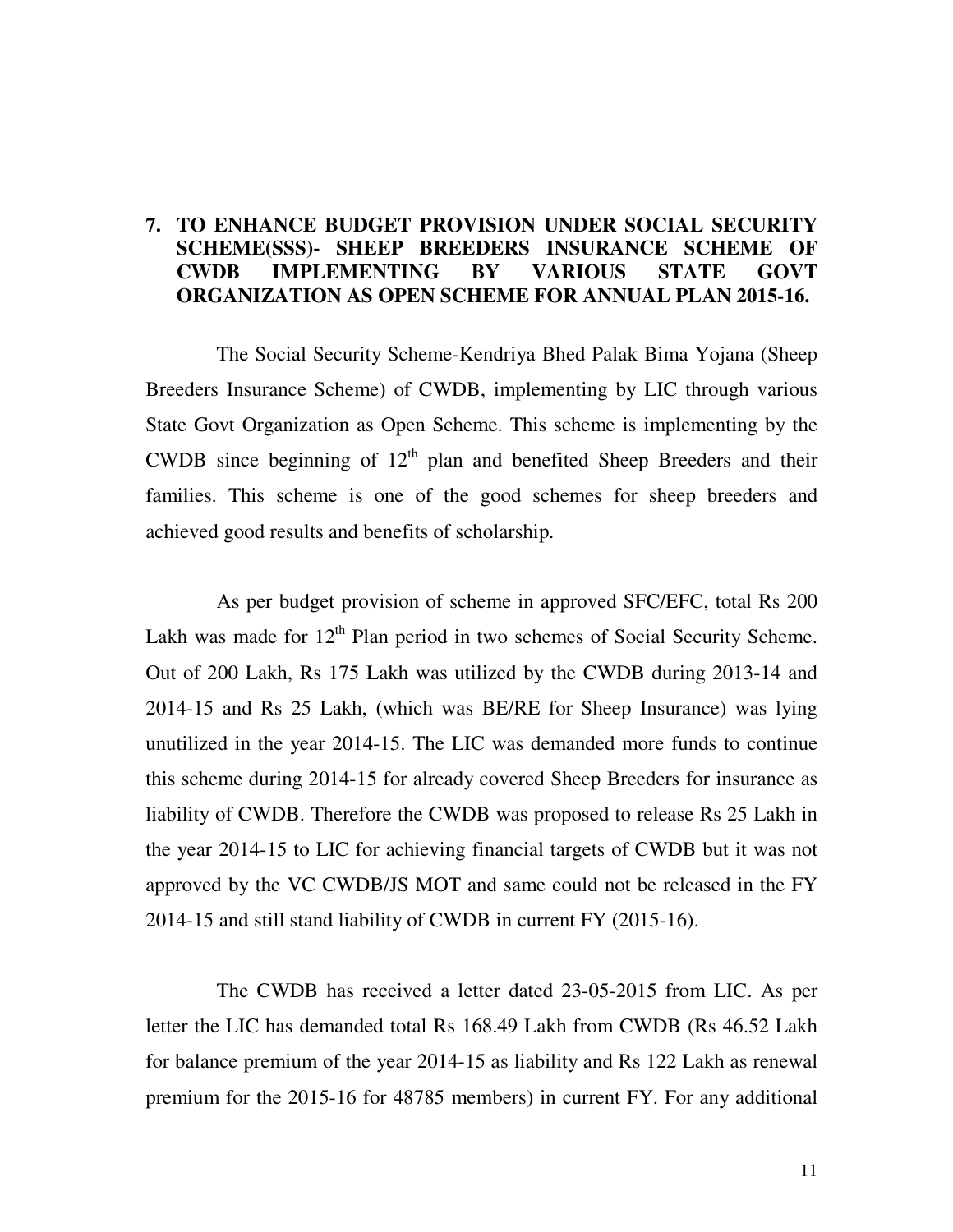## 7. TO ENHANCE BUDGET PROVISION UNDER SOCIAL SECURITY SCHEME(SSS)- SHEEP BREEDERS INSURANCE SCHEME OF CWDB IMPLEMENTING BY VARIOUS STATE GOVT ORGANIZATION AS OPEN SCHEME FOR ANNUAL PLAN 2015-16.

The Social Security Scheme-Kendriya Bhed Palak Bima Yojana (Sheep Breeders Insurance Scheme) of CWDB, implementing by LIC through various State Govt Organization as Open Scheme. This scheme is implementing by the CWDB since beginning of 12th plan and benefited Sheep Breeders and their families. This scheme is one of the good schemes for sheep breeders and achieved good results and benefits of scholarship.

As per budget provision of scheme in approved SFC/EFC, total Rs 200 Lakh was made for 12th Plan period in two schemes of Social Security Scheme. Out of 200 Lakh, Rs 175 Lakh was utilized by the CWDB during 2013-14 and 2014-15 and Rs 25 Lakh, (which was BE/RE for Sheep Insurance) was lying unutilized in the year 2014-15. The LIC was demanded more funds to continue this scheme during 2014-15 for already covered Sheep Breeders for insurance as liability of CWDB. Therefore the CWDB was proposed to release Rs 25 Lakh in the year 2014-15 to LIC for achieving financial targets of CWDB but it was not approved by the VC CWDB/JS MOT and same could not be released in the FY 2014-15 and still stand liability of CWDB in current FY (2015-16).

The CWDB has received a letter dated 23-05-2015 from LIC. As per letter the LIC has demanded total Rs 168.49 Lakh from CWDB (Rs 46.52 Lakh for balance premium of the year 2014-15 as liability and Rs 122 Lakh as renewal premium for the 2015-16 for 48785 members) in current FY. For any additional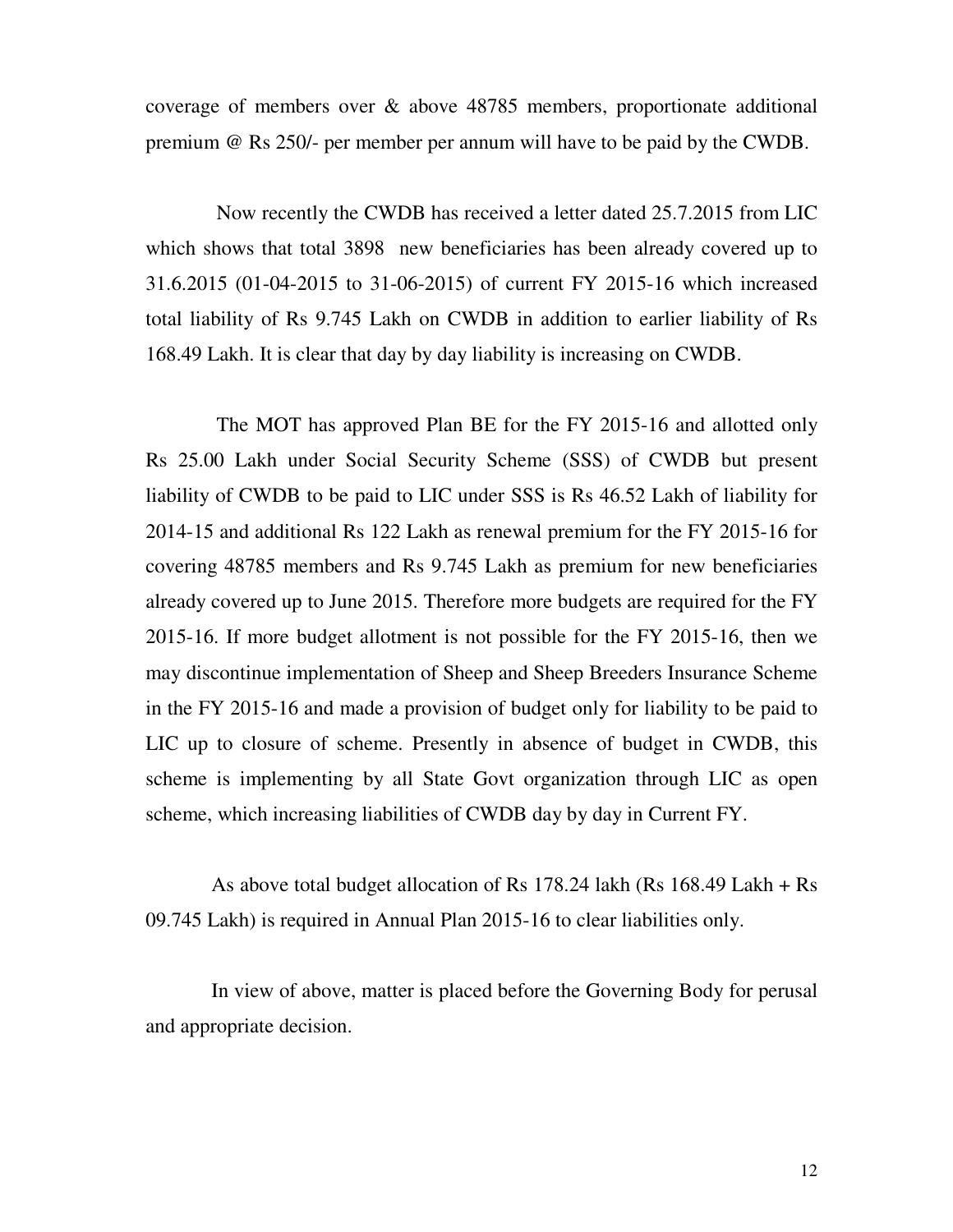coverage of members over & above 48785 members, proportionate additional premium @ Rs 250/- per member per annum will have to be paid by the CWDB.

Now recently the CWDB has received a letter dated 25.7.2015 from LIC which shows that total 3898 new beneficiaries has been already covered up to 31.6.2015 (01-04-2015 to 31-06-2015) of current FY 2015-16 which increased total liability of Rs 9.745 Lakh on CWDB in addition to earlier liability of Rs 168.49 Lakh. It is clear that day by day liability is increasing on CWDB.

The MOT has approved Plan BE for the FY 2015-16 and allotted only Rs 25.00 Lakh under Social Security Scheme (SSS) of CWDB but present liability of CWDB to be paid to LIC under SSS is Rs 46.52 Lakh of liability for 2014-15 and additional Rs 122 Lakh as renewal premium for the FY 2015-16 for covering 48785 members and Rs 9.745 Lakh as premium for new beneficiaries already covered up to June 2015. Therefore more budgets are required for the FY 2015-16. If more budget allotment is not possible for the FY 2015-16, then we may discontinue implementation of Sheep and Sheep Breeders Insurance Scheme in the FY 2015-16 and made a provision of budget only for liability to be paid to LIC up to closure of scheme. Presently in absence of budget in CWDB, this scheme is implementing by all State Govt organization through LIC as open scheme, which increasing liabilities of CWDB day by day in Current FY.

As above total budget allocation of Rs 178.24 lakh (Rs 168.49 Lakh + Rs 09.745 Lakh) is required in Annual Plan 2015-16 to clear liabilities only.

In view of above, matter is placed before the Governing Body for perusal and appropriate decision.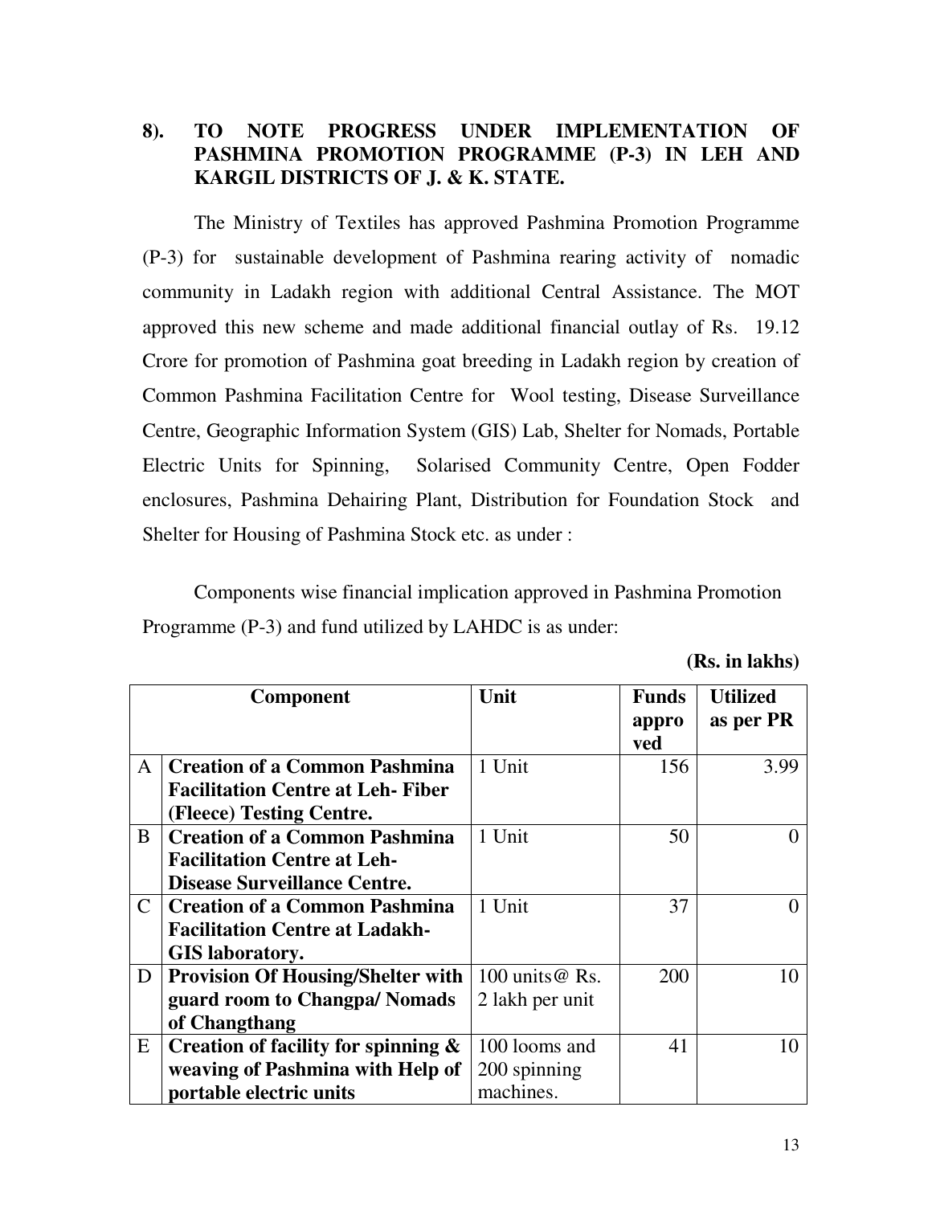## 8). TO NOTE PROGRESS UNDER IMPLEMENTATION OF PASHMINA PROMOTION PROGRAMME (P-3) IN LEH AND KARGIL DISTRICTS OF J. & K. STATE.

The Ministry of Textiles has approved Pashmina Promotion Programme (P-3) for sustainable development of Pashmina rearing activity of nomadic community in Ladakh region with additional Central Assistance. The MOT approved this new scheme and made additional financial outlay of Rs. 19.12 Crore for promotion of Pashmina goat breeding in Ladakh region by creation of Common Pashmina Facilitation Centre for Wool testing, Disease Surveillance Centre, Geographic Information System (GIS) Lab, Shelter for Nomads, Portable Electric Units for Spinning, Solarised Community Centre, Open Fodder enclosures, Pashmina Dehairing Plant, Distribution for Foundation Stock and Shelter for Housing of Pashmina Stock etc. as under :

Components wise financial implication approved in Pashmina Promotion Programme (P-3) and fund utilized by LAHDC is as under:

**(Rs. in lakhs)**

| | Component | Unit | Funds approved | Utilized as per PR |
|---|---|---|---|---|
| A | **Creation of a Common Pashmina Facilitation Centre at Leh- Fiber (Fleece) Testing Centre.** | 1 Unit | 156 | 3.99 |
| B | **Creation of a Common Pashmina Facilitation Centre at Leh- Disease Surveillance Centre.** | 1 Unit | 50 | 0 |
| C | **Creation of a Common Pashmina Facilitation Centre at Ladakh- GIS laboratory.** | 1 Unit | 37 | 0 |
| D | **Provision Of Housing/Shelter with guard room to Changpa/ Nomads of Changthang** | 100 units@ Rs. 2 lakh per unit | 200 | 10 |
| E | **Creation of facility for spinning & weaving of Pashmina with Help of portable electric units** | 100 looms and 200 spinning machines. | 41 | 10 |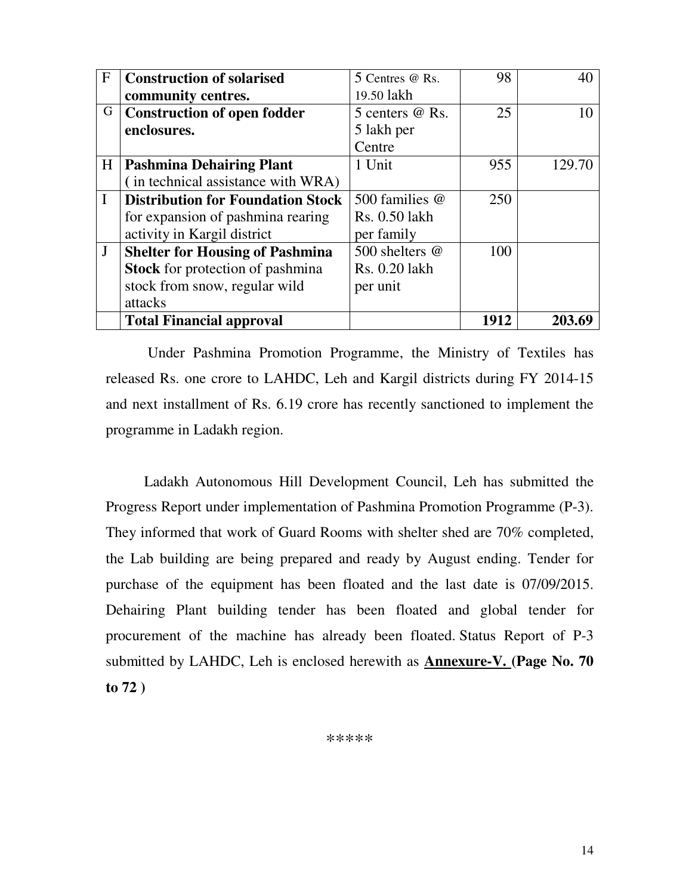| | | | | |
|---|---|---|---|---|
| F | **Construction of solarised community centres.** | 5 Centres @ Rs. 19.50 lakh | 98 | 40 |
| G | **Construction of open fodder enclosures.** | 5 centers @ Rs. 5 lakh per Centre | 25 | 10 |
| H | **Pashmina Dehairing Plant** ( in technical assistance with WRA) | 1 Unit | 955 | 129.70 |
| I | **Distribution for Foundation Stock** for expansion of pashmina rearing activity in Kargil district | 500 families @ Rs. 0.50 lakh per family | 250 | |
| J | **Shelter for Housing of Pashmina Stock** for protection of pashmina stock from snow, regular wild attacks | 500 shelters @ Rs. 0.20 lakh per unit | 100 | |
| | **Total Financial approval** | | **1912** | **203.69** |

Under Pashmina Promotion Programme, the Ministry of Textiles has released Rs. one crore to LAHDC, Leh and Kargil districts during FY 2014-15 and next installment of Rs. 6.19 crore has recently sanctioned to implement the programme in Ladakh region.

Ladakh Autonomous Hill Development Council, Leh has submitted the Progress Report under implementation of Pashmina Promotion Programme (P-3). They informed that work of Guard Rooms with shelter shed are 70% completed, the Lab building are being prepared and ready by August ending. Tender for purchase of the equipment has been floated and the last date is 07/09/2015. Dehairing Plant building tender has been floated and global tender for procurement of the machine has already been floated. Status Report of P-3 submitted by LAHDC, Leh is enclosed herewith as **Annexure-V. (Page No. 70 to 72 )**

*****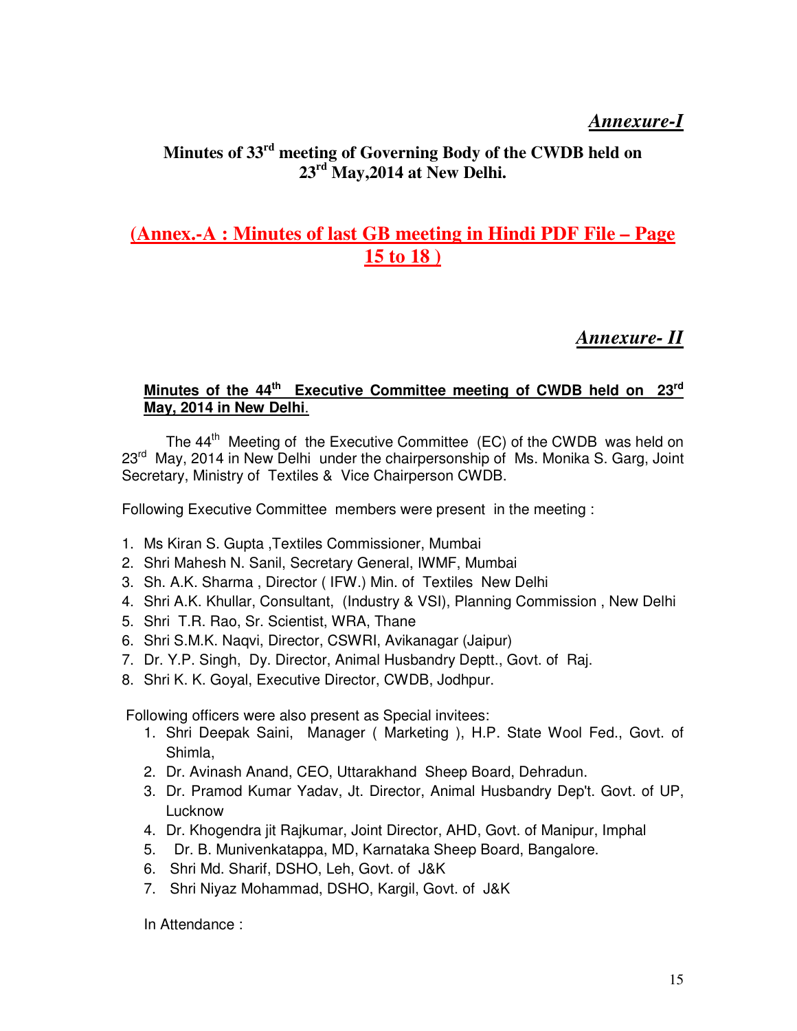***Annexure-I***

**Minutes of 33rd meeting of Governing Body of the CWDB held on 23rd May,2014 at New Delhi.**

**(Annex.-A : Minutes of last GB meeting in Hindi PDF File – Page 15 to 18 )**

***Annexure- II***

**Minutes of the 44th Executive Committee meeting of CWDB held on 23rd May, 2014 in New Delhi.**

The 44th Meeting of the Executive Committee (EC) of the CWDB was held on 23rd May, 2014 in New Delhi under the chairpersonship of Ms. Monika S. Garg, Joint Secretary, Ministry of Textiles & Vice Chairperson CWDB.

Following Executive Committee members were present in the meeting :

1. Ms Kiran S. Gupta ,Textiles Commissioner, Mumbai
2. Shri Mahesh N. Sanil, Secretary General, IWMF, Mumbai
3. Sh. A.K. Sharma , Director ( IFW.) Min. of Textiles New Delhi
4. Shri A.K. Khullar, Consultant, (Industry & VSI), Planning Commission , New Delhi
5. Shri T.R. Rao, Sr. Scientist, WRA, Thane
6. Shri S.M.K. Naqvi, Director, CSWRI, Avikanagar (Jaipur)
7. Dr. Y.P. Singh, Dy. Director, Animal Husbandry Deptt., Govt. of Raj.
8. Shri K. K. Goyal, Executive Director, CWDB, Jodhpur.

Following officers were also present as Special invitees:

1. Shri Deepak Saini, Manager ( Marketing ), H.P. State Wool Fed., Govt. of Shimla,
2. Dr. Avinash Anand, CEO, Uttarakhand Sheep Board, Dehradun.
3. Dr. Pramod Kumar Yadav, Jt. Director, Animal Husbandry Dep't. Govt. of UP, Lucknow
4. Dr. Khogendra jit Rajkumar, Joint Director, AHD, Govt. of Manipur, Imphal
5. Dr. B. Munivenkatappa, MD, Karnataka Sheep Board, Bangalore.
6. Shri Md. Sharif, DSHO, Leh, Govt. of J&K
7. Shri Niyaz Mohammad, DSHO, Kargil, Govt. of J&K

In Attendance :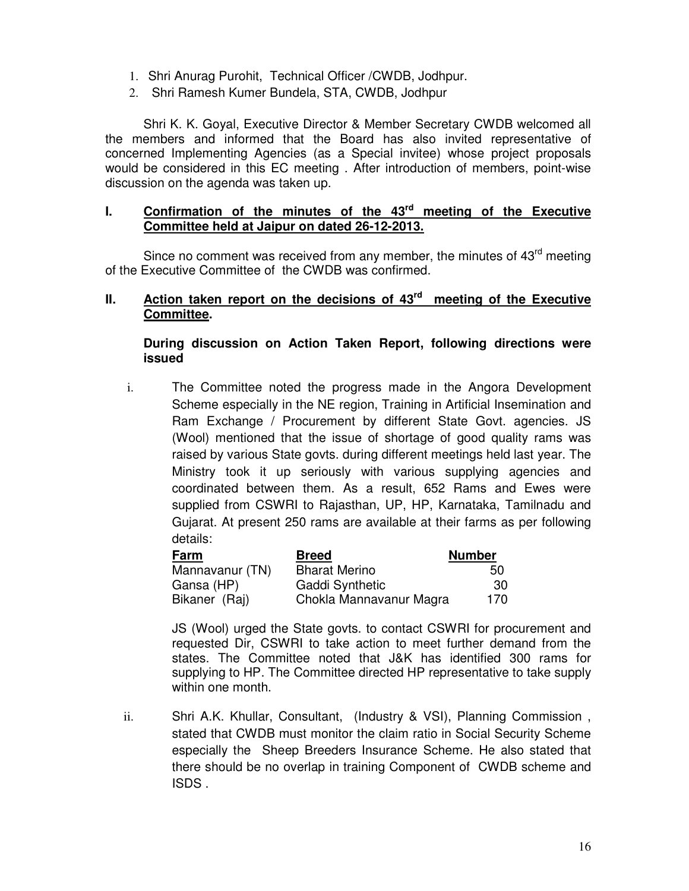1. Shri Anurag Purohit, Technical Officer /CWDB, Jodhpur.
2. Shri Ramesh Kumer Bundela, STA, CWDB, Jodhpur

Shri K. K. Goyal, Executive Director & Member Secretary CWDB welcomed all the members and informed that the Board has also invited representative of concerned Implementing Agencies (as a Special invitee) whose project proposals would be considered in this EC meeting . After introduction of members, point-wise discussion on the agenda was taken up.

## I. Confirmation of the minutes of the 43rd meeting of the Executive Committee held at Jaipur on dated 26-12-2013.

Since no comment was received from any member, the minutes of 43rd meeting of the Executive Committee of the CWDB was confirmed.

## II. Action taken report on the decisions of 43rd meeting of the Executive Committee.

**During discussion on Action Taken Report, following directions were issued**

i. The Committee noted the progress made in the Angora Development Scheme especially in the NE region, Training in Artificial Insemination and Ram Exchange / Procurement by different State Govt. agencies. JS (Wool) mentioned that the issue of shortage of good quality rams was raised by various State govts. during different meetings held last year. The Ministry took it up seriously with various supplying agencies and coordinated between them. As a result, 652 Rams and Ewes were supplied from CSWRI to Rajasthan, UP, HP, Karnataka, Tamilnadu and Gujarat. At present 250 rams are available at their farms as per following details:

| Farm | Breed | Number |
|---|---|---|
| Mannavanur (TN) | Bharat Merino | 50 |
| Gansa (HP) | Gaddi Synthetic | 30 |
| Bikaner (Raj) | Chokla Mannavanur Magra | 170 |

JS (Wool) urged the State govts. to contact CSWRI for procurement and requested Dir, CSWRI to take action to meet further demand from the states. The Committee noted that J&K has identified 300 rams for supplying to HP. The Committee directed HP representative to take supply within one month.

ii. Shri A.K. Khullar, Consultant, (Industry & VSI), Planning Commission , stated that CWDB must monitor the claim ratio in Social Security Scheme especially the Sheep Breeders Insurance Scheme. He also stated that there should be no overlap in training Component of CWDB scheme and ISDS .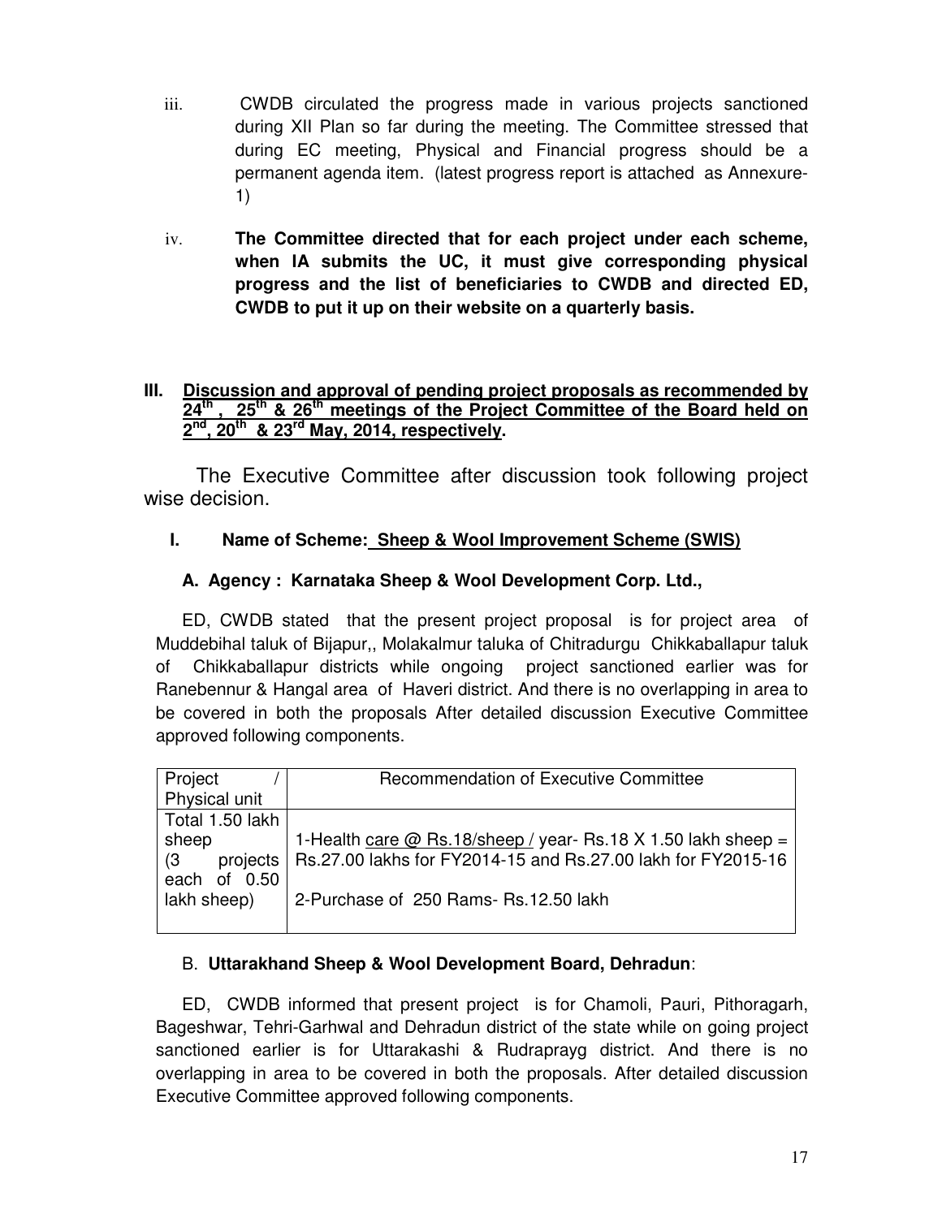iii. CWDB circulated the progress made in various projects sanctioned during XII Plan so far during the meeting. The Committee stressed that during EC meeting, Physical and Financial progress should be a permanent agenda item. (latest progress report is attached as Annexure-1)

iv. **The Committee directed that for each project under each scheme, when IA submits the UC, it must give corresponding physical progress and the list of beneficiaries to CWDB and directed ED, CWDB to put it up on their website on a quarterly basis.**

## III. Discussion and approval of pending project proposals as recommended by 24th , 25th & 26th meetings of the Project Committee of the Board held on 2nd, 20th & 23rd May, 2014, respectively.

The Executive Committee after discussion took following project wise decision.

### I. Name of Scheme: Sheep & Wool Improvement Scheme (SWIS)

#### A. Agency : Karnataka Sheep & Wool Development Corp. Ltd.,

ED, CWDB stated that the present project proposal is for project area of Muddebihal taluk of Bijapur,, Molakalmur taluka of Chitradurgu Chikkaballapur taluk of Chikkaballapur districts while ongoing project sanctioned earlier was for Ranebennur & Hangal area of Haveri district. And there is no overlapping in area to be covered in both the proposals After detailed discussion Executive Committee approved following components.

| Project / Physical unit | Recommendation of Executive Committee |
|---|---|
| Total 1.50 lakh sheep (3 projects each of 0.50 lakh sheep) | 1-Health care @ Rs.18/sheep / year- Rs.18 X 1.50 lakh sheep = Rs.27.00 lakhs for FY2014-15 and Rs.27.00 lakh for FY2015-16<br><br>2-Purchase of 250 Rams- Rs.12.50 lakh |

B. **Uttarakhand Sheep & Wool Development Board, Dehradun**:

ED, CWDB informed that present project is for Chamoli, Pauri, Pithoragarh, Bageshwar, Tehri-Garhwal and Dehradun district of the state while on going project sanctioned earlier is for Uttarakashi & Rudraprayg district. And there is no overlapping in area to be covered in both the proposals. After detailed discussion Executive Committee approved following components.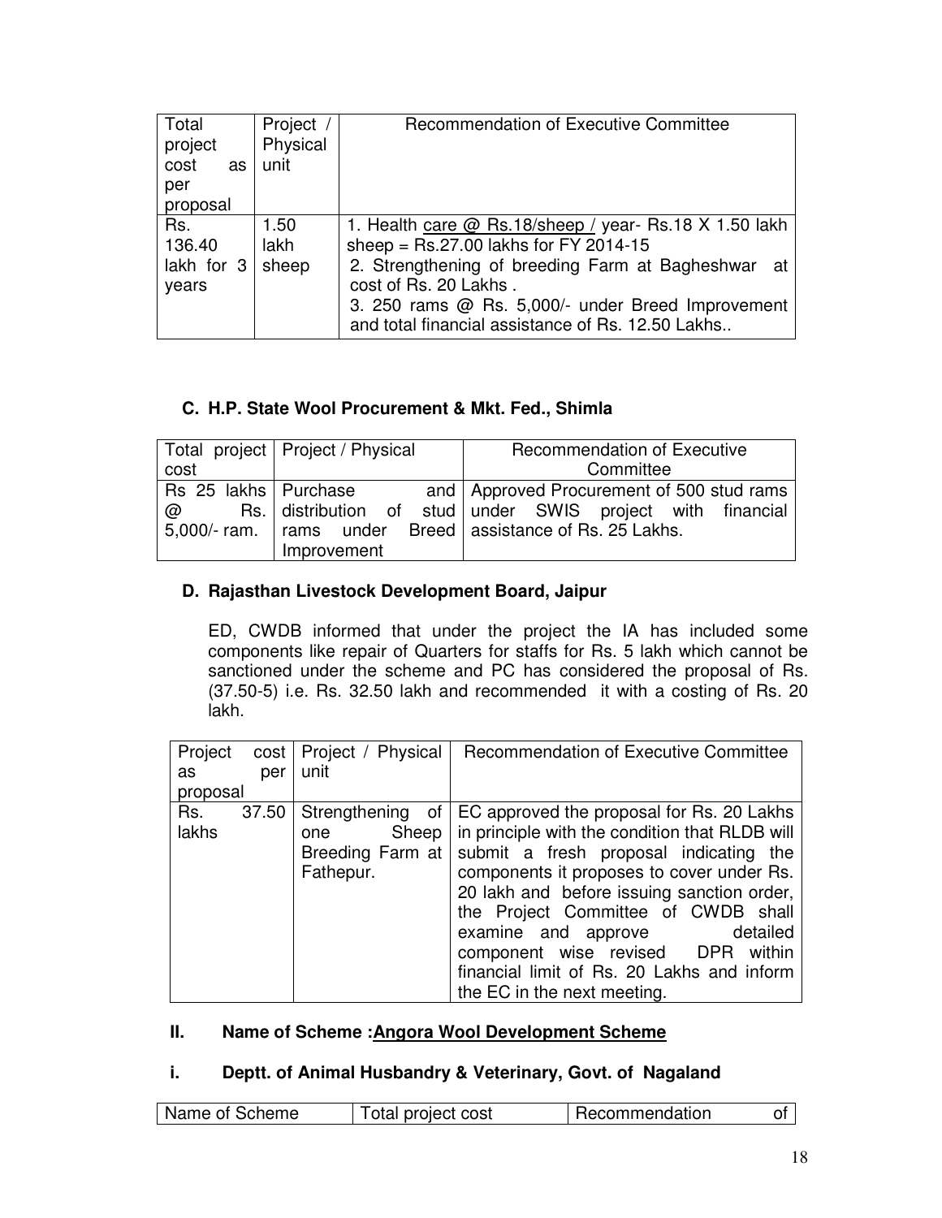| Total project cost as per proposal | Project / Physical unit | Recommendation of Executive Committee |
|---|---|---|
| Rs. 136.40 lakh for 3 years | 1.50 lakh sheep | 1. Health care @ Rs.18/sheep / year- Rs.18 X 1.50 lakh sheep = Rs.27.00 lakhs for FY 2014-15<br>2. Strengthening of breeding Farm at Bagheshwar at cost of Rs. 20 Lakhs .<br>3. 250 rams @ Rs. 5,000/- under Breed Improvement and total financial assistance of Rs. 12.50 Lakhs.. |

### C. H.P. State Wool Procurement & Mkt. Fed., Shimla

| Total project cost | Project / Physical | Recommendation of Executive Committee |
|---|---|---|
| Rs 25 lakhs @ Rs. 5,000/- ram. | Purchase and distribution of stud rams under Breed Improvement | Approved Procurement of 500 stud rams under SWIS project with financial assistance of Rs. 25 Lakhs. |

### D. Rajasthan Livestock Development Board, Jaipur

ED, CWDB informed that under the project the IA has included some components like repair of Quarters for staffs for Rs. 5 lakh which cannot be sanctioned under the scheme and PC has considered the proposal of Rs. (37.50-5) i.e. Rs. 32.50 lakh and recommended it with a costing of Rs. 20 lakh.

| Project cost as per proposal | Project / Physical unit | Recommendation of Executive Committee |
|---|---|---|
| Rs. 37.50 lakhs | Strengthening of one Sheep Breeding Farm at Fathepur. | EC approved the proposal for Rs. 20 Lakhs in principle with the condition that RLDB will submit a fresh proposal indicating the components it proposes to cover under Rs. 20 lakh and before issuing sanction order, the Project Committee of CWDB shall examine and approve detailed component wise revised DPR within financial limit of Rs. 20 Lakhs and inform the EC in the next meeting. |

## II. Name of Scheme :Angora Wool Development Scheme

### i. Deptt. of Animal Husbandry & Veterinary, Govt. of Nagaland

| Name of Scheme | Total project cost | Recommendation of |
|---|---|---|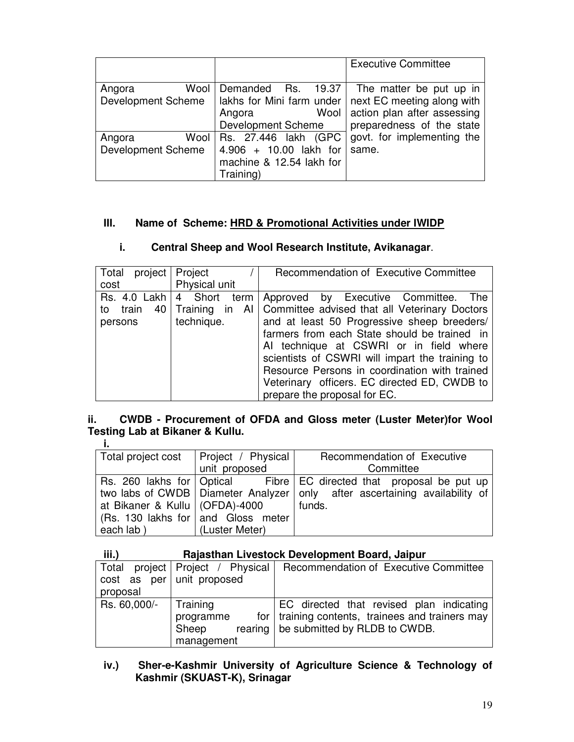| | | Executive Committee |
|---|---|---|
| Angora Wool Development Scheme | Demanded Rs. 19.37 lakhs for Mini farm under Angora Wool Development Scheme | The matter be put up in next EC meeting along with action plan after assessing preparedness of the state govt. for implementing the same. |
| Angora Wool Development Scheme | Rs. 27.446 lakh (GPC 4.906 + 10.00 lakh for machine & 12.54 lakh for Training) | |

### III. Name of Scheme: HRD & Promotional Activities under IWIDP

#### i. Central Sheep and Wool Research Institute, Avikanagar.

| Total project cost | Project / Physical unit | Recommendation of Executive Committee |
|---|---|---|
| Rs. 4.0 Lakh to train 40 persons | 4 Short term Training in AI technique. | Approved by Executive Committee. The Committee advised that all Veterinary Doctors and at least 50 Progressive sheep breeders/ farmers from each State should be trained in AI technique at CSWRI or in field where scientists of CSWRI will impart the training to Resource Persons in coordination with trained Veterinary officers. EC directed ED, CWDB to prepare the proposal for EC. |

#### ii. CWDB - Procurement of OFDA and Gloss meter (Luster Meter)for Wool Testing Lab at Bikaner & Kullu.

i.

| Total project cost | Project / Physical unit proposed | Recommendation of Executive Committee |
|---|---|---|
| Rs. 260 lakhs for two labs of CWDB at Bikaner & Kullu (Rs. 130 lakhs for each lab ) | Optical Fibre Diameter Analyzer (OFDA)-4000 and Gloss meter (Luster Meter) | EC directed that proposal be put up only after ascertaining availability of funds. |

#### iii.) Rajasthan Livestock Development Board, Jaipur

| Total project cost as per proposal | Project / Physical unit proposed | Recommendation of Executive Committee |
|---|---|---|
| Rs. 60,000/- | Training programme for Sheep rearing management | EC directed that revised plan indicating training contents, trainees and trainers may be submitted by RLDB to CWDB. |

#### iv.) Sher-e-Kashmir University of Agriculture Science & Technology of Kashmir (SKUAST-K), Srinagar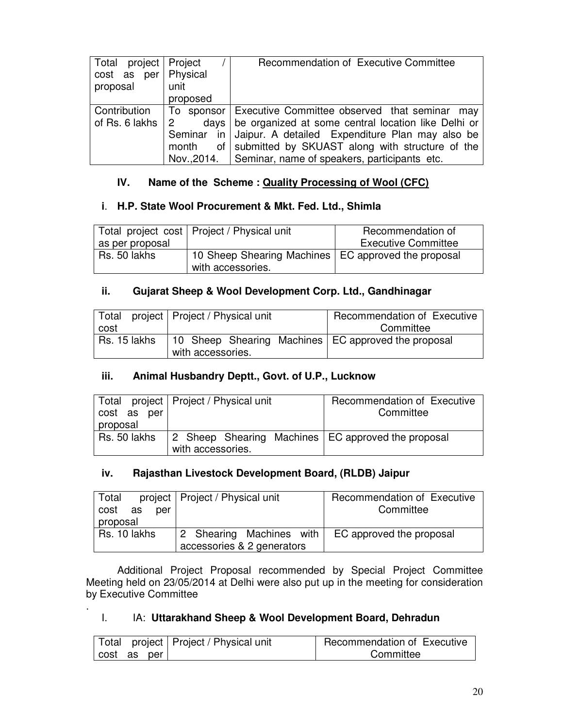| Total project cost as per proposal | Project / Physical unit proposed | Recommendation of Executive Committee |
|---|---|---|
| Contribution of Rs. 6 lakhs | To sponsor 2 days Seminar in month of Nov.,2014. | Executive Committee observed that seminar may be organized at some central location like Delhi or Jaipur. A detailed Expenditure Plan may also be submitted by SKUAST along with structure of the Seminar, name of speakers, participants etc. |

### IV. Name of the Scheme : <u>Quality Processing of Wool (CFC)</u>

#### i. H.P. State Wool Procurement & Mkt. Fed. Ltd., Shimla

| Total project cost as per proposal | Project / Physical unit | Recommendation of Executive Committee |
|---|---|---|
| Rs. 50 lakhs | 10 Sheep Shearing Machines with accessories. | EC approved the proposal |

#### ii. Gujarat Sheep & Wool Development Corp. Ltd., Gandhinagar

| Total project cost | Project / Physical unit | Recommendation of Executive Committee |
|---|---|---|
| Rs. 15 lakhs | 10 Sheep Shearing Machines with accessories. | EC approved the proposal |

#### iii. Animal Husbandry Deptt., Govt. of U.P., Lucknow

| Total project cost as per proposal | Project / Physical unit | Recommendation of Executive Committee |
|---|---|---|
| Rs. 50 lakhs | 2 Sheep Shearing Machines with accessories. | EC approved the proposal |

#### iv. Rajasthan Livestock Development Board, (RLDB) Jaipur

| Total project cost as per proposal | Project / Physical unit | Recommendation of Executive Committee |
|---|---|---|
| Rs. 10 lakhs | 2 Shearing Machines with accessories & 2 generators | EC approved the proposal |

Additional Project Proposal recommended by Special Project Committee Meeting held on 23/05/2014 at Delhi were also put up in the meeting for consideration by Executive Committee

.

#### I. IA: Uttarakhand Sheep & Wool Development Board, Dehradun

| Total project cost as per | Project / Physical unit | Recommendation of Executive Committee |
|---|---|---|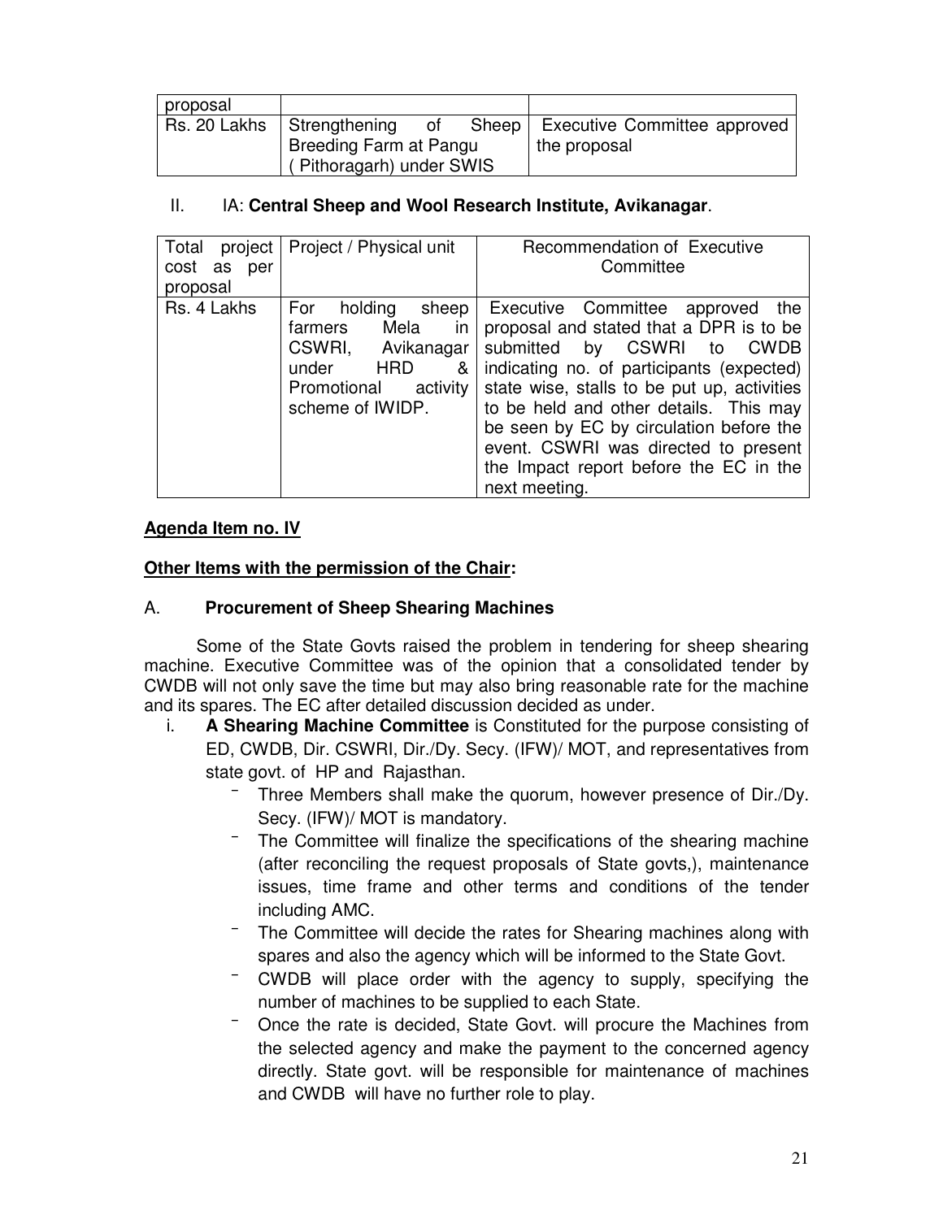| proposal | | |
|---|---|---|
| Rs. 20 Lakhs | Strengthening of Sheep Breeding Farm at Pangu ( Pithoragarh) under SWIS | Executive Committee approved the proposal |

II. IA: **Central Sheep and Wool Research Institute, Avikanagar**.

| Total project cost as per proposal | Project / Physical unit | Recommendation of Executive Committee |
|---|---|---|
| Rs. 4 Lakhs | For holding sheep farmers Mela in CSWRI, Avikanagar under HRD & Promotional activity scheme of IWIDP. | Executive Committee approved the proposal and stated that a DPR is to be submitted by CSWRI to CWDB indicating no. of participants (expected) state wise, stalls to be put up, activities to be held and other details. This may be seen by EC by circulation before the event. CSWRI was directed to present the Impact report before the EC in the next meeting. |

**Agenda Item no. IV**

**Other Items with the permission of the Chair:**

A. **Procurement of Sheep Shearing Machines**

Some of the State Govts raised the problem in tendering for sheep shearing machine. Executive Committee was of the opinion that a consolidated tender by CWDB will not only save the time but may also bring reasonable rate for the machine and its spares. The EC after detailed discussion decided as under.

i. **A Shearing Machine Committee** is Constituted for the purpose consisting of ED, CWDB, Dir. CSWRI, Dir./Dy. Secy. (IFW)/ MOT, and representatives from state govt. of HP and Rajasthan.
   - Three Members shall make the quorum, however presence of Dir./Dy. Secy. (IFW)/ MOT is mandatory.
   - The Committee will finalize the specifications of the shearing machine (after reconciling the request proposals of State govts,), maintenance issues, time frame and other terms and conditions of the tender including AMC.
   - The Committee will decide the rates for Shearing machines along with spares and also the agency which will be informed to the State Govt.
   - CWDB will place order with the agency to supply, specifying the number of machines to be supplied to each State.
   - Once the rate is decided, State Govt. will procure the Machines from the selected agency and make the payment to the concerned agency directly. State govt. will be responsible for maintenance of machines and CWDB will have no further role to play.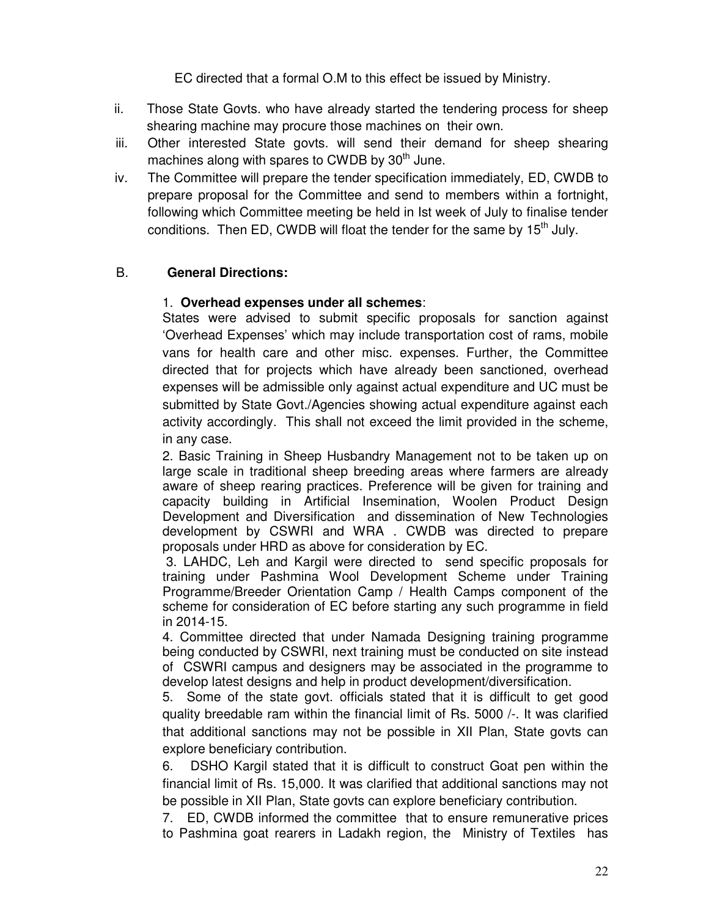EC directed that a formal O.M to this effect be issued by Ministry.

ii. Those State Govts. who have already started the tendering process for sheep shearing machine may procure those machines on their own.

iii. Other interested State govts. will send their demand for sheep shearing machines along with spares to CWDB by 30th June.

iv. The Committee will prepare the tender specification immediately, ED, CWDB to prepare proposal for the Committee and send to members within a fortnight, following which Committee meeting be held in Ist week of July to finalise tender conditions. Then ED, CWDB will float the tender for the same by 15th July.

B. **General Directions:**

1. **Overhead expenses under all schemes**:
States were advised to submit specific proposals for sanction against 'Overhead Expenses' which may include transportation cost of rams, mobile vans for health care and other misc. expenses. Further, the Committee directed that for projects which have already been sanctioned, overhead expenses will be admissible only against actual expenditure and UC must be submitted by State Govt./Agencies showing actual expenditure against each activity accordingly. This shall not exceed the limit provided in the scheme, in any case.

2. Basic Training in Sheep Husbandry Management not to be taken up on large scale in traditional sheep breeding areas where farmers are already aware of sheep rearing practices. Preference will be given for training and capacity building in Artificial Insemination, Woolen Product Design Development and Diversification and dissemination of New Technologies development by CSWRI and WRA . CWDB was directed to prepare proposals under HRD as above for consideration by EC.

3. LAHDC, Leh and Kargil were directed to send specific proposals for training under Pashmina Wool Development Scheme under Training Programme/Breeder Orientation Camp / Health Camps component of the scheme for consideration of EC before starting any such programme in field in 2014-15.

4. Committee directed that under Namada Designing training programme being conducted by CSWRI, next training must be conducted on site instead of CSWRI campus and designers may be associated in the programme to develop latest designs and help in product development/diversification.

5. Some of the state govt. officials stated that it is difficult to get good quality breedable ram within the financial limit of Rs. 5000 /-. It was clarified that additional sanctions may not be possible in XII Plan, State govts can explore beneficiary contribution.

6. DSHO Kargil stated that it is difficult to construct Goat pen within the financial limit of Rs. 15,000. It was clarified that additional sanctions may not be possible in XII Plan, State govts can explore beneficiary contribution.

7. ED, CWDB informed the committee that to ensure remunerative prices to Pashmina goat rearers in Ladakh region, the Ministry of Textiles has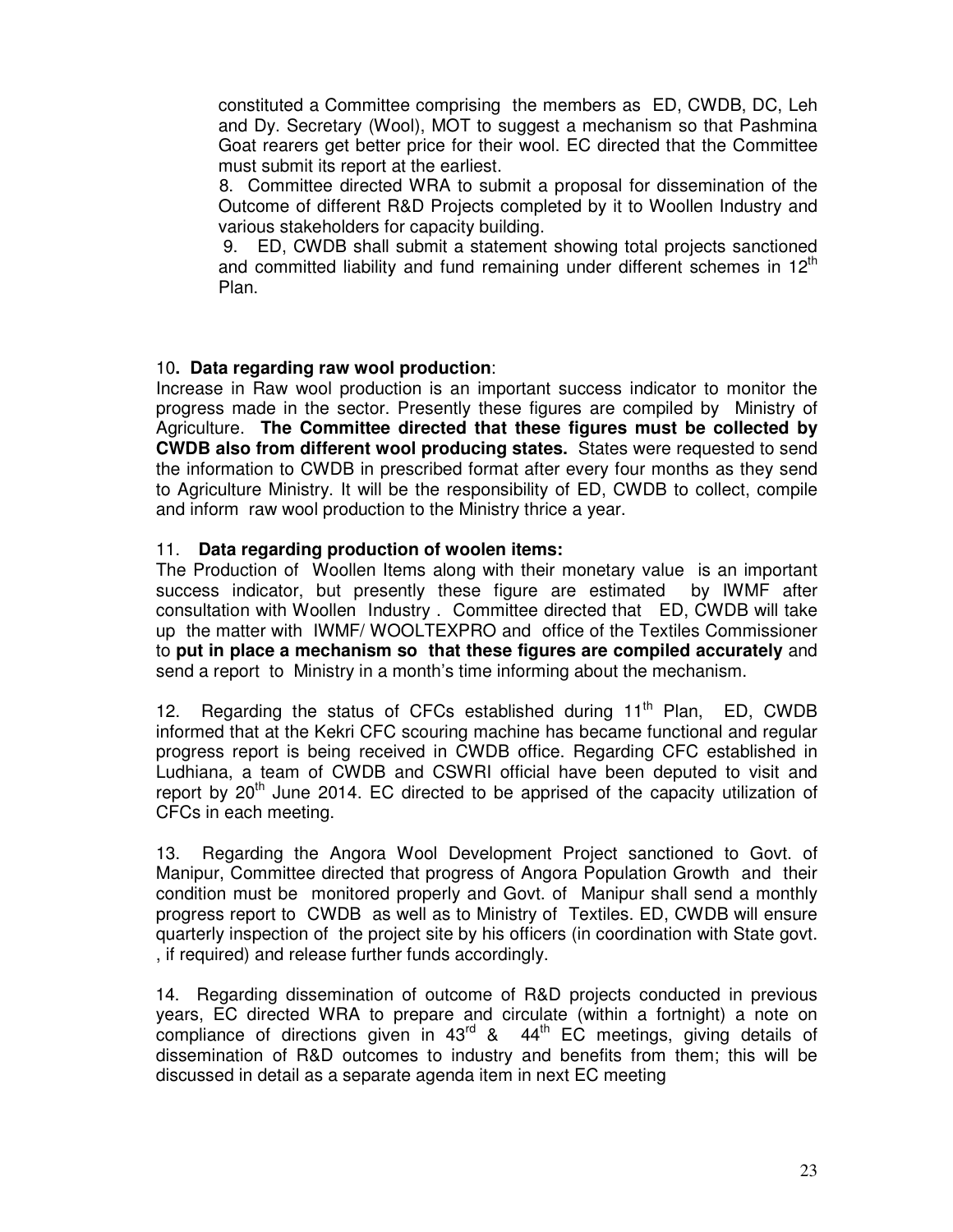constituted a Committee comprising the members as ED, CWDB, DC, Leh and Dy. Secretary (Wool), MOT to suggest a mechanism so that Pashmina Goat rearers get better price for their wool. EC directed that the Committee must submit its report at the earliest.

8. Committee directed WRA to submit a proposal for dissemination of the Outcome of different R&D Projects completed by it to Woollen Industry and various stakeholders for capacity building.

9. ED, CWDB shall submit a statement showing total projects sanctioned and committed liability and fund remaining under different schemes in 12th Plan.

10**. Data regarding raw wool production**:

Increase in Raw wool production is an important success indicator to monitor the progress made in the sector. Presently these figures are compiled by Ministry of Agriculture. **The Committee directed that these figures must be collected by CWDB also from different wool producing states.** States were requested to send the information to CWDB in prescribed format after every four months as they send to Agriculture Ministry. It will be the responsibility of ED, CWDB to collect, compile and inform raw wool production to the Ministry thrice a year.

11. **Data regarding production of woolen items:**

The Production of Woollen Items along with their monetary value is an important success indicator, but presently these figure are estimated by IWMF after consultation with Woollen Industry . Committee directed that ED, CWDB will take up the matter with IWMF/ WOOLTEXPRO and office of the Textiles Commissioner to **put in place a mechanism so that these figures are compiled accurately** and send a report to Ministry in a month's time informing about the mechanism.

12. Regarding the status of CFCs established during 11th Plan, ED, CWDB informed that at the Kekri CFC scouring machine has became functional and regular progress report is being received in CWDB office. Regarding CFC established in Ludhiana, a team of CWDB and CSWRI official have been deputed to visit and report by 20th June 2014. EC directed to be apprised of the capacity utilization of CFCs in each meeting.

13. Regarding the Angora Wool Development Project sanctioned to Govt. of Manipur, Committee directed that progress of Angora Population Growth and their condition must be monitored properly and Govt. of Manipur shall send a monthly progress report to CWDB as well as to Ministry of Textiles. ED, CWDB will ensure quarterly inspection of the project site by his officers (in coordination with State govt. , if required) and release further funds accordingly.

14. Regarding dissemination of outcome of R&D projects conducted in previous years, EC directed WRA to prepare and circulate (within a fortnight) a note on compliance of directions given in 43rd & 44th EC meetings, giving details of dissemination of R&D outcomes to industry and benefits from them; this will be discussed in detail as a separate agenda item in next EC meeting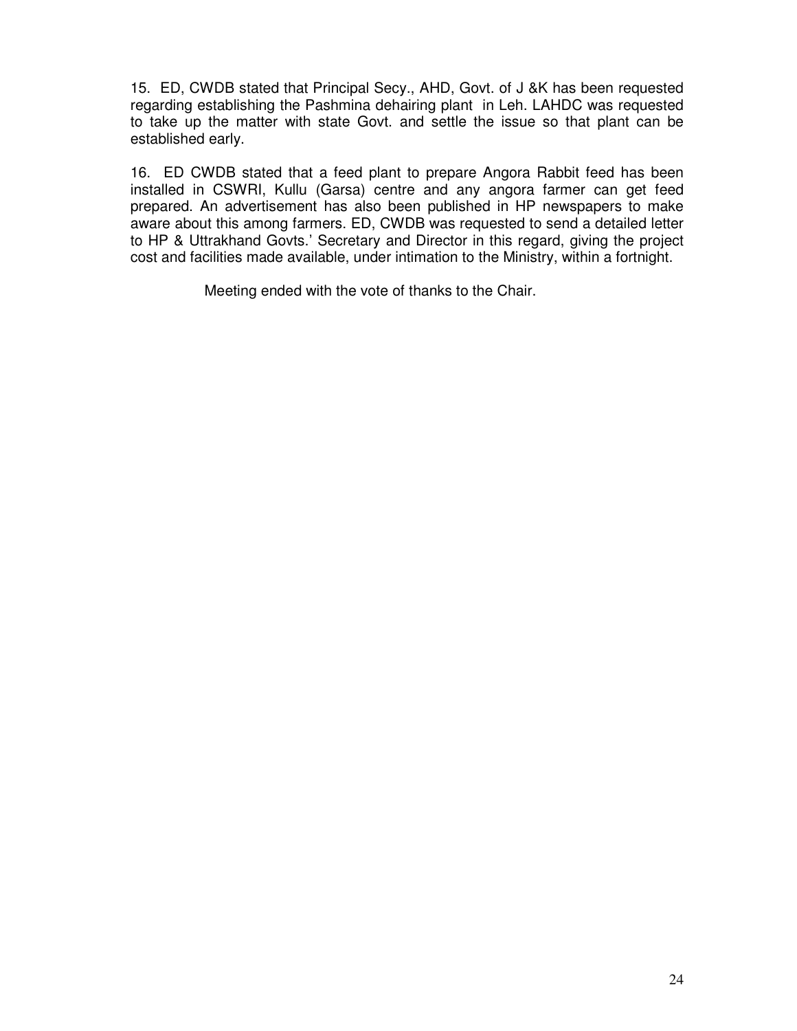15. ED, CWDB stated that Principal Secy., AHD, Govt. of J &K has been requested regarding establishing the Pashmina dehairing plant in Leh. LAHDC was requested to take up the matter with state Govt. and settle the issue so that plant can be established early.

16. ED CWDB stated that a feed plant to prepare Angora Rabbit feed has been installed in CSWRI, Kullu (Garsa) centre and any angora farmer can get feed prepared. An advertisement has also been published in HP newspapers to make aware about this among farmers. ED, CWDB was requested to send a detailed letter to HP & Uttrakhand Govts.' Secretary and Director in this regard, giving the project cost and facilities made available, under intimation to the Ministry, within a fortnight.

Meeting ended with the vote of thanks to the Chair.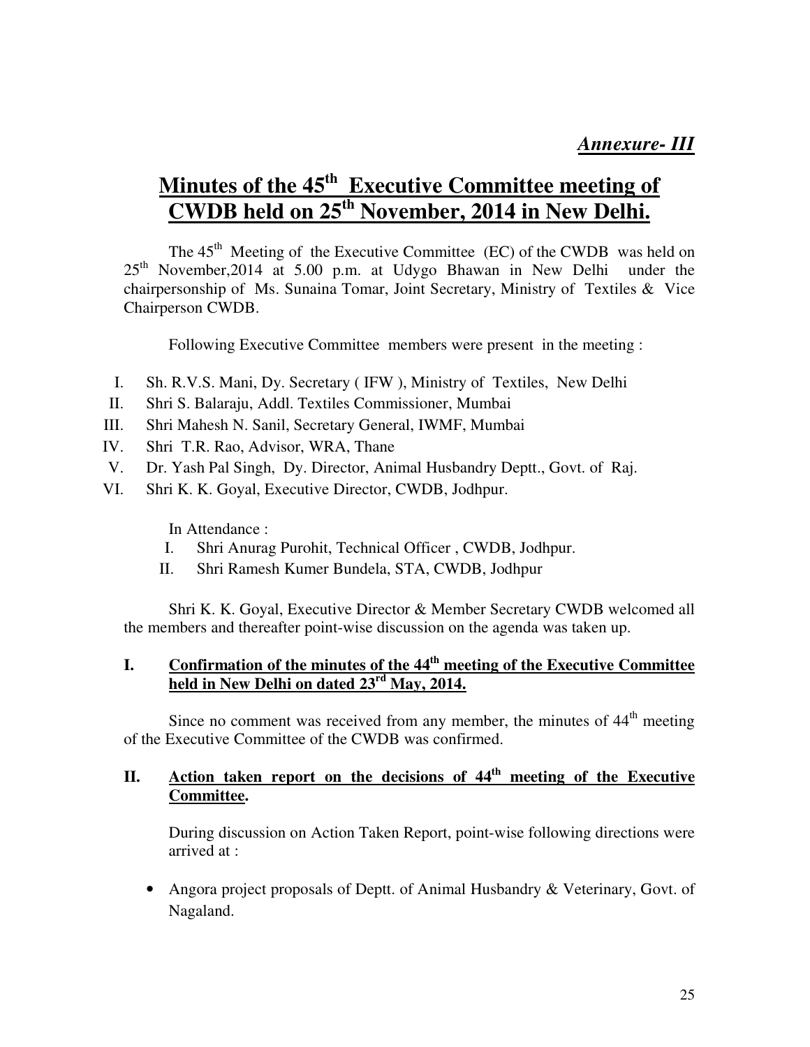***Annexure- III***

# Minutes of the 45th Executive Committee meeting of CWDB held on 25th November, 2014 in New Delhi.

The 45th Meeting of the Executive Committee (EC) of the CWDB was held on 25th November,2014 at 5.00 p.m. at Udygo Bhawan in New Delhi under the chairpersonship of Ms. Sunaina Tomar, Joint Secretary, Ministry of Textiles & Vice Chairperson CWDB.

Following Executive Committee members were present in the meeting :

I. Sh. R.V.S. Mani, Dy. Secretary ( IFW ), Ministry of Textiles, New Delhi
II. Shri S. Balaraju, Addl. Textiles Commissioner, Mumbai
III. Shri Mahesh N. Sanil, Secretary General, IWMF, Mumbai
IV. Shri T.R. Rao, Advisor, WRA, Thane
V. Dr. Yash Pal Singh, Dy. Director, Animal Husbandry Deptt., Govt. of Raj.
VI. Shri K. K. Goyal, Executive Director, CWDB, Jodhpur.

In Attendance :

I. Shri Anurag Purohit, Technical Officer , CWDB, Jodhpur.
II. Shri Ramesh Kumer Bundela, STA, CWDB, Jodhpur

Shri K. K. Goyal, Executive Director & Member Secretary CWDB welcomed all the members and thereafter point-wise discussion on the agenda was taken up.

## I. Confirmation of the minutes of the 44th meeting of the Executive Committee held in New Delhi on dated 23rd May, 2014.

Since no comment was received from any member, the minutes of 44th meeting of the Executive Committee of the CWDB was confirmed.

## II. Action taken report on the decisions of 44th meeting of the Executive Committee.

During discussion on Action Taken Report, point-wise following directions were arrived at :

- Angora project proposals of Deptt. of Animal Husbandry & Veterinary, Govt. of Nagaland.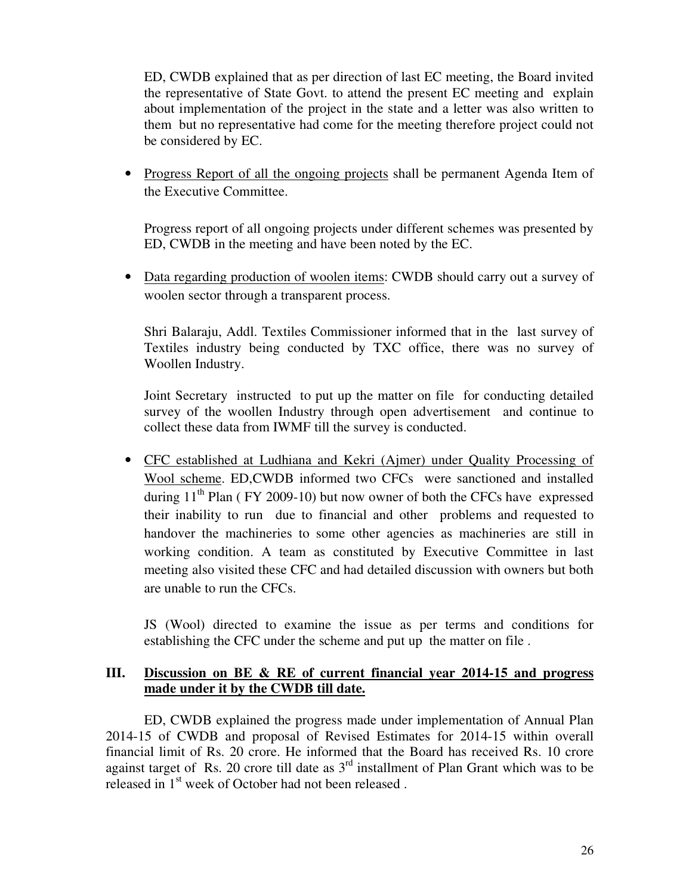ED, CWDB explained that as per direction of last EC meeting, the Board invited the representative of State Govt. to attend the present EC meeting and explain about implementation of the project in the state and a letter was also written to them but no representative had come for the meeting therefore project could not be considered by EC.

- <u>Progress Report of all the ongoing projects</u> shall be permanent Agenda Item of the Executive Committee.

  Progress report of all ongoing projects under different schemes was presented by ED, CWDB in the meeting and have been noted by the EC.

- <u>Data regarding production of woolen items</u>: CWDB should carry out a survey of woolen sector through a transparent process.

  Shri Balaraju, Addl. Textiles Commissioner informed that in the last survey of Textiles industry being conducted by TXC office, there was no survey of Woollen Industry.

  Joint Secretary instructed to put up the matter on file for conducting detailed survey of the woollen Industry through open advertisement and continue to collect these data from IWMF till the survey is conducted.

- <u>CFC established at Ludhiana and Kekri (Ajmer) under Quality Processing of Wool scheme</u>. ED,CWDB informed two CFCs were sanctioned and installed during 11th Plan ( FY 2009-10) but now owner of both the CFCs have expressed their inability to run due to financial and other problems and requested to handover the machineries to some other agencies as machineries are still in working condition. A team as constituted by Executive Committee in last meeting also visited these CFC and had detailed discussion with owners but both are unable to run the CFCs.

  JS (Wool) directed to examine the issue as per terms and conditions for establishing the CFC under the scheme and put up the matter on file .

## III. <u>Discussion on BE & RE of current financial year 2014-15 and progress made under it by the CWDB till date.</u>

ED, CWDB explained the progress made under implementation of Annual Plan 2014-15 of CWDB and proposal of Revised Estimates for 2014-15 within overall financial limit of Rs. 20 crore. He informed that the Board has received Rs. 10 crore against target of Rs. 20 crore till date as 3rd installment of Plan Grant which was to be released in 1st week of October had not been released .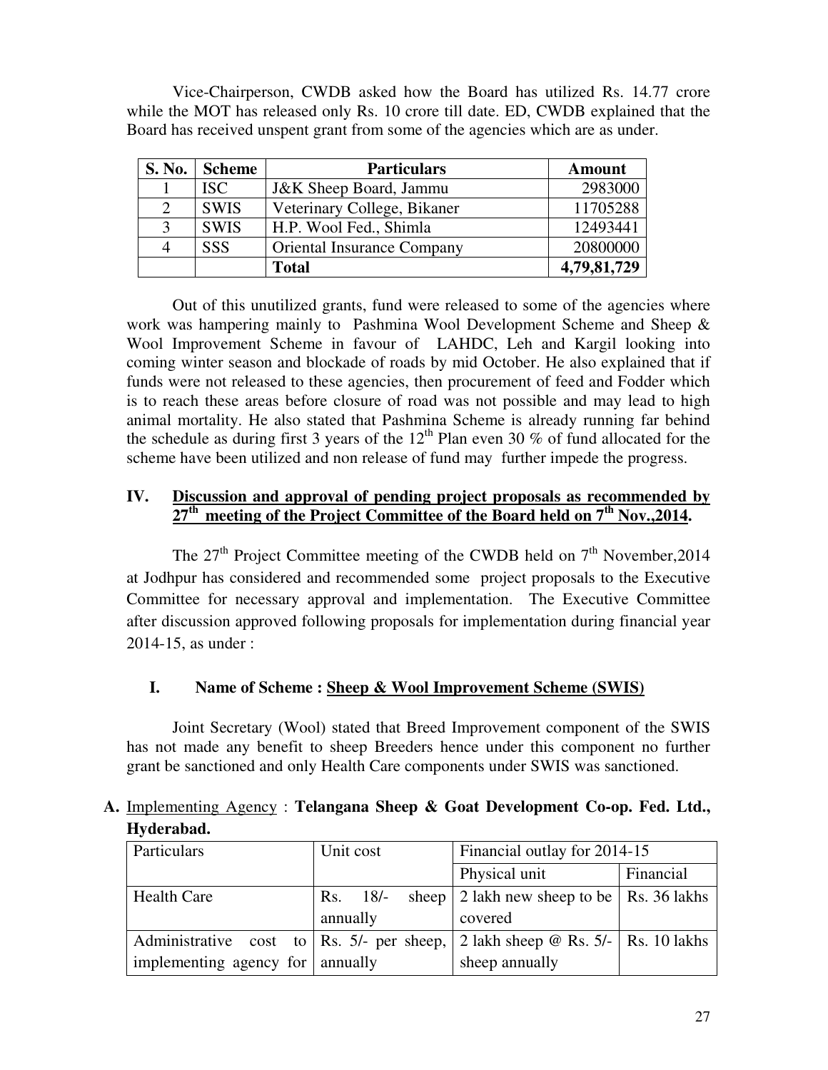Vice-Chairperson, CWDB asked how the Board has utilized Rs. 14.77 crore while the MOT has released only Rs. 10 crore till date. ED, CWDB explained that the Board has received unspent grant from some of the agencies which are as under.

| S. No. | Scheme | Particulars | Amount |
|---|---|---|---|
| 1 | ISC | J&K Sheep Board, Jammu | 2983000 |
| 2 | SWIS | Veterinary College, Bikaner | 11705288 |
| 3 | SWIS | H.P. Wool Fed., Shimla | 12493441 |
| 4 | SSS | Oriental Insurance Company | 20800000 |
| | | **Total** | **4,79,81,729** |

Out of this unutilized grants, fund were released to some of the agencies where work was hampering mainly to Pashmina Wool Development Scheme and Sheep & Wool Improvement Scheme in favour of LAHDC, Leh and Kargil looking into coming winter season and blockade of roads by mid October. He also explained that if funds were not released to these agencies, then procurement of feed and Fodder which is to reach these areas before closure of road was not possible and may lead to high animal mortality. He also stated that Pashmina Scheme is already running far behind the schedule as during first 3 years of the 12th Plan even 30 % of fund allocated for the scheme have been utilized and non release of fund may further impede the progress.

## IV. Discussion and approval of pending project proposals as recommended by 27th meeting of the Project Committee of the Board held on 7th Nov.,2014.

The 27th Project Committee meeting of the CWDB held on 7th November,2014 at Jodhpur has considered and recommended some project proposals to the Executive Committee for necessary approval and implementation. The Executive Committee after discussion approved following proposals for implementation during financial year 2014-15, as under :

### I. Name of Scheme : Sheep & Wool Improvement Scheme (SWIS)

Joint Secretary (Wool) stated that Breed Improvement component of the SWIS has not made any benefit to sheep Breeders hence under this component no further grant be sanctioned and only Health Care components under SWIS was sanctioned.

**A.** Implementing Agency : **Telangana Sheep & Goat Development Co-op. Fed. Ltd., Hyderabad.**

| Particulars | Unit cost | Financial outlay for 2014-15 | |
|---|---|---|---|
| | | Physical unit | Financial |
| Health Care | Rs. 18/- sheep annually | 2 lakh new sheep to be covered | Rs. 36 lakhs |
| Administrative cost to implementing agency for | Rs. 5/- per sheep, annually | 2 lakh sheep @ Rs. 5/- sheep annually | Rs. 10 lakhs |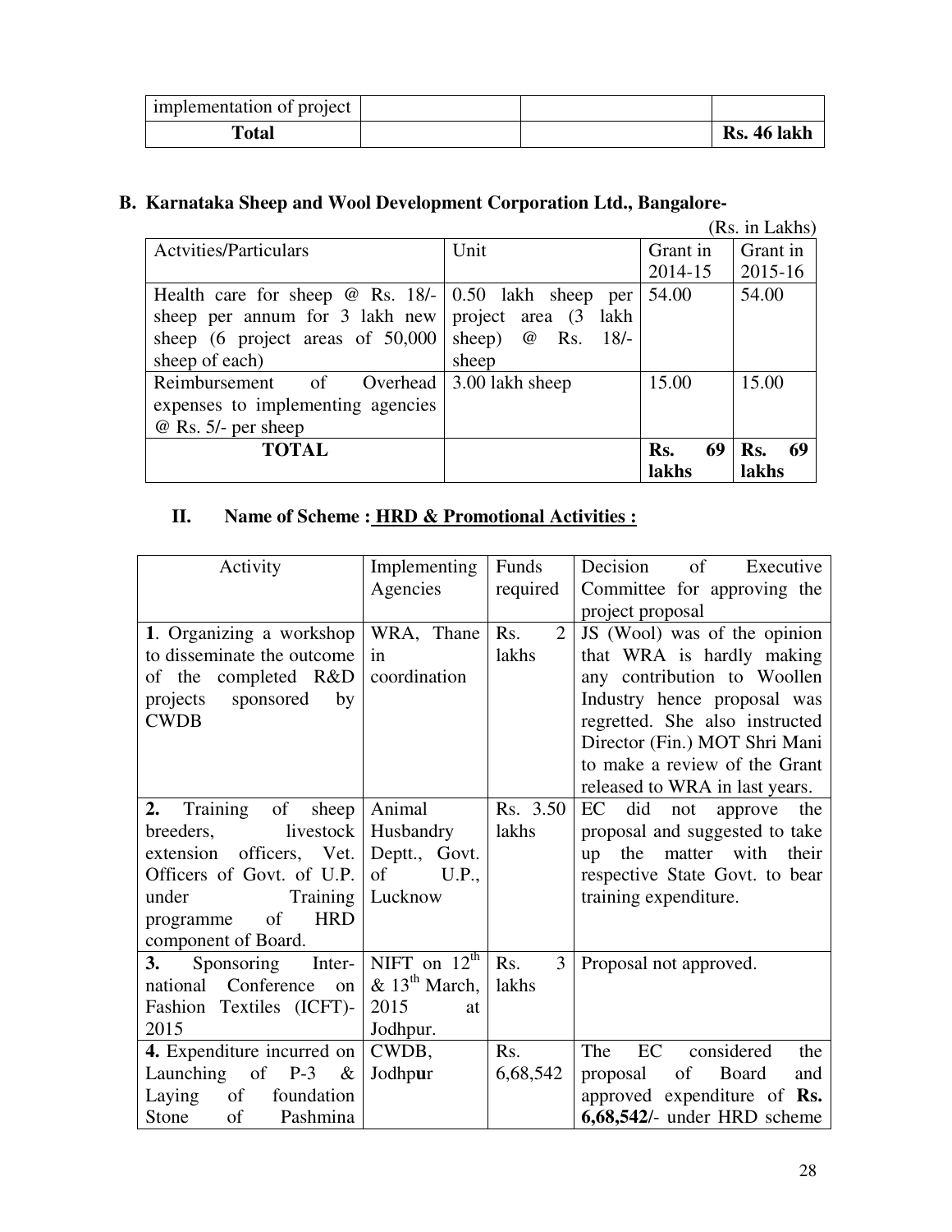| implementation of project | | | |
|---|---|---|---|
| **Total** | | | **Rs. 46 lakh** |

## B. Karnataka Sheep and Wool Development Corporation Ltd., Bangalore-

(Rs. in Lakhs)

| Actvities/Particulars | Unit | Grant in 2014-15 | Grant in 2015-16 |
|---|---|---|---|
| Health care for sheep @ Rs. 18/- sheep per annum for 3 lakh new sheep (6 project areas of 50,000 sheep of each) | 0.50 lakh sheep per project area (3 lakh sheep) @ Rs. 18/- sheep | 54.00 | 54.00 |
| Reimbursement of Overhead expenses to implementing agencies @ Rs. 5/- per sheep | 3.00 lakh sheep | 15.00 | 15.00 |
| **TOTAL** | | **Rs. 69 lakhs** | **Rs. 69 lakhs** |

## II. Name of Scheme : HRD & Promotional Activities :

| Activity | Implementing Agencies | Funds required | Decision of Executive Committee for approving the project proposal |
|---|---|---|---|
| **1**. Organizing a workshop to disseminate the outcome of the completed R&D projects sponsored by CWDB | WRA, Thane in coordination | Rs. 2 lakhs | JS (Wool) was of the opinion that WRA is hardly making any contribution to Woollen Industry hence proposal was regretted. She also instructed Director (Fin.) MOT Shri Mani to make a review of the Grant released to WRA in last years. |
| **2.** Training of sheep breeders, livestock extension officers, Vet. Officers of Govt. of U.P. under Training programme of HRD component of Board. | Animal Husbandry Deptt., Govt. of U.P., Lucknow | Rs. 3.50 lakhs | EC did not approve the proposal and suggested to take up the matter with their respective State Govt. to bear training expenditure. |
| **3.** Sponsoring International Conference on Fashion Textiles (ICFT)-2015 | NIFT on 12th & 13th March, 2015 at Jodhpur. | Rs. 3 lakhs | Proposal not approved. |
| **4.** Expenditure incurred on Launching of P-3 & Laying of foundation Stone of Pashmina | CWDB, Jodhpur | Rs. 6,68,542 | The EC considered the proposal of Board and approved expenditure of **Rs. 6,68,542/-** under HRD scheme |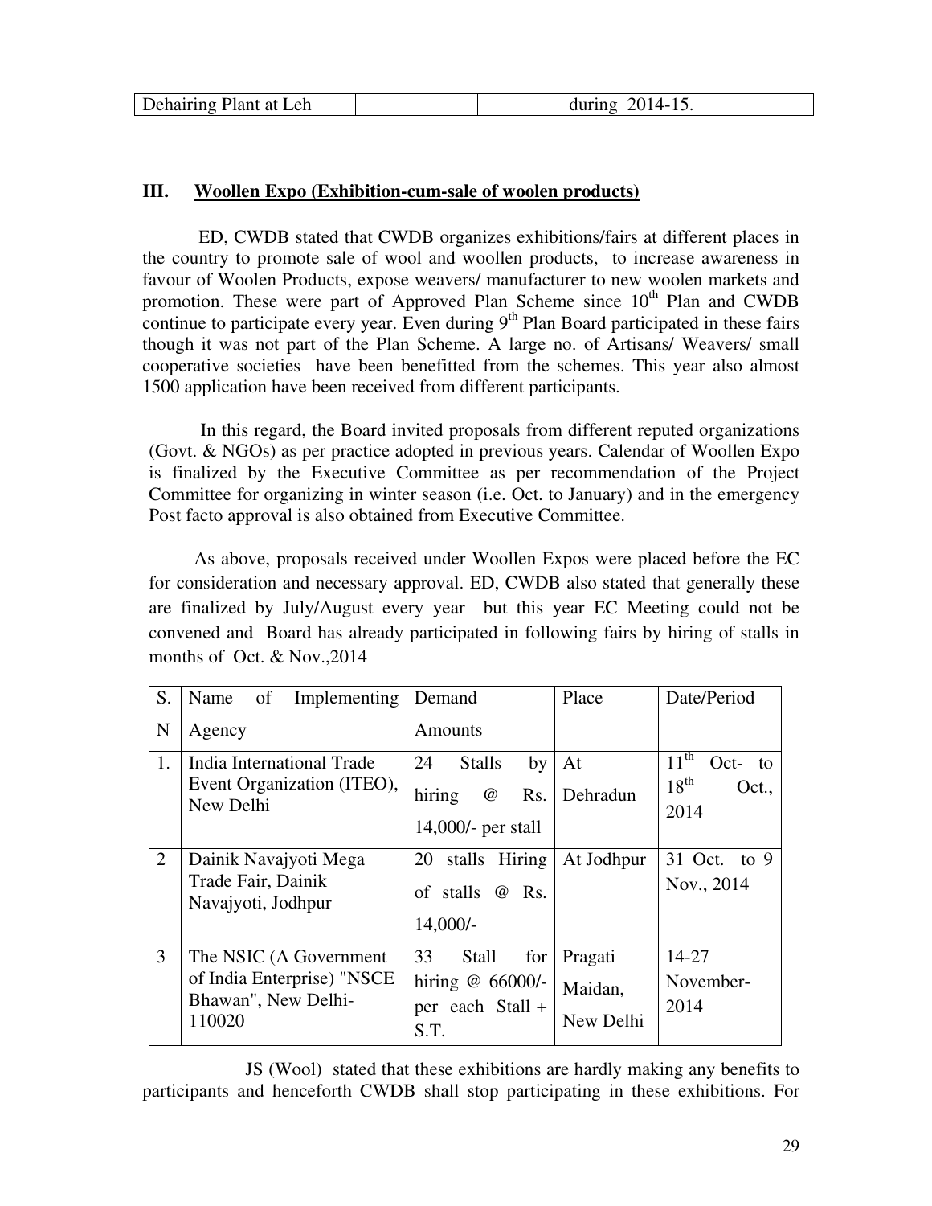| Dehairing Plant at Leh | | | during 2014-15. |
|---|---|---|---|

### III. Woollen Expo (Exhibition-cum-sale of woolen products)

ED, CWDB stated that CWDB organizes exhibitions/fairs at different places in the country to promote sale of wool and woollen products, to increase awareness in favour of Woolen Products, expose weavers/ manufacturer to new woolen markets and promotion. These were part of Approved Plan Scheme since 10th Plan and CWDB continue to participate every year. Even during 9th Plan Board participated in these fairs though it was not part of the Plan Scheme. A large no. of Artisans/ Weavers/ small cooperative societies have been benefitted from the schemes. This year also almost 1500 application have been received from different participants.

In this regard, the Board invited proposals from different reputed organizations (Govt. & NGOs) as per practice adopted in previous years. Calendar of Woollen Expo is finalized by the Executive Committee as per recommendation of the Project Committee for organizing in winter season (i.e. Oct. to January) and in the emergency Post facto approval is also obtained from Executive Committee.

As above, proposals received under Woollen Expos were placed before the EC for consideration and necessary approval. ED, CWDB also stated that generally these are finalized by July/August every year but this year EC Meeting could not be convened and Board has already participated in following fairs by hiring of stalls in months of Oct. & Nov.,2014

| S. N | Name of Implementing Agency | Demand Amounts | Place | Date/Period |
|---|---|---|---|---|
| 1. | India International Trade Event Organization (ITEO), New Delhi | 24 Stalls by hiring @ Rs. 14,000/- per stall | At Dehradun | 11th Oct- to 18th Oct., 2014 |
| 2 | Dainik Navajyoti Mega Trade Fair, Dainik Navajyoti, Jodhpur | 20 stalls Hiring of stalls @ Rs. 14,000/- | At Jodhpur | 31 Oct. to 9 Nov., 2014 |
| 3 | The NSIC (A Government of India Enterprise) "NSCE Bhawan", New Delhi-110020 | 33 Stall for hiring @ 66000/- per each Stall + S.T. | Pragati Maidan, New Delhi | 14-27 November-2014 |

JS (Wool) stated that these exhibitions are hardly making any benefits to participants and henceforth CWDB shall stop participating in these exhibitions. For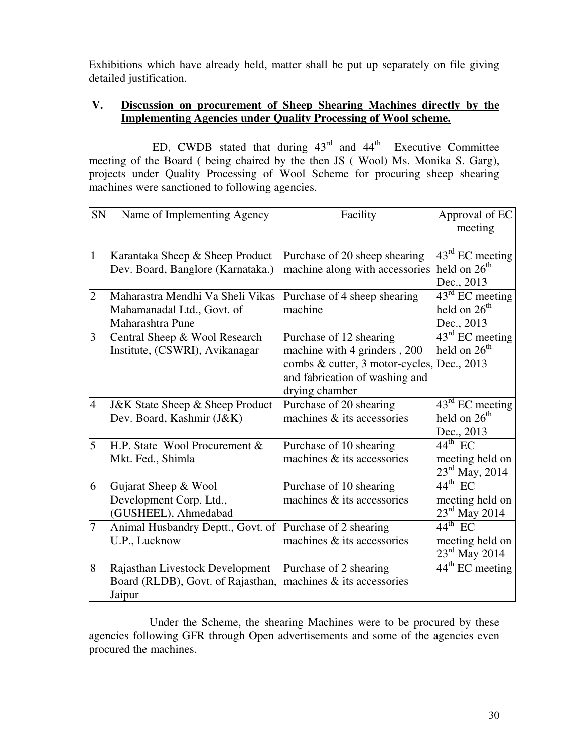Exhibitions which have already held, matter shall be put up separately on file giving detailed justification.

### V. Discussion on procurement of Sheep Shearing Machines directly by the Implementing Agencies under Quality Processing of Wool scheme.

ED, CWDB stated that during 43rd and 44th Executive Committee meeting of the Board ( being chaired by the then JS ( Wool) Ms. Monika S. Garg), projects under Quality Processing of Wool Scheme for procuring sheep shearing machines were sanctioned to following agencies.

| SN | Name of Implementing Agency | Facility | Approval of EC meeting |
|---|---|---|---|
| 1 | Karantaka Sheep & Sheep Product Dev. Board, Banglore (Karnataka.) | Purchase of 20 sheep shearing machine along with accessories | 43rd EC meeting held on 26th Dec., 2013 |
| 2 | Maharastra Mendhi Va Sheli Vikas Mahamanadal Ltd., Govt. of Maharashtra Pune | Purchase of 4 sheep shearing machine | 43rd EC meeting held on 26th Dec., 2013 |
| 3 | Central Sheep & Wool Research Institute, (CSWRI), Avikanagar | Purchase of 12 shearing machine with 4 grinders , 200 combs & cutter, 3 motor-cycles, and fabrication of washing and drying chamber | 43rd EC meeting held on 26th Dec., 2013 |
| 4 | J&K State Sheep & Sheep Product Dev. Board, Kashmir (J&K) | Purchase of 20 shearing machines & its accessories | 43rd EC meeting held on 26th Dec., 2013 |
| 5 | H.P. State Wool Procurement & Mkt. Fed., Shimla | Purchase of 10 shearing machines & its accessories | 44th EC meeting held on 23rd May, 2014 |
| 6 | Gujarat Sheep & Wool Development Corp. Ltd., (GUSHEEL), Ahmedabad | Purchase of 10 shearing machines & its accessories | 44th EC meeting held on 23rd May 2014 |
| 7 | Animal Husbandry Deptt., Govt. of U.P., Lucknow | Purchase of 2 shearing machines & its accessories | 44th EC meeting held on 23rd May 2014 |
| 8 | Rajasthan Livestock Development Board (RLDB), Govt. of Rajasthan, Jaipur | Purchase of 2 shearing machines & its accessories | 44th EC meeting |

Under the Scheme, the shearing Machines were to be procured by these agencies following GFR through Open advertisements and some of the agencies even procured the machines.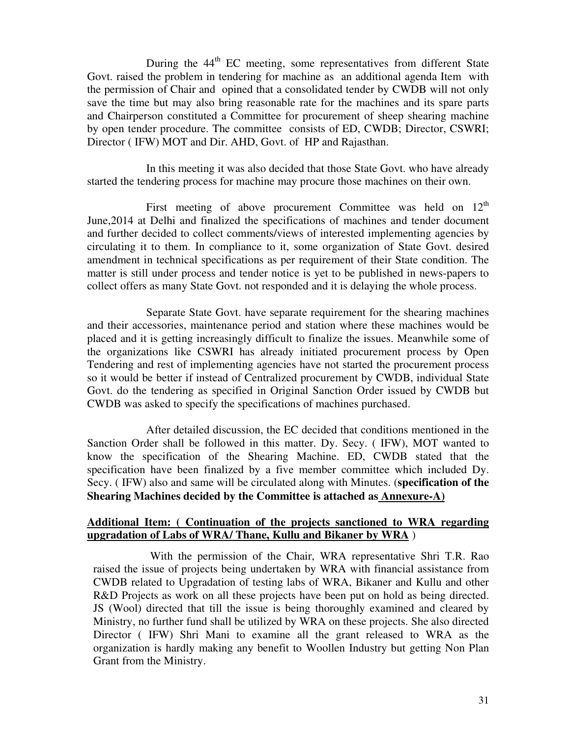During the 44th EC meeting, some representatives from different State Govt. raised the problem in tendering for machine as an additional agenda Item with the permission of Chair and opined that a consolidated tender by CWDB will not only save the time but may also bring reasonable rate for the machines and its spare parts and Chairperson constituted a Committee for procurement of sheep shearing machine by open tender procedure. The committee consists of ED, CWDB; Director, CSWRI; Director ( IFW) MOT and Dir. AHD, Govt. of HP and Rajasthan.

In this meeting it was also decided that those State Govt. who have already started the tendering process for machine may procure those machines on their own.

First meeting of above procurement Committee was held on 12th June,2014 at Delhi and finalized the specifications of machines and tender document and further decided to collect comments/views of interested implementing agencies by circulating it to them. In compliance to it, some organization of State Govt. desired amendment in technical specifications as per requirement of their State condition. The matter is still under process and tender notice is yet to be published in news-papers to collect offers as many State Govt. not responded and it is delaying the whole process.

Separate State Govt. have separate requirement for the shearing machines and their accessories, maintenance period and station where these machines would be placed and it is getting increasingly difficult to finalize the issues. Meanwhile some of the organizations like CSWRI has already initiated procurement process by Open Tendering and rest of implementing agencies have not started the procurement process so it would be better if instead of Centralized procurement by CWDB, individual State Govt. do the tendering as specified in Original Sanction Order issued by CWDB but CWDB was asked to specify the specifications of machines purchased.

After detailed discussion, the EC decided that conditions mentioned in the Sanction Order shall be followed in this matter. Dy. Secy. ( IFW), MOT wanted to know the specification of the Shearing Machine. ED, CWDB stated that the specification have been finalized by a five member committee which included Dy. Secy. ( IFW) also and same will be circulated along with Minutes. (**specification of the Shearing Machines decided by the Committee is attached as Annexure-A)**

**Additional Item: ( Continuation of the projects sanctioned to WRA regarding upgradation of Labs of WRA/ Thane, Kullu and Bikaner by WRA** )

With the permission of the Chair, WRA representative Shri T.R. Rao raised the issue of projects being undertaken by WRA with financial assistance from CWDB related to Upgradation of testing labs of WRA, Bikaner and Kullu and other R&D Projects as work on all these projects have been put on hold as being directed. JS (Wool) directed that till the issue is being thoroughly examined and cleared by Ministry, no further fund shall be utilized by WRA on these projects. She also directed Director ( IFW) Shri Mani to examine all the grant released to WRA as the organization is hardly making any benefit to Woollen Industry but getting Non Plan Grant from the Ministry.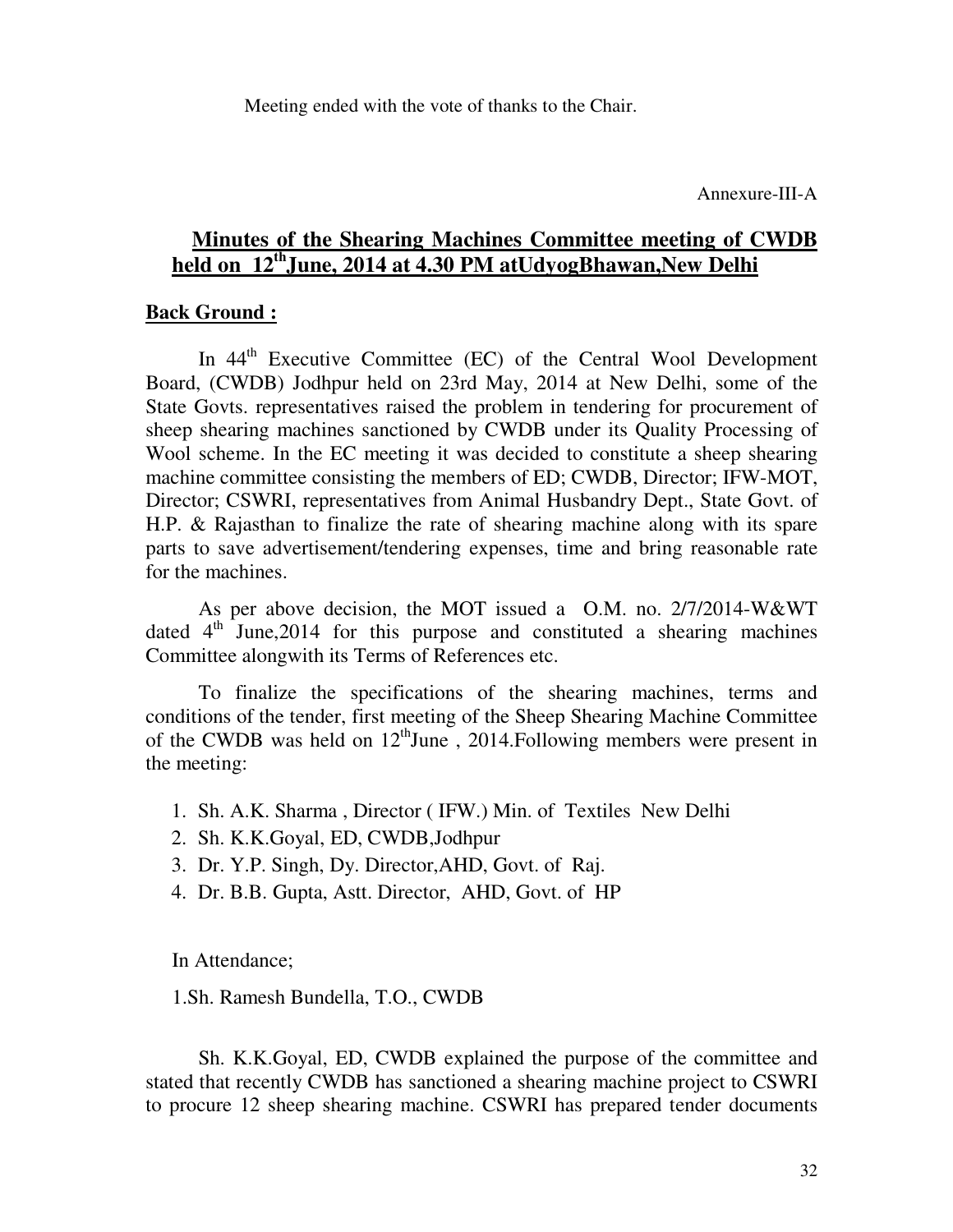Meeting ended with the vote of thanks to the Chair.

Annexure-III-A

## Minutes of the Shearing Machines Committee meeting of CWDB held on 12th June, 2014 at 4.30 PM atUdyogBhawan,New Delhi

**Back Ground :**

In 44th Executive Committee (EC) of the Central Wool Development Board, (CWDB) Jodhpur held on 23rd May, 2014 at New Delhi, some of the State Govts. representatives raised the problem in tendering for procurement of sheep shearing machines sanctioned by CWDB under its Quality Processing of Wool scheme. In the EC meeting it was decided to constitute a sheep shearing machine committee consisting the members of ED; CWDB, Director; IFW-MOT, Director; CSWRI, representatives from Animal Husbandry Dept., State Govt. of H.P. & Rajasthan to finalize the rate of shearing machine along with its spare parts to save advertisement/tendering expenses, time and bring reasonable rate for the machines.

As per above decision, the MOT issued a O.M. no. 2/7/2014-W&WT dated 4th June,2014 for this purpose and constituted a shearing machines Committee alongwith its Terms of References etc.

To finalize the specifications of the shearing machines, terms and conditions of the tender, first meeting of the Sheep Shearing Machine Committee of the CWDB was held on 12th June , 2014.Following members were present in the meeting:

1. Sh. A.K. Sharma , Director ( IFW.) Min. of Textiles New Delhi
2. Sh. K.K.Goyal, ED, CWDB,Jodhpur
3. Dr. Y.P. Singh, Dy. Director,AHD, Govt. of Raj.
4. Dr. B.B. Gupta, Astt. Director, AHD, Govt. of HP

In Attendance;

1.Sh. Ramesh Bundella, T.O., CWDB

Sh. K.K.Goyal, ED, CWDB explained the purpose of the committee and stated that recently CWDB has sanctioned a shearing machine project to CSWRI to procure 12 sheep shearing machine. CSWRI has prepared tender documents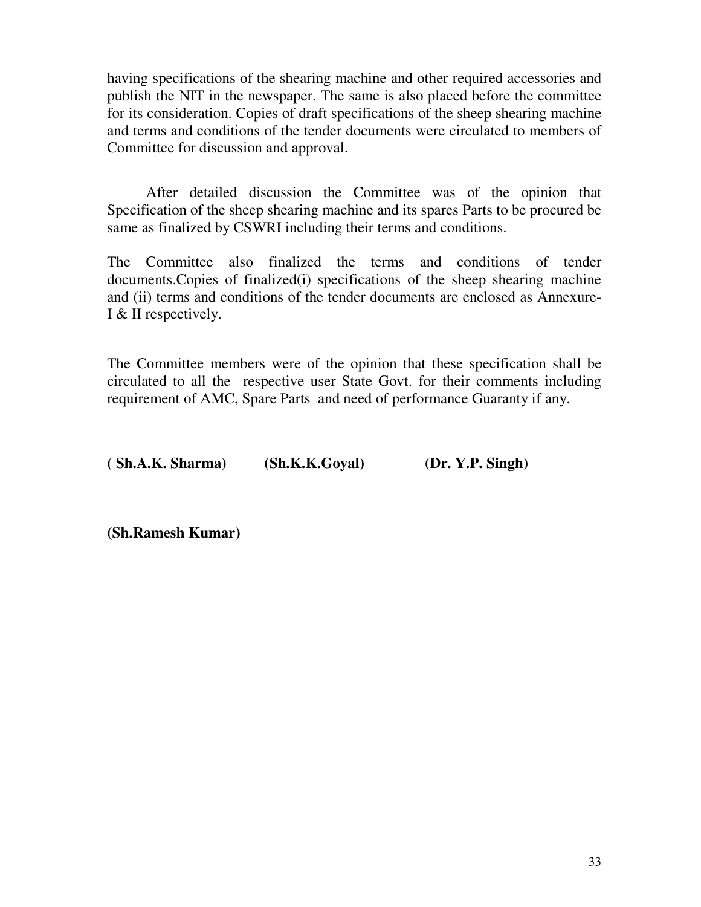having specifications of the shearing machine and other required accessories and publish the NIT in the newspaper. The same is also placed before the committee for its consideration. Copies of draft specifications of the sheep shearing machine and terms and conditions of the tender documents were circulated to members of Committee for discussion and approval.

After detailed discussion the Committee was of the opinion that Specification of the sheep shearing machine and its spares Parts to be procured be same as finalized by CSWRI including their terms and conditions.

The Committee also finalized the terms and conditions of tender documents.Copies of finalized(i) specifications of the sheep shearing machine and (ii) terms and conditions of the tender documents are enclosed as Annexure-I & II respectively.

The Committee members were of the opinion that these specification shall be circulated to all the respective user State Govt. for their comments including requirement of AMC, Spare Parts and need of performance Guaranty if any.

**( Sh.A.K. Sharma)** **(Sh.K.K.Goyal)** **(Dr. Y.P. Singh)**

**(Sh.Ramesh Kumar)**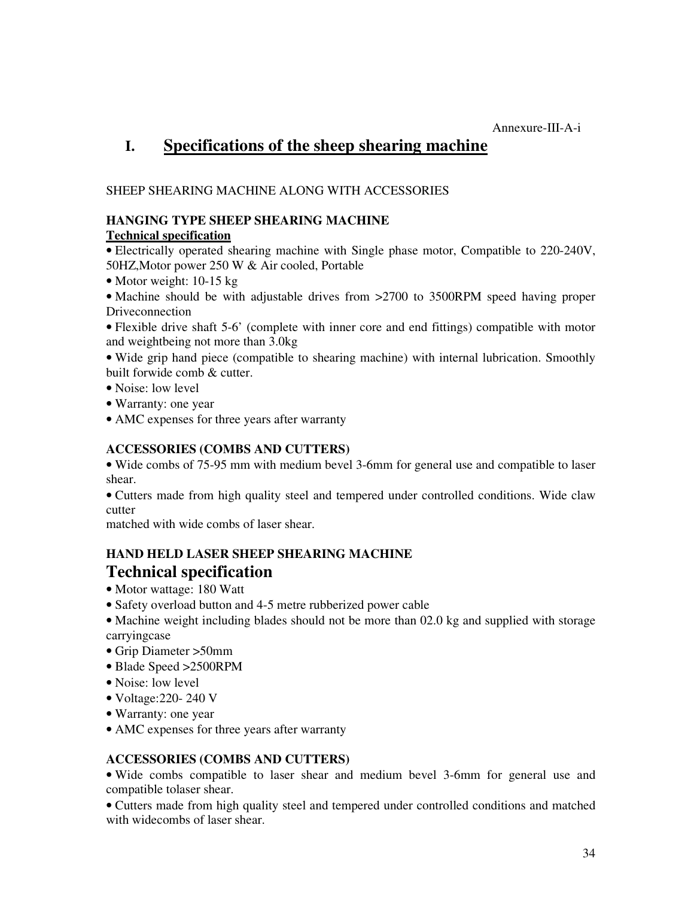Annexure-III-A-i

# I. Specifications of the sheep shearing machine

SHEEP SHEARING MACHINE ALONG WITH ACCESSORIES

**HANGING TYPE SHEEP SHEARING MACHINE**

**Technical specification**

- Electrically operated shearing machine with Single phase motor, Compatible to 220-240V, 50HZ,Motor power 250 W & Air cooled, Portable
- Motor weight: 10-15 kg
- Machine should be with adjustable drives from >2700 to 3500RPM speed having proper Driveconnection
- Flexible drive shaft 5-6' (complete with inner core and end fittings) compatible with motor and weightbeing not more than 3.0kg
- Wide grip hand piece (compatible to shearing machine) with internal lubrication. Smoothly built forwide comb & cutter.
- Noise: low level
- Warranty: one year
- AMC expenses for three years after warranty

**ACCESSORIES (COMBS AND CUTTERS)**

- Wide combs of 75-95 mm with medium bevel 3-6mm for general use and compatible to laser shear.
- Cutters made from high quality steel and tempered under controlled conditions. Wide claw cutter
matched with wide combs of laser shear.

**HAND HELD LASER SHEEP SHEARING MACHINE**

## Technical specification

- Motor wattage: 180 Watt
- Safety overload button and 4-5 metre rubberized power cable
- Machine weight including blades should not be more than 02.0 kg and supplied with storage carryingcase
- Grip Diameter >50mm
- Blade Speed >2500RPM
- Noise: low level
- Voltage:220- 240 V
- Warranty: one year
- AMC expenses for three years after warranty

**ACCESSORIES (COMBS AND CUTTERS)**

- Wide combs compatible to laser shear and medium bevel 3-6mm for general use and compatible tolaser shear.
- Cutters made from high quality steel and tempered under controlled conditions and matched with widecombs of laser shear.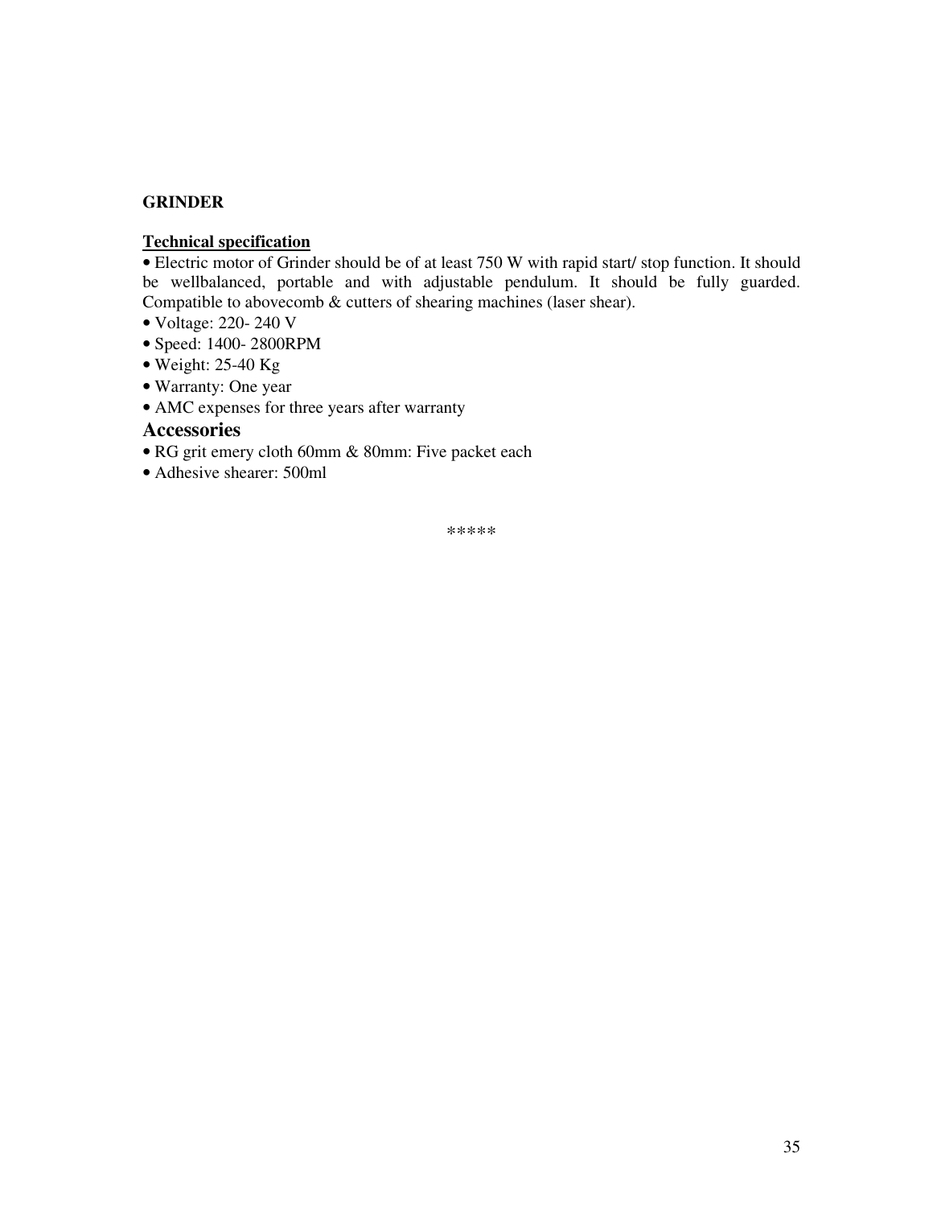**GRINDER**

**Technical specification**

- Electric motor of Grinder should be of at least 750 W with rapid start/ stop function. It should be wellbalanced, portable and with adjustable pendulum. It should be fully guarded. Compatible to abovecomb & cutters of shearing machines (laser shear).
- Voltage: 220- 240 V
- Speed: 1400- 2800RPM
- Weight: 25-40 Kg
- Warranty: One year
- AMC expenses for three years after warranty

## Accessories

- RG grit emery cloth 60mm & 80mm: Five packet each
- Adhesive shearer: 500ml

*****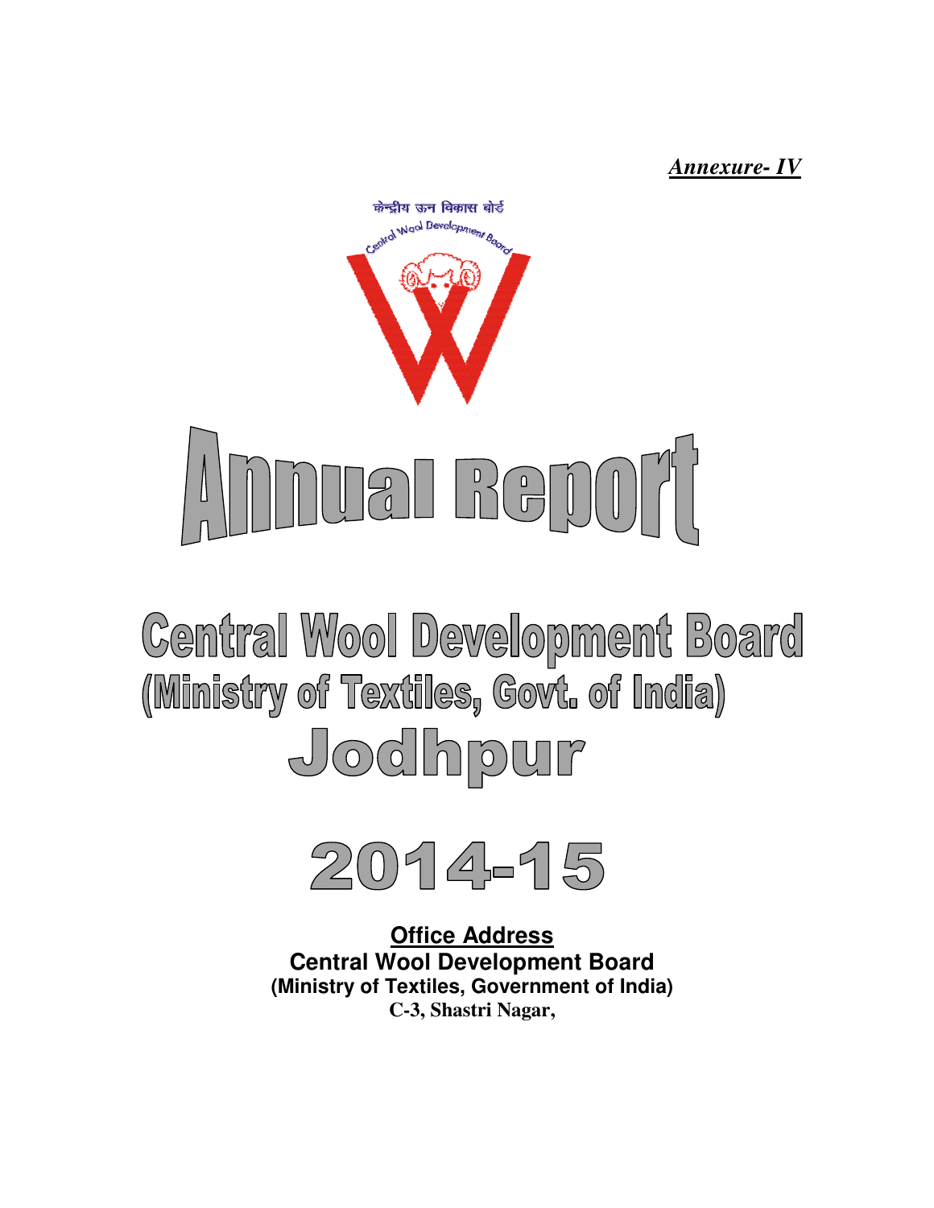*Annexure- IV*

केन्द्रीय ऊन विकास बोर्ड

Central Wool Development Board

# Annual Report

# Central Wool Development Board

## (Ministry of Textiles, Govt. of India)

## Jodhpur

## 2014-15

**Office Address**

**Central Wool Development Board**

**(Ministry of Textiles, Government of India)**

**C-3, Shastri Nagar,**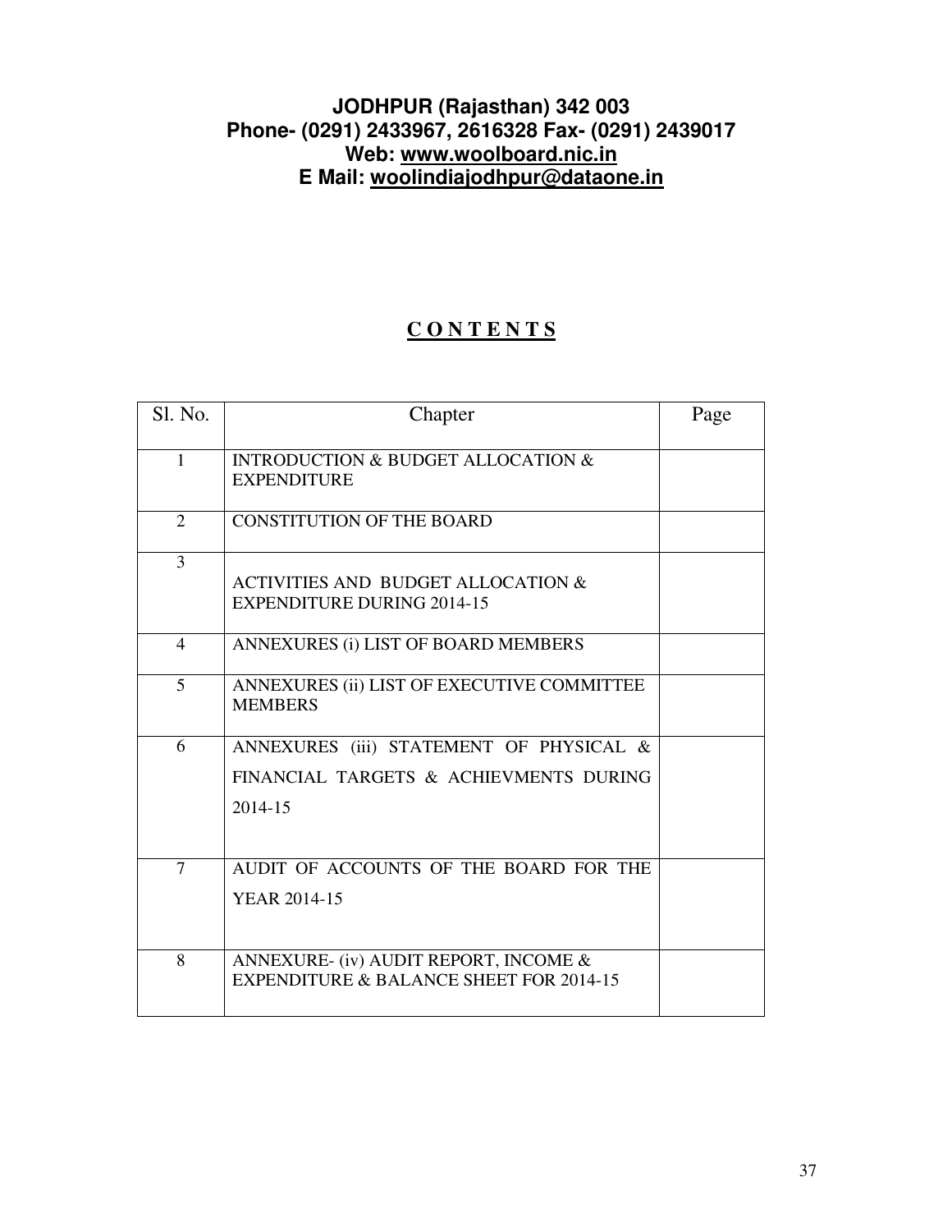**JODHPUR (Rajasthan) 342 003**
**Phone- (0291) 2433967, 2616328 Fax- (0291) 2439017**
**Web: www.woolboard.nic.in**
**E Mail: woolindiajodhpur@dataone.in**

## C O N T E N T S

| Sl. No. | Chapter | Page |
|---|---|---|
| 1 | INTRODUCTION & BUDGET ALLOCATION & EXPENDITURE | |
| 2 | CONSTITUTION OF THE BOARD | |
| 3 | ACTIVITIES AND BUDGET ALLOCATION & EXPENDITURE DURING 2014-15 | |
| 4 | ANNEXURES (i) LIST OF BOARD MEMBERS | |
| 5 | ANNEXURES (ii) LIST OF EXECUTIVE COMMITTEE MEMBERS | |
| 6 | ANNEXURES (iii) STATEMENT OF PHYSICAL & FINANCIAL TARGETS & ACHIEVMENTS DURING 2014-15 | |
| 7 | AUDIT OF ACCOUNTS OF THE BOARD FOR THE YEAR 2014-15 | |
| 8 | ANNEXURE- (iv) AUDIT REPORT, INCOME & EXPENDITURE & BALANCE SHEET FOR 2014-15 | |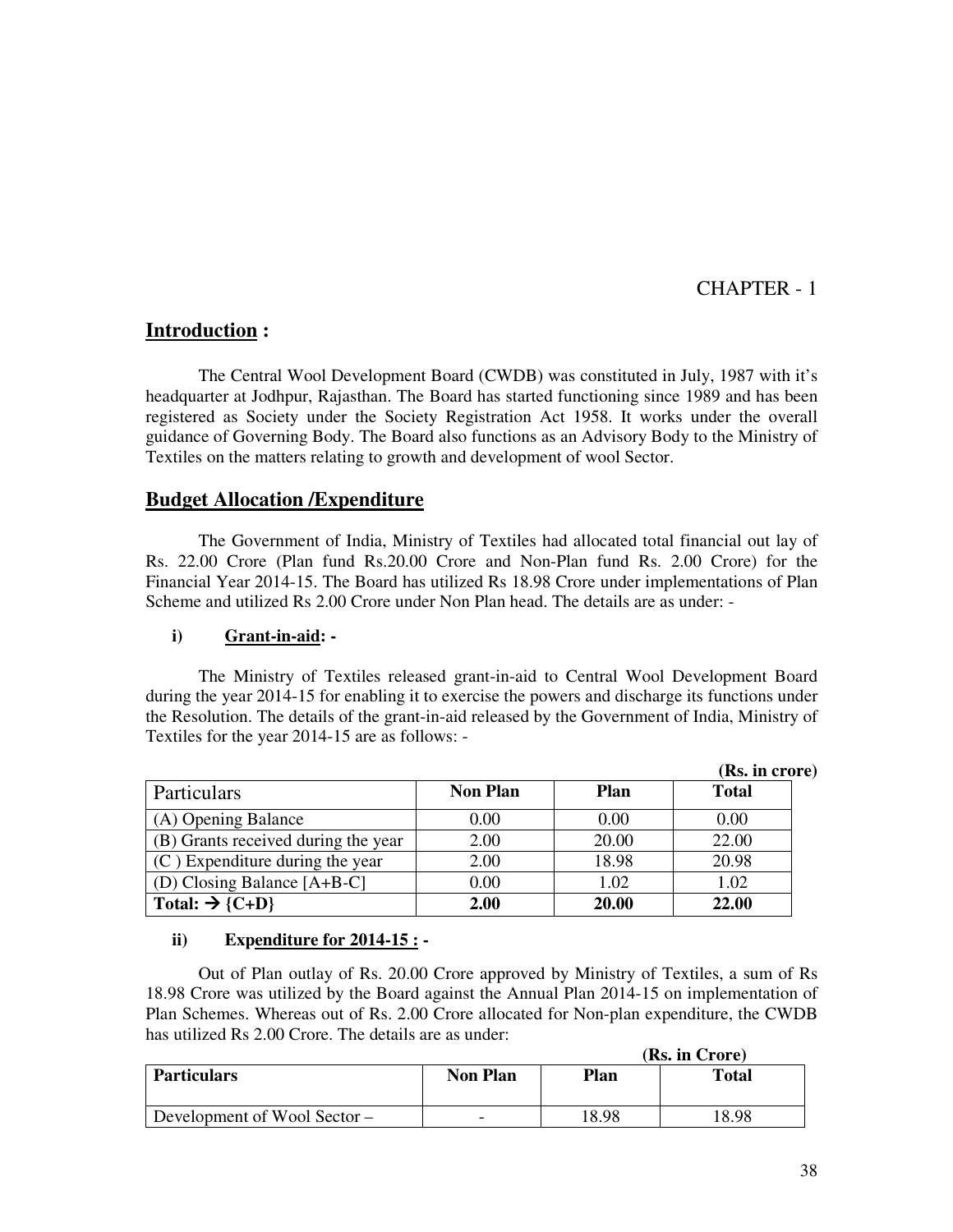CHAPTER - 1

## Introduction :

The Central Wool Development Board (CWDB) was constituted in July, 1987 with it's headquarter at Jodhpur, Rajasthan. The Board has started functioning since 1989 and has been registered as Society under the Society Registration Act 1958. It works under the overall guidance of Governing Body. The Board also functions as an Advisory Body to the Ministry of Textiles on the matters relating to growth and development of wool Sector.

## Budget Allocation /Expenditure

The Government of India, Ministry of Textiles had allocated total financial out lay of Rs. 22.00 Crore (Plan fund Rs.20.00 Crore and Non-Plan fund Rs. 2.00 Crore) for the Financial Year 2014-15. The Board has utilized Rs 18.98 Crore under implementations of Plan Scheme and utilized Rs 2.00 Crore under Non Plan head. The details are as under: -

**i) Grant-in-aid: -**

The Ministry of Textiles released grant-in-aid to Central Wool Development Board during the year 2014-15 for enabling it to exercise the powers and discharge its functions under the Resolution. The details of the grant-in-aid released by the Government of India, Ministry of Textiles for the year 2014-15 are as follows: -

**(Rs. in crore)**

| Particulars | Non Plan | Plan | Total |
|---|---|---|---|
| (A) Opening Balance | 0.00 | 0.00 | 0.00 |
| (B) Grants received during the year | 2.00 | 20.00 | 22.00 |
| (C ) Expenditure during the year | 2.00 | 18.98 | 20.98 |
| (D) Closing Balance [A+B-C] | 0.00 | 1.02 | 1.02 |
| **Total: → {C+D}** | **2.00** | **20.00** | **22.00** |

**ii) Expenditure for 2014-15 : -**

Out of Plan outlay of Rs. 20.00 Crore approved by Ministry of Textiles, a sum of Rs 18.98 Crore was utilized by the Board against the Annual Plan 2014-15 on implementation of Plan Schemes. Whereas out of Rs. 2.00 Crore allocated for Non-plan expenditure, the CWDB has utilized Rs 2.00 Crore. The details are as under:

**(Rs. in Crore)**

| Particulars | Non Plan | Plan | Total |
|---|---|---|---|
| Development of Wool Sector – | - | 18.98 | 18.98 |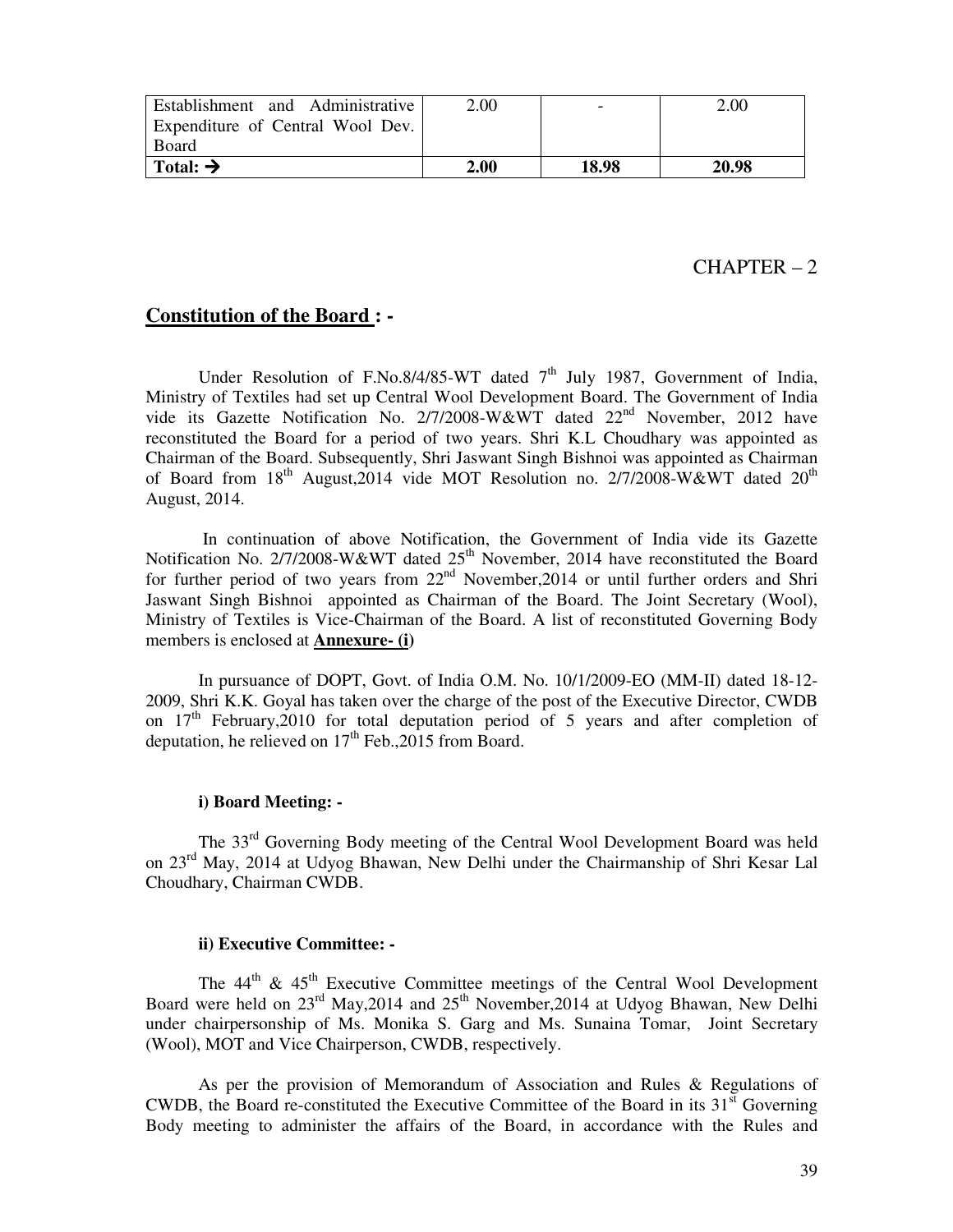| | | | |
|---|---|---|---|
| Establishment and Administrative Expenditure of Central Wool Dev. Board | 2.00 | - | 2.00 |
| **Total: →** | **2.00** | **18.98** | **20.98** |

CHAPTER – 2

## **Constitution of the Board : -**

Under Resolution of F.No.8/4/85-WT dated 7th July 1987, Government of India, Ministry of Textiles had set up Central Wool Development Board. The Government of India vide its Gazette Notification No. 2/7/2008-W&WT dated 22nd November, 2012 have reconstituted the Board for a period of two years. Shri K.L Choudhary was appointed as Chairman of the Board. Subsequently, Shri Jaswant Singh Bishnoi was appointed as Chairman of Board from 18th August,2014 vide MOT Resolution no. 2/7/2008-W&WT dated 20th August, 2014.

In continuation of above Notification, the Government of India vide its Gazette Notification No. 2/7/2008-W&WT dated 25th November, 2014 have reconstituted the Board for further period of two years from 22nd November,2014 or until further orders and Shri Jaswant Singh Bishnoi appointed as Chairman of the Board. The Joint Secretary (Wool), Ministry of Textiles is Vice-Chairman of the Board. A list of reconstituted Governing Body members is enclosed at **Annexure- (i)**

In pursuance of DOPT, Govt. of India O.M. No. 10/1/2009-EO (MM-II) dated 18-12-2009, Shri K.K. Goyal has taken over the charge of the post of the Executive Director, CWDB on 17th February,2010 for total deputation period of 5 years and after completion of deputation, he relieved on 17th Feb.,2015 from Board.

**i) Board Meeting: -**

The 33rd Governing Body meeting of the Central Wool Development Board was held on 23rd May, 2014 at Udyog Bhawan, New Delhi under the Chairmanship of Shri Kesar Lal Choudhary, Chairman CWDB.

**ii) Executive Committee: -**

The 44th & 45th Executive Committee meetings of the Central Wool Development Board were held on 23rd May,2014 and 25th November,2014 at Udyog Bhawan, New Delhi under chairpersonship of Ms. Monika S. Garg and Ms. Sunaina Tomar, Joint Secretary (Wool), MOT and Vice Chairperson, CWDB, respectively.

As per the provision of Memorandum of Association and Rules & Regulations of CWDB, the Board re-constituted the Executive Committee of the Board in its 31st Governing Body meeting to administer the affairs of the Board, in accordance with the Rules and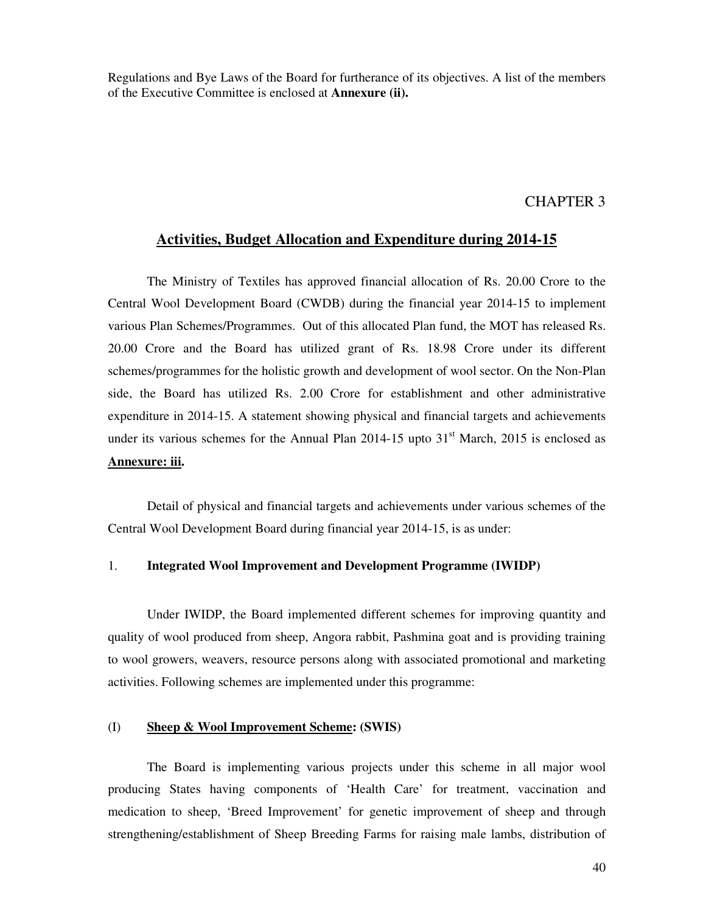Regulations and Bye Laws of the Board for furtherance of its objectives. A list of the members of the Executive Committee is enclosed at **Annexure (ii).**

# CHAPTER 3

## Activities, Budget Allocation and Expenditure during 2014-15

The Ministry of Textiles has approved financial allocation of Rs. 20.00 Crore to the Central Wool Development Board (CWDB) during the financial year 2014-15 to implement various Plan Schemes/Programmes. Out of this allocated Plan fund, the MOT has released Rs. 20.00 Crore and the Board has utilized grant of Rs. 18.98 Crore under its different schemes/programmes for the holistic growth and development of wool sector. On the Non-Plan side, the Board has utilized Rs. 2.00 Crore for establishment and other administrative expenditure in 2014-15. A statement showing physical and financial targets and achievements under its various schemes for the Annual Plan 2014-15 upto 31st March, 2015 is enclosed as **Annexure: iii.**

Detail of physical and financial targets and achievements under various schemes of the Central Wool Development Board during financial year 2014-15, is as under:

### 1. Integrated Wool Improvement and Development Programme (IWIDP)

Under IWIDP, the Board implemented different schemes for improving quantity and quality of wool produced from sheep, Angora rabbit, Pashmina goat and is providing training to wool growers, weavers, resource persons along with associated promotional and marketing activities. Following schemes are implemented under this programme:

#### (I) Sheep & Wool Improvement Scheme: (SWIS)

The Board is implementing various projects under this scheme in all major wool producing States having components of 'Health Care' for treatment, vaccination and medication to sheep, 'Breed Improvement' for genetic improvement of sheep and through strengthening/establishment of Sheep Breeding Farms for raising male lambs, distribution of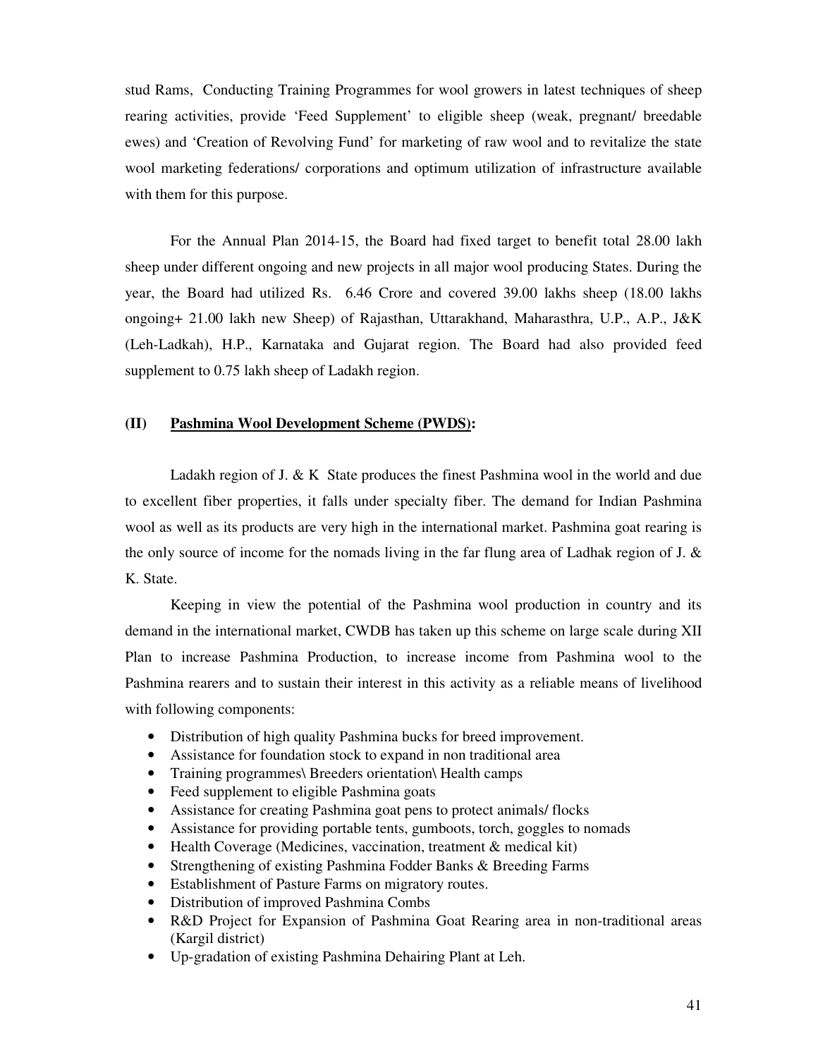stud Rams, Conducting Training Programmes for wool growers in latest techniques of sheep rearing activities, provide 'Feed Supplement' to eligible sheep (weak, pregnant/ breedable ewes) and 'Creation of Revolving Fund' for marketing of raw wool and to revitalize the state wool marketing federations/ corporations and optimum utilization of infrastructure available with them for this purpose.

For the Annual Plan 2014-15, the Board had fixed target to benefit total 28.00 lakh sheep under different ongoing and new projects in all major wool producing States. During the year, the Board had utilized Rs. 6.46 Crore and covered 39.00 lakhs sheep (18.00 lakhs ongoing+ 21.00 lakh new Sheep) of Rajasthan, Uttarakhand, Maharasthra, U.P., A.P., J&K (Leh-Ladkah), H.P., Karnataka and Gujarat region. The Board had also provided feed supplement to 0.75 lakh sheep of Ladakh region.

### (II) Pashmina Wool Development Scheme (PWDS):

Ladakh region of J. & K State produces the finest Pashmina wool in the world and due to excellent fiber properties, it falls under specialty fiber. The demand for Indian Pashmina wool as well as its products are very high in the international market. Pashmina goat rearing is the only source of income for the nomads living in the far flung area of Ladhak region of J. & K. State.

Keeping in view the potential of the Pashmina wool production in country and its demand in the international market, CWDB has taken up this scheme on large scale during XII Plan to increase Pashmina Production, to increase income from Pashmina wool to the Pashmina rearers and to sustain their interest in this activity as a reliable means of livelihood with following components:

- Distribution of high quality Pashmina bucks for breed improvement.
- Assistance for foundation stock to expand in non traditional area
- Training programmes\ Breeders orientation\ Health camps
- Feed supplement to eligible Pashmina goats
- Assistance for creating Pashmina goat pens to protect animals/ flocks
- Assistance for providing portable tents, gumboots, torch, goggles to nomads
- Health Coverage (Medicines, vaccination, treatment & medical kit)
- Strengthening of existing Pashmina Fodder Banks & Breeding Farms
- Establishment of Pasture Farms on migratory routes.
- Distribution of improved Pashmina Combs
- R&D Project for Expansion of Pashmina Goat Rearing area in non-traditional areas (Kargil district)
- Up-gradation of existing Pashmina Dehairing Plant at Leh.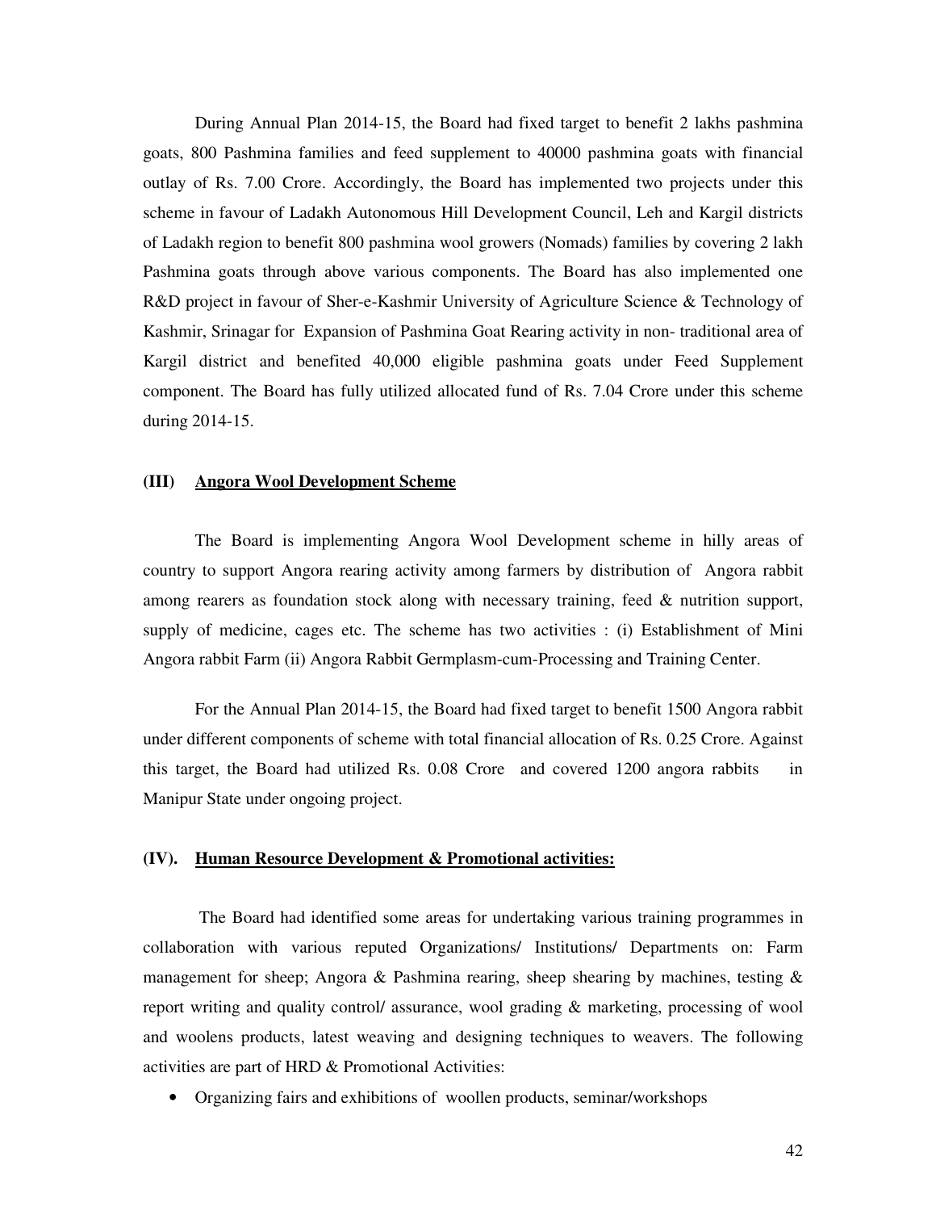During Annual Plan 2014-15, the Board had fixed target to benefit 2 lakhs pashmina goats, 800 Pashmina families and feed supplement to 40000 pashmina goats with financial outlay of Rs. 7.00 Crore. Accordingly, the Board has implemented two projects under this scheme in favour of Ladakh Autonomous Hill Development Council, Leh and Kargil districts of Ladakh region to benefit 800 pashmina wool growers (Nomads) families by covering 2 lakh Pashmina goats through above various components. The Board has also implemented one R&D project in favour of Sher-e-Kashmir University of Agriculture Science & Technology of Kashmir, Srinagar for Expansion of Pashmina Goat Rearing activity in non- traditional area of Kargil district and benefited 40,000 eligible pashmina goats under Feed Supplement component. The Board has fully utilized allocated fund of Rs. 7.04 Crore under this scheme during 2014-15.

### (III) <u>Angora Wool Development Scheme</u>

The Board is implementing Angora Wool Development scheme in hilly areas of country to support Angora rearing activity among farmers by distribution of Angora rabbit among rearers as foundation stock along with necessary training, feed & nutrition support, supply of medicine, cages etc. The scheme has two activities : (i) Establishment of Mini Angora rabbit Farm (ii) Angora Rabbit Germplasm-cum-Processing and Training Center.

For the Annual Plan 2014-15, the Board had fixed target to benefit 1500 Angora rabbit under different components of scheme with total financial allocation of Rs. 0.25 Crore. Against this target, the Board had utilized Rs. 0.08 Crore and covered 1200 angora rabbits in Manipur State under ongoing project.

### (IV). <u>Human Resource Development & Promotional activities:</u>

The Board had identified some areas for undertaking various training programmes in collaboration with various reputed Organizations/ Institutions/ Departments on: Farm management for sheep; Angora & Pashmina rearing, sheep shearing by machines, testing & report writing and quality control/ assurance, wool grading & marketing, processing of wool and woolens products, latest weaving and designing techniques to weavers. The following activities are part of HRD & Promotional Activities:

- Organizing fairs and exhibitions of woollen products, seminar/workshops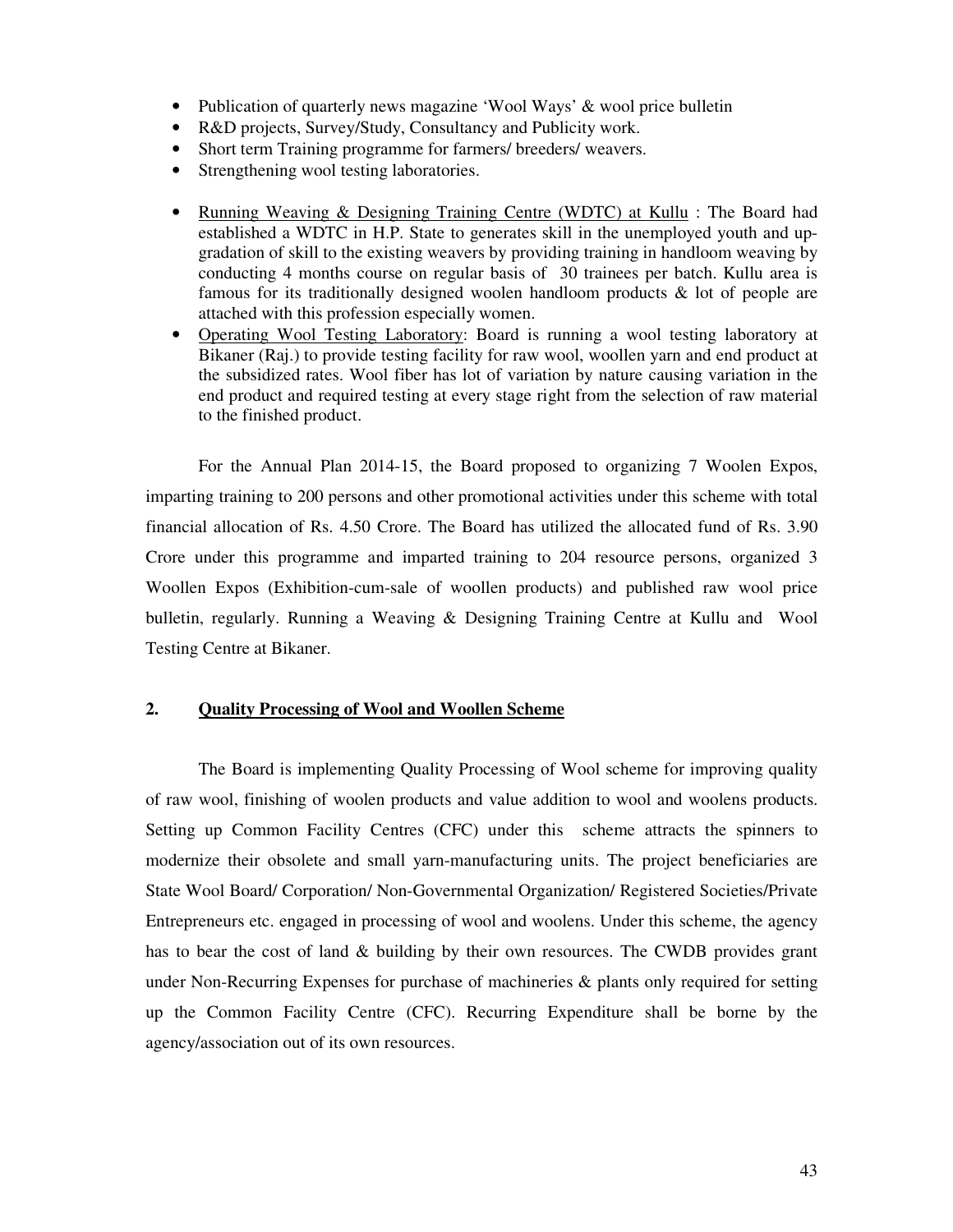- Publication of quarterly news magazine 'Wool Ways' & wool price bulletin
- R&D projects, Survey/Study, Consultancy and Publicity work.
- Short term Training programme for farmers/ breeders/ weavers.
- Strengthening wool testing laboratories.

- Running Weaving & Designing Training Centre (WDTC) at Kullu : The Board had established a WDTC in H.P. State to generates skill in the unemployed youth and up-gradation of skill to the existing weavers by providing training in handloom weaving by conducting 4 months course on regular basis of 30 trainees per batch. Kullu area is famous for its traditionally designed woolen handloom products & lot of people are attached with this profession especially women.
- Operating Wool Testing Laboratory: Board is running a wool testing laboratory at Bikaner (Raj.) to provide testing facility for raw wool, woollen yarn and end product at the subsidized rates. Wool fiber has lot of variation by nature causing variation in the end product and required testing at every stage right from the selection of raw material to the finished product.

For the Annual Plan 2014-15, the Board proposed to organizing 7 Woolen Expos, imparting training to 200 persons and other promotional activities under this scheme with total financial allocation of Rs. 4.50 Crore. The Board has utilized the allocated fund of Rs. 3.90 Crore under this programme and imparted training to 204 resource persons, organized 3 Woollen Expos (Exhibition-cum-sale of woollen products) and published raw wool price bulletin, regularly. Running a Weaving & Designing Training Centre at Kullu and Wool Testing Centre at Bikaner.

## 2. Quality Processing of Wool and Woollen Scheme

The Board is implementing Quality Processing of Wool scheme for improving quality of raw wool, finishing of woolen products and value addition to wool and woolens products. Setting up Common Facility Centres (CFC) under this scheme attracts the spinners to modernize their obsolete and small yarn-manufacturing units. The project beneficiaries are State Wool Board/ Corporation/ Non-Governmental Organization/ Registered Societies/Private Entrepreneurs etc. engaged in processing of wool and woolens. Under this scheme, the agency has to bear the cost of land & building by their own resources. The CWDB provides grant under Non-Recurring Expenses for purchase of machineries & plants only required for setting up the Common Facility Centre (CFC). Recurring Expenditure shall be borne by the agency/association out of its own resources.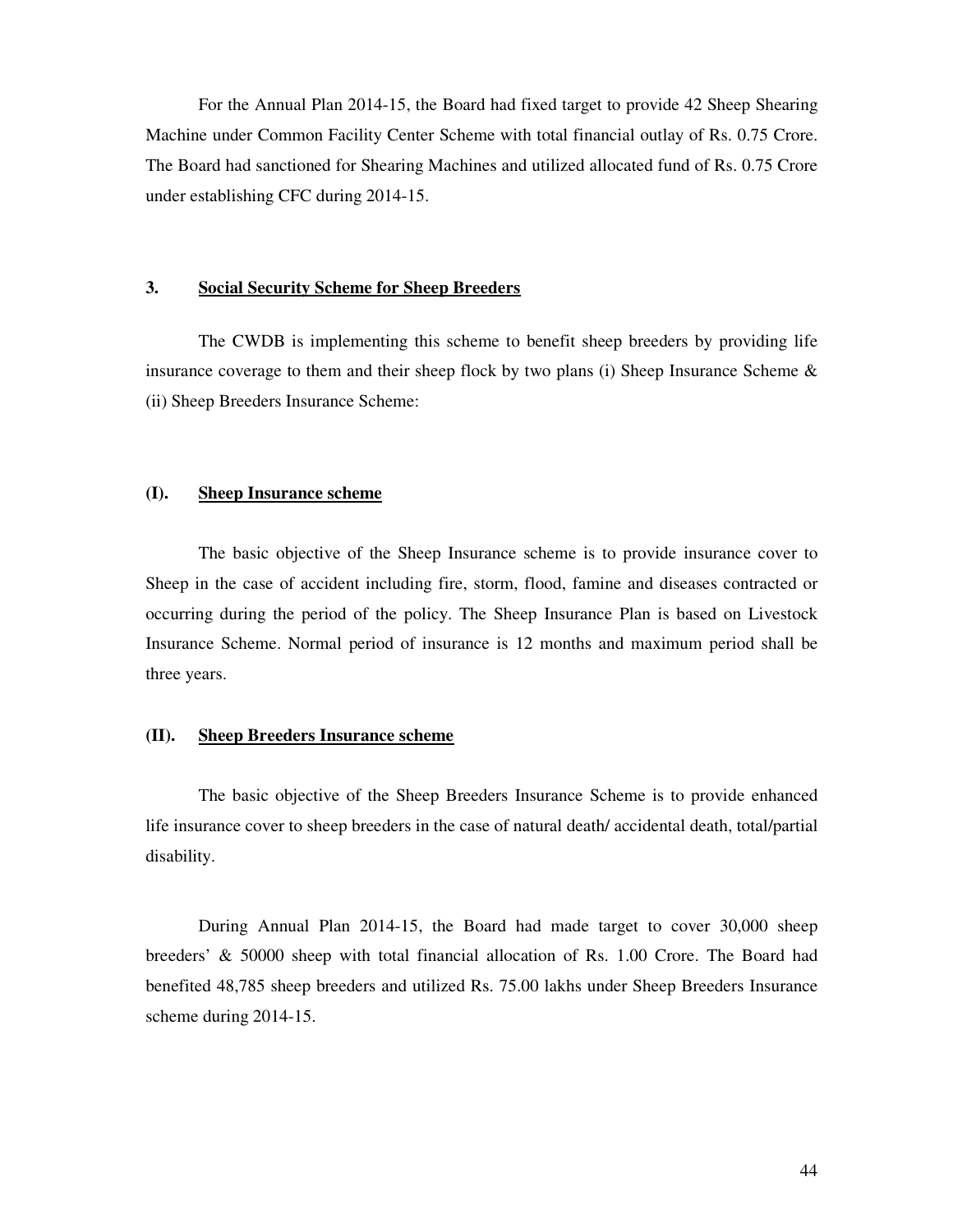For the Annual Plan 2014-15, the Board had fixed target to provide 42 Sheep Shearing Machine under Common Facility Center Scheme with total financial outlay of Rs. 0.75 Crore. The Board had sanctioned for Shearing Machines and utilized allocated fund of Rs. 0.75 Crore under establishing CFC during 2014-15.

### 3. <u>Social Security Scheme for Sheep Breeders</u>

The CWDB is implementing this scheme to benefit sheep breeders by providing life insurance coverage to them and their sheep flock by two plans (i) Sheep Insurance Scheme & (ii) Sheep Breeders Insurance Scheme:

#### (I). <u>Sheep Insurance scheme</u>

The basic objective of the Sheep Insurance scheme is to provide insurance cover to Sheep in the case of accident including fire, storm, flood, famine and diseases contracted or occurring during the period of the policy. The Sheep Insurance Plan is based on Livestock Insurance Scheme. Normal period of insurance is 12 months and maximum period shall be three years.

#### (II). <u>Sheep Breeders Insurance scheme</u>

The basic objective of the Sheep Breeders Insurance Scheme is to provide enhanced life insurance cover to sheep breeders in the case of natural death/ accidental death, total/partial disability.

During Annual Plan 2014-15, the Board had made target to cover 30,000 sheep breeders' & 50000 sheep with total financial allocation of Rs. 1.00 Crore. The Board had benefited 48,785 sheep breeders and utilized Rs. 75.00 lakhs under Sheep Breeders Insurance scheme during 2014-15.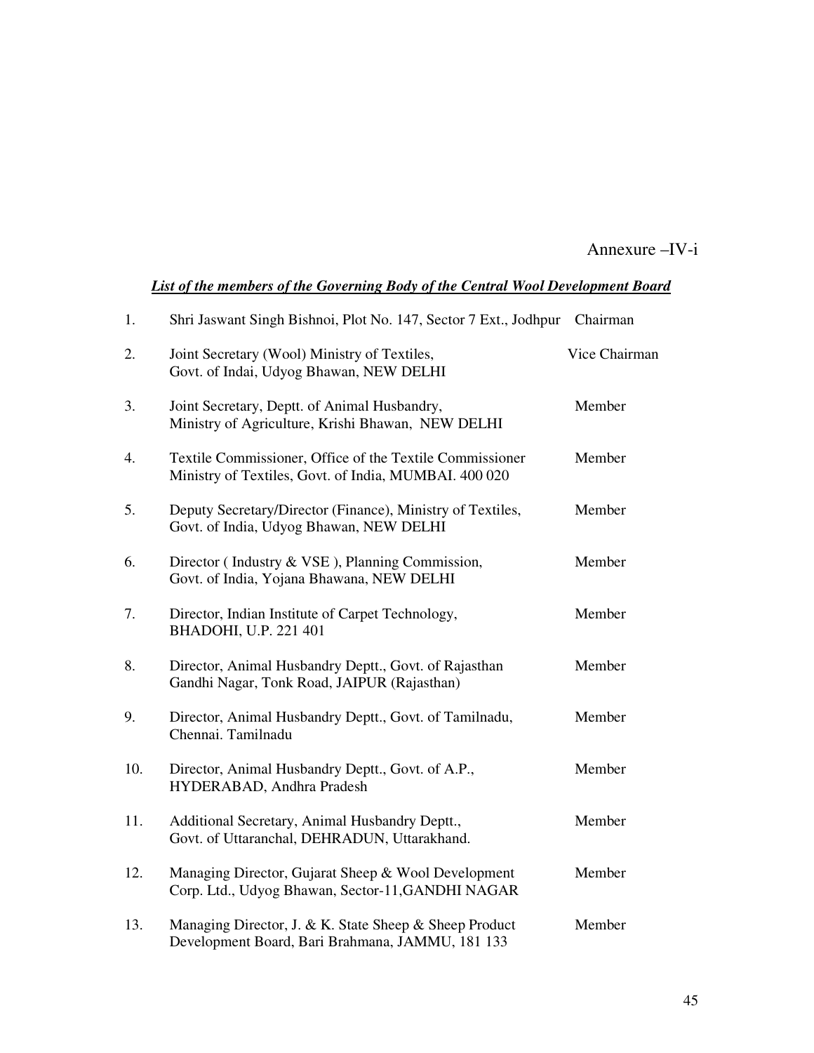Annexure –IV-i

***List of the members of the Governing Body of the Central Wool Development Board***

| No. | Member | Designation |
|---|---|---|
| 1. | Shri Jaswant Singh Bishnoi, Plot No. 147, Sector 7 Ext., Jodhpur | Chairman |
| 2. | Joint Secretary (Wool) Ministry of Textiles, Govt. of Indai, Udyog Bhawan, NEW DELHI | Vice Chairman |
| 3. | Joint Secretary, Deptt. of Animal Husbandry, Ministry of Agriculture, Krishi Bhawan, NEW DELHI | Member |
| 4. | Textile Commissioner, Office of the Textile Commissioner Ministry of Textiles, Govt. of India, MUMBAI. 400 020 | Member |
| 5. | Deputy Secretary/Director (Finance), Ministry of Textiles, Govt. of India, Udyog Bhawan, NEW DELHI | Member |
| 6. | Director ( Industry & VSE ), Planning Commission, Govt. of India, Yojana Bhawana, NEW DELHI | Member |
| 7. | Director, Indian Institute of Carpet Technology, BHADOHI, U.P. 221 401 | Member |
| 8. | Director, Animal Husbandry Deptt., Govt. of Rajasthan Gandhi Nagar, Tonk Road, JAIPUR (Rajasthan) | Member |
| 9. | Director, Animal Husbandry Deptt., Govt. of Tamilnadu, Chennai. Tamilnadu | Member |
| 10. | Director, Animal Husbandry Deptt., Govt. of A.P., HYDERABAD, Andhra Pradesh | Member |
| 11. | Additional Secretary, Animal Husbandry Deptt., Govt. of Uttaranchal, DEHRADUN, Uttarakhand. | Member |
| 12. | Managing Director, Gujarat Sheep & Wool Development Corp. Ltd., Udyog Bhawan, Sector-11,GANDHI NAGAR | Member |
| 13. | Managing Director, J. & K. State Sheep & Sheep Product Development Board, Bari Brahmana, JAMMU, 181 133 | Member |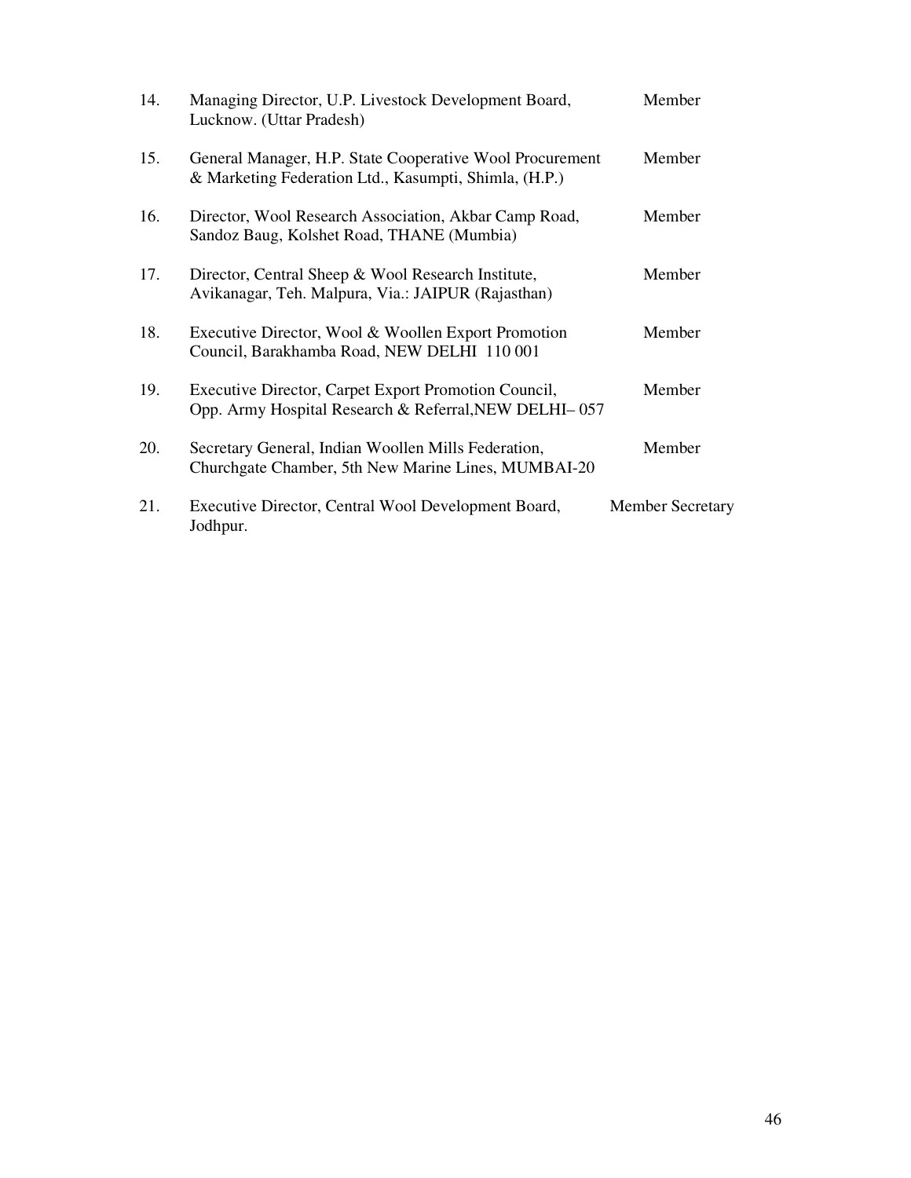| | | |
|---|---|---|
| 14. | Managing Director, U.P. Livestock Development Board, Lucknow. (Uttar Pradesh) | Member |
| 15. | General Manager, H.P. State Cooperative Wool Procurement & Marketing Federation Ltd., Kasumpti, Shimla, (H.P.) | Member |
| 16. | Director, Wool Research Association, Akbar Camp Road, Sandoz Baug, Kolshet Road, THANE (Mumbia) | Member |
| 17. | Director, Central Sheep & Wool Research Institute, Avikanagar, Teh. Malpura, Via.: JAIPUR (Rajasthan) | Member |
| 18. | Executive Director, Wool & Woollen Export Promotion Council, Barakhamba Road, NEW DELHI 110 001 | Member |
| 19. | Executive Director, Carpet Export Promotion Council, Opp. Army Hospital Research & Referral,NEW DELHI– 057 | Member |
| 20. | Secretary General, Indian Woollen Mills Federation, Churchgate Chamber, 5th New Marine Lines, MUMBAI-20 | Member |
| 21. | Executive Director, Central Wool Development Board, Jodhpur. | Member Secretary |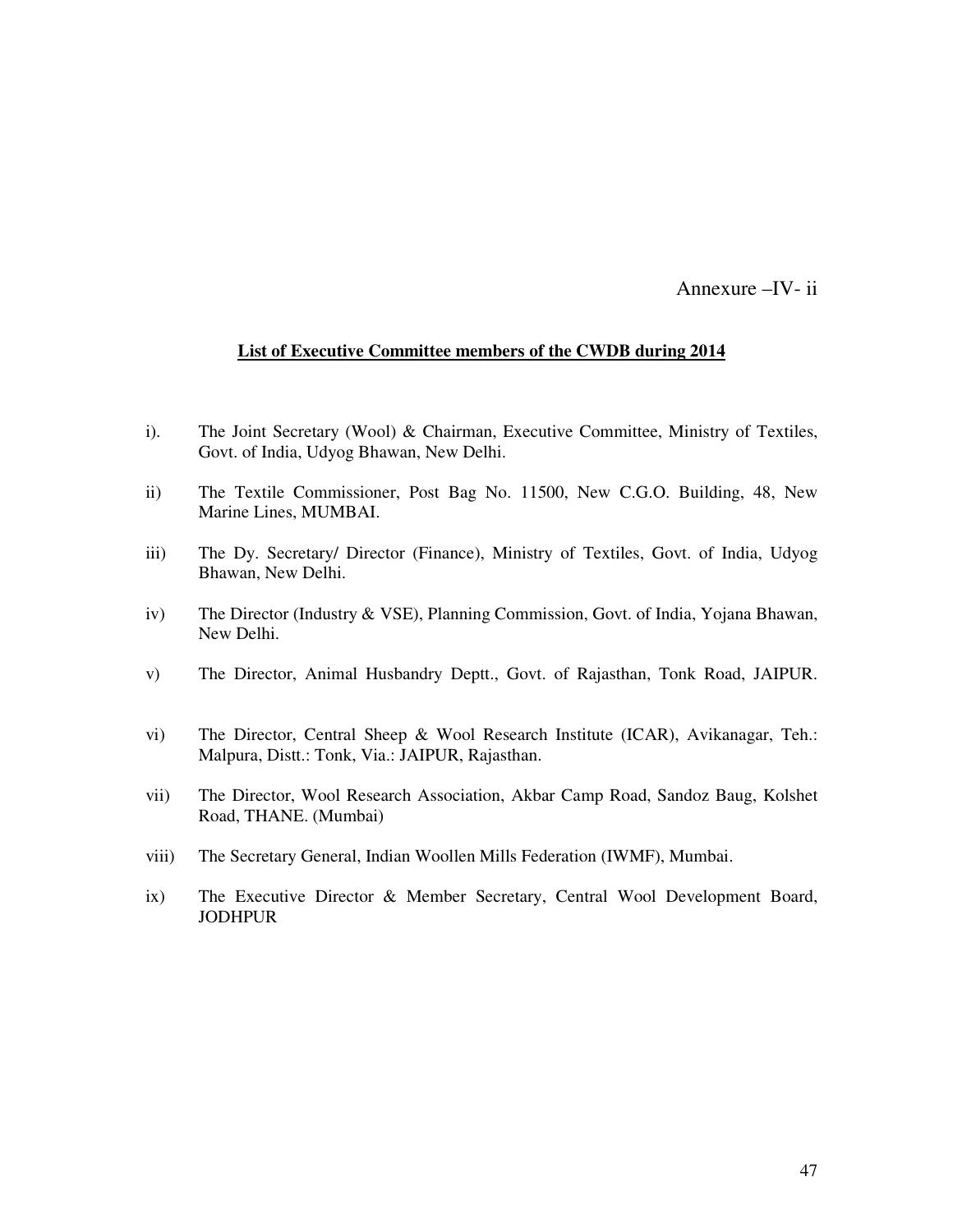Annexure –IV- ii

**List of Executive Committee members of the CWDB during 2014**

i). The Joint Secretary (Wool) & Chairman, Executive Committee, Ministry of Textiles, Govt. of India, Udyog Bhawan, New Delhi.

ii) The Textile Commissioner, Post Bag No. 11500, New C.G.O. Building, 48, New Marine Lines, MUMBAI.

iii) The Dy. Secretary/ Director (Finance), Ministry of Textiles, Govt. of India, Udyog Bhawan, New Delhi.

iv) The Director (Industry & VSE), Planning Commission, Govt. of India, Yojana Bhawan, New Delhi.

v) The Director, Animal Husbandry Deptt., Govt. of Rajasthan, Tonk Road, JAIPUR.

vi) The Director, Central Sheep & Wool Research Institute (ICAR), Avikanagar, Teh.: Malpura, Distt.: Tonk, Via.: JAIPUR, Rajasthan.

vii) The Director, Wool Research Association, Akbar Camp Road, Sandoz Baug, Kolshet Road, THANE. (Mumbai)

viii) The Secretary General, Indian Woollen Mills Federation (IWMF), Mumbai.

ix) The Executive Director & Member Secretary, Central Wool Development Board, JODHPUR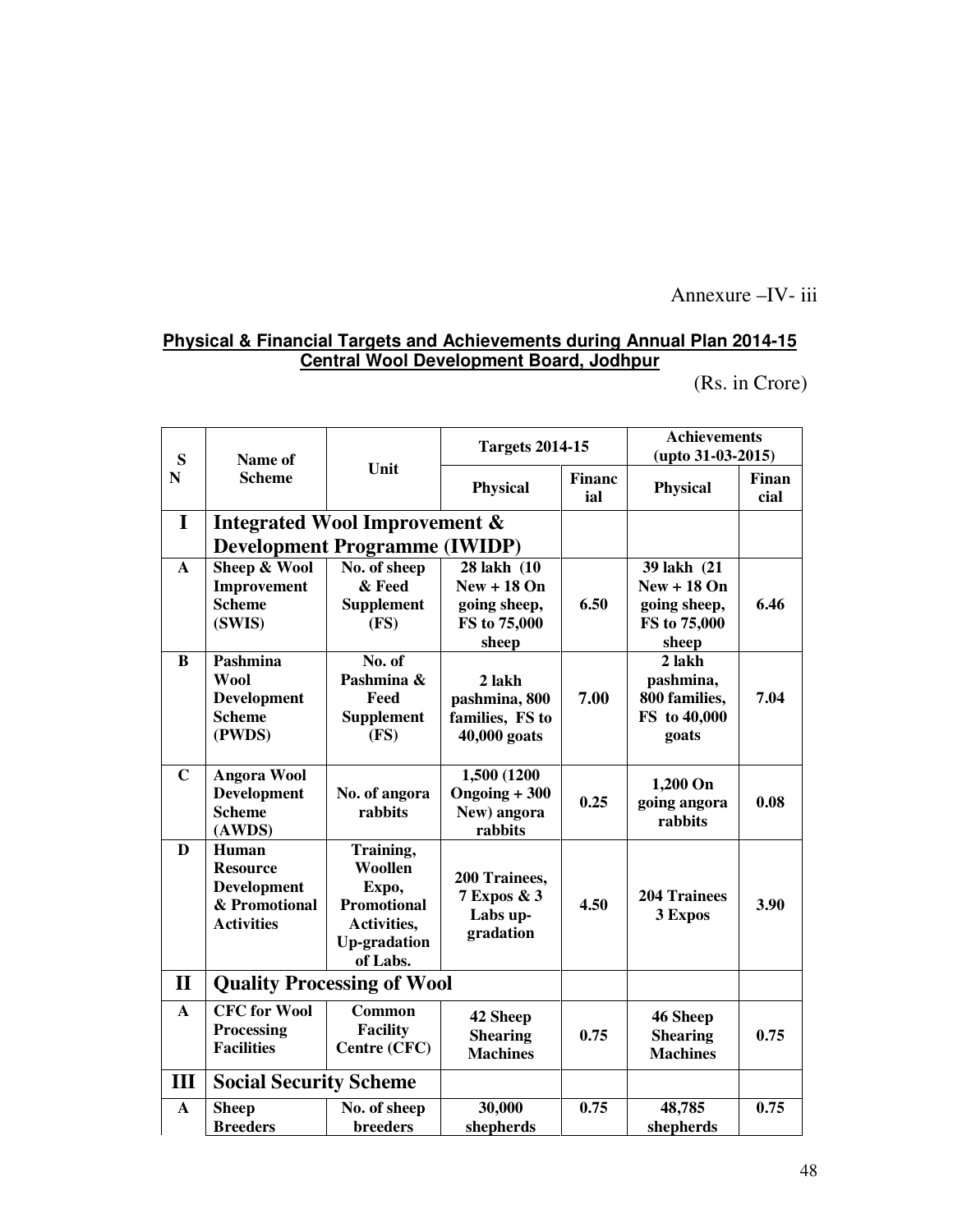Annexure –IV- iii

**Physical & Financial Targets and Achievements during Annual Plan 2014-15**
**Central Wool Development Board, Jodhpur**

(Rs. in Crore)

| S N | Name of Scheme | Unit | Targets 2014-15 | | Achievements (upto 31-03-2015) | |
|---|---|---|---|---|---|---|
| | | | Physical | Financial | Physical | Financial |
| **I** | **Integrated Wool Improvement & Development Programme (IWIDP)** | | | | | |
| **A** | **Sheep & Wool Improvement Scheme (SWIS)** | **No. of sheep & Feed Supplement (FS)** | **28 lakh (10 New + 18 On going sheep, FS to 75,000 sheep** | **6.50** | **39 lakh (21 New + 18 On going sheep, FS to 75,000 sheep** | **6.46** |
| **B** | **Pashmina Wool Development Scheme (PWDS)** | **No. of Pashmina & Feed Supplement (FS)** | **2 lakh pashmina, 800 families, FS to 40,000 goats** | **7.00** | **2 lakh pashmina, 800 families, FS to 40,000 goats** | **7.04** |
| **C** | **Angora Wool Development Scheme (AWDS)** | **No. of angora rabbits** | **1,500 (1200 Ongoing + 300 New) angora rabbits** | **0.25** | **1,200 On going angora rabbits** | **0.08** |
| **D** | **Human Resource Development & Promotional Activities** | **Training, Woollen Expo, Promotional Activities, Up-gradation of Labs.** | **200 Trainees, 7 Expos & 3 Labs up-gradation** | **4.50** | **204 Trainees 3 Expos** | **3.90** |
| **II** | **Quality Processing of Wool** | | | | | |
| **A** | **CFC for Wool Processing Facilities** | **Common Facility Centre (CFC)** | **42 Sheep Shearing Machines** | **0.75** | **46 Sheep Shearing Machines** | **0.75** |
| **III** | **Social Security Scheme** | | | | | |
| **A** | **Sheep Breeders** | **No. of sheep breeders** | **30,000 shepherds** | **0.75** | **48,785 shepherds** | **0.75** |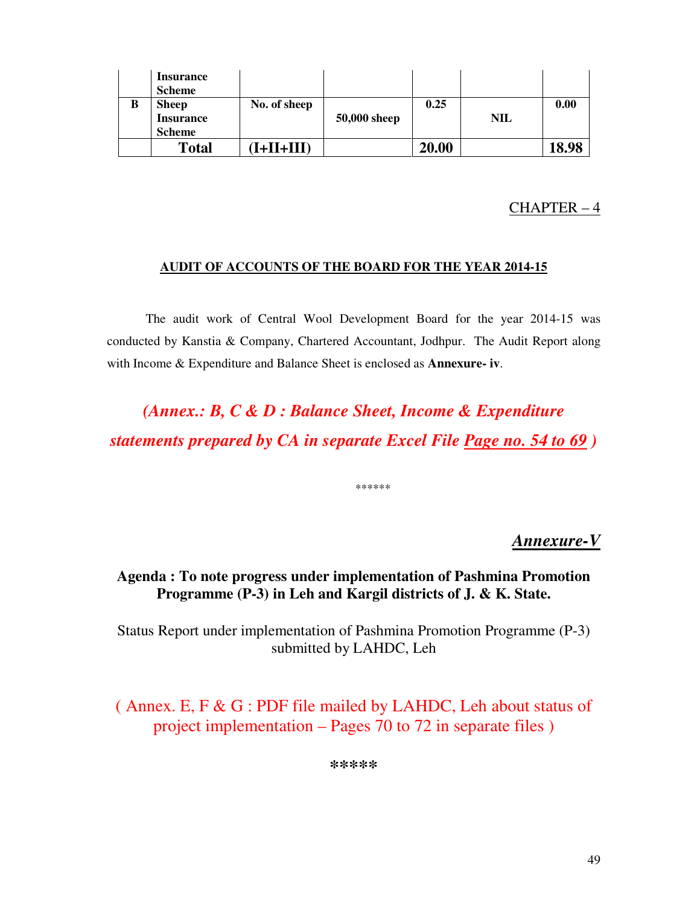| | | | | | | |
|---|---|---|---|---|---|---|
| | **Insurance Scheme** | | | | | |
| **B** | **Sheep Insurance Scheme** | **No. of sheep** | **50,000 sheep** | **0.25** | **NIL** | **0.00** |
| | **Total** | **(I+II+III)** | | **20.00** | | **18.98** |

CHAPTER – 4

**AUDIT OF ACCOUNTS OF THE BOARD FOR THE YEAR 2014-15**

The audit work of Central Wool Development Board for the year 2014-15 was conducted by Kanstia & Company, Chartered Accountant, Jodhpur. The Audit Report along with Income & Expenditure and Balance Sheet is enclosed as **Annexure- iv**.

***(Annex.: B, C & D : Balance Sheet, Income & Expenditure statements prepared by CA in separate Excel File Page no. 54 to 69 )***

\*\*\*\*\*\*

***Annexure-V***

**Agenda : To note progress under implementation of Pashmina Promotion Programme (P-3) in Leh and Kargil districts of J. & K. State.**

Status Report under implementation of Pashmina Promotion Programme (P-3) submitted by LAHDC, Leh

( Annex. E, F & G : PDF file mailed by LAHDC, Leh about status of project implementation – Pages 70 to 72 in separate files )

\*\*\*\*\*